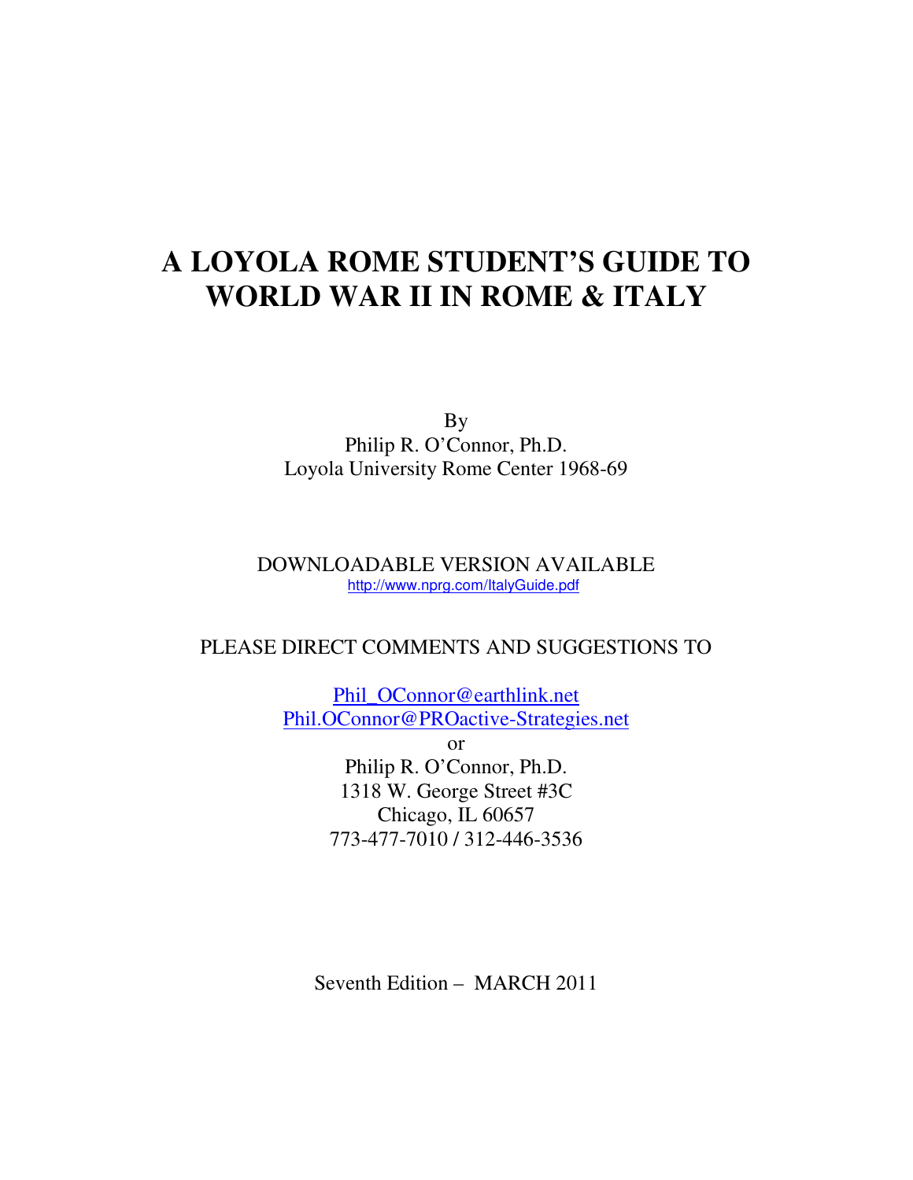# A LOYOLA ROME STUDENT'S GUIDE TO WORLD WAR II IN ROME & ITALY

By
Philip R. O'Connor, Ph.D.
Loyola University Rome Center 1968-69

DOWNLOADABLE VERSION AVAILABLE
http://www.nprg.com/ItalyGuide.pdf

PLEASE DIRECT COMMENTS AND SUGGESTIONS TO

Phil_OConnor@earthlink.net
Phil.OConnor@PROactive-Strategies.net
or
Philip R. O'Connor, Ph.D.
1318 W. George Street #3C
Chicago, IL 60657
773-477-7010 / 312-446-3536

Seventh Edition – MARCH 2011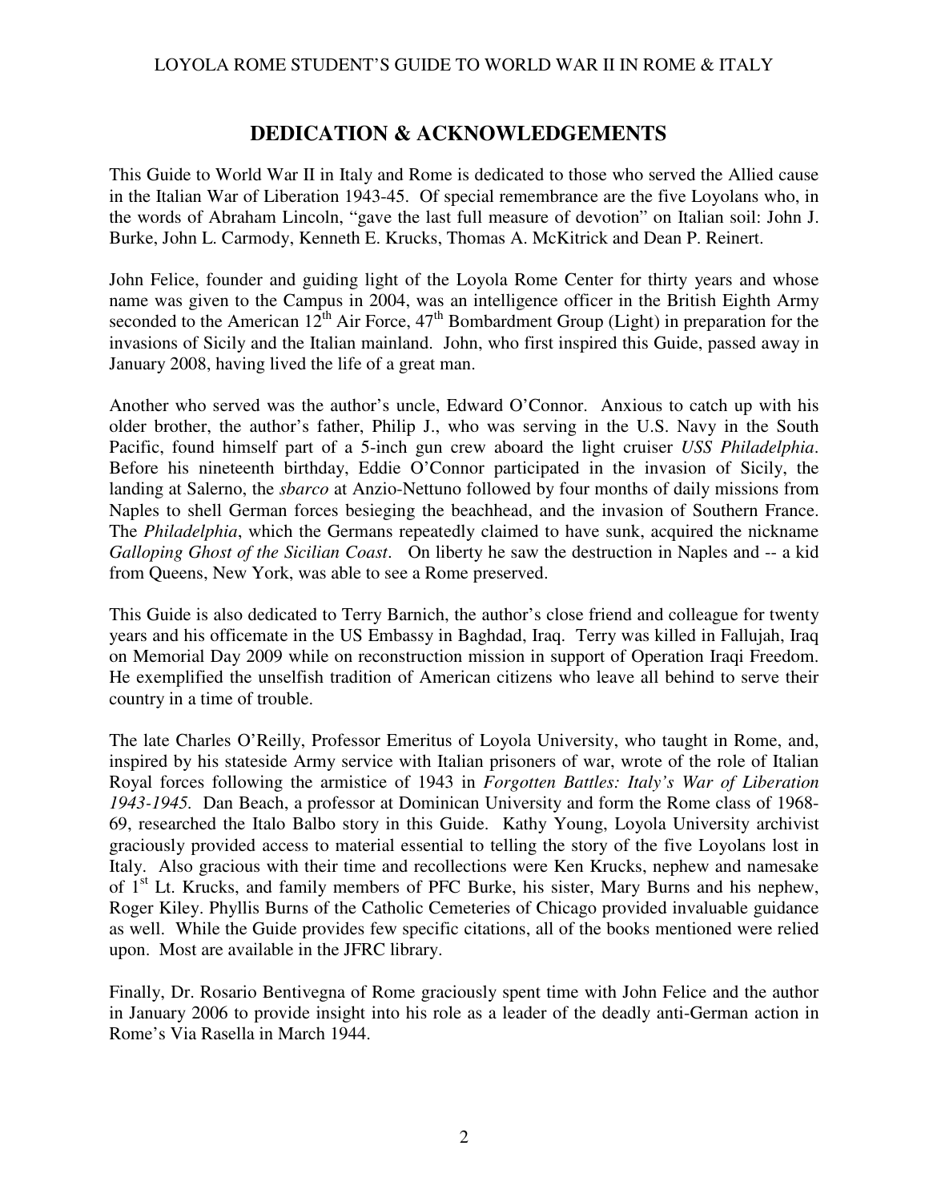## DEDICATION & ACKNOWLEDGEMENTS

This Guide to World War II in Italy and Rome is dedicated to those who served the Allied cause in the Italian War of Liberation 1943-45. Of special remembrance are the five Loyolans who, in the words of Abraham Lincoln, "gave the last full measure of devotion" on Italian soil: John J. Burke, John L. Carmody, Kenneth E. Krucks, Thomas A. McKitrick and Dean P. Reinert.

John Felice, founder and guiding light of the Loyola Rome Center for thirty years and whose name was given to the Campus in 2004, was an intelligence officer in the British Eighth Army seconded to the American 12th Air Force, 47th Bombardment Group (Light) in preparation for the invasions of Sicily and the Italian mainland. John, who first inspired this Guide, passed away in January 2008, having lived the life of a great man.

Another who served was the author's uncle, Edward O'Connor. Anxious to catch up with his older brother, the author's father, Philip J., who was serving in the U.S. Navy in the South Pacific, found himself part of a 5-inch gun crew aboard the light cruiser *USS Philadelphia*. Before his nineteenth birthday, Eddie O'Connor participated in the invasion of Sicily, the landing at Salerno, the *sbarco* at Anzio-Nettuno followed by four months of daily missions from Naples to shell German forces besieging the beachhead, and the invasion of Southern France. The *Philadelphia*, which the Germans repeatedly claimed to have sunk, acquired the nickname *Galloping Ghost of the Sicilian Coast*. On liberty he saw the destruction in Naples and -- a kid from Queens, New York, was able to see a Rome preserved.

This Guide is also dedicated to Terry Barnich, the author's close friend and colleague for twenty years and his officemate in the US Embassy in Baghdad, Iraq. Terry was killed in Fallujah, Iraq on Memorial Day 2009 while on reconstruction mission in support of Operation Iraqi Freedom. He exemplified the unselfish tradition of American citizens who leave all behind to serve their country in a time of trouble.

The late Charles O'Reilly, Professor Emeritus of Loyola University, who taught in Rome, and, inspired by his stateside Army service with Italian prisoners of war, wrote of the role of Italian Royal forces following the armistice of 1943 in *Forgotten Battles: Italy's War of Liberation 1943-1945.* Dan Beach, a professor at Dominican University and form the Rome class of 1968-69, researched the Italo Balbo story in this Guide. Kathy Young, Loyola University archivist graciously provided access to material essential to telling the story of the five Loyolans lost in Italy. Also gracious with their time and recollections were Ken Krucks, nephew and namesake of 1st Lt. Krucks, and family members of PFC Burke, his sister, Mary Burns and his nephew, Roger Kiley. Phyllis Burns of the Catholic Cemeteries of Chicago provided invaluable guidance as well. While the Guide provides few specific citations, all of the books mentioned were relied upon. Most are available in the JFRC library.

Finally, Dr. Rosario Bentivegna of Rome graciously spent time with John Felice and the author in January 2006 to provide insight into his role as a leader of the deadly anti-German action in Rome's Via Rasella in March 1944.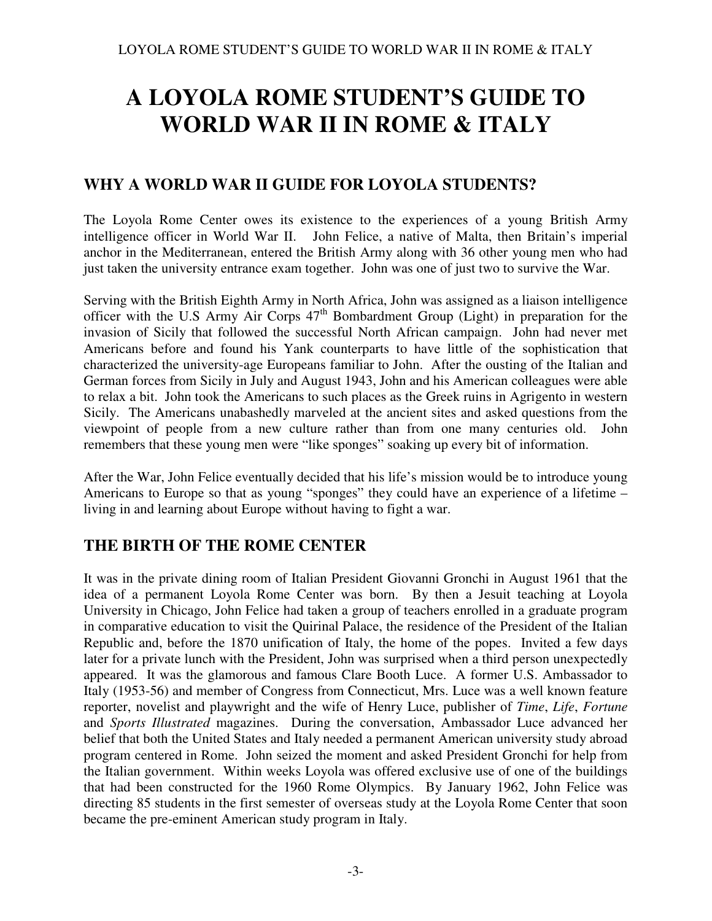# A LOYOLA ROME STUDENT'S GUIDE TO WORLD WAR II IN ROME & ITALY

## WHY A WORLD WAR II GUIDE FOR LOYOLA STUDENTS?

The Loyola Rome Center owes its existence to the experiences of a young British Army intelligence officer in World War II. John Felice, a native of Malta, then Britain's imperial anchor in the Mediterranean, entered the British Army along with 36 other young men who had just taken the university entrance exam together. John was one of just two to survive the War.

Serving with the British Eighth Army in North Africa, John was assigned as a liaison intelligence officer with the U.S Army Air Corps 47th Bombardment Group (Light) in preparation for the invasion of Sicily that followed the successful North African campaign. John had never met Americans before and found his Yank counterparts to have little of the sophistication that characterized the university-age Europeans familiar to John. After the ousting of the Italian and German forces from Sicily in July and August 1943, John and his American colleagues were able to relax a bit. John took the Americans to such places as the Greek ruins in Agrigento in western Sicily. The Americans unabashedly marveled at the ancient sites and asked questions from the viewpoint of people from a new culture rather than from one many centuries old. John remembers that these young men were "like sponges" soaking up every bit of information.

After the War, John Felice eventually decided that his life's mission would be to introduce young Americans to Europe so that as young "sponges" they could have an experience of a lifetime – living in and learning about Europe without having to fight a war.

## THE BIRTH OF THE ROME CENTER

It was in the private dining room of Italian President Giovanni Gronchi in August 1961 that the idea of a permanent Loyola Rome Center was born. By then a Jesuit teaching at Loyola University in Chicago, John Felice had taken a group of teachers enrolled in a graduate program in comparative education to visit the Quirinal Palace, the residence of the President of the Italian Republic and, before the 1870 unification of Italy, the home of the popes. Invited a few days later for a private lunch with the President, John was surprised when a third person unexpectedly appeared. It was the glamorous and famous Clare Booth Luce. A former U.S. Ambassador to Italy (1953-56) and member of Congress from Connecticut, Mrs. Luce was a well known feature reporter, novelist and playwright and the wife of Henry Luce, publisher of *Time*, *Life*, *Fortune* and *Sports Illustrated* magazines. During the conversation, Ambassador Luce advanced her belief that both the United States and Italy needed a permanent American university study abroad program centered in Rome. John seized the moment and asked President Gronchi for help from the Italian government. Within weeks Loyola was offered exclusive use of one of the buildings that had been constructed for the 1960 Rome Olympics. By January 1962, John Felice was directing 85 students in the first semester of overseas study at the Loyola Rome Center that soon became the pre-eminent American study program in Italy.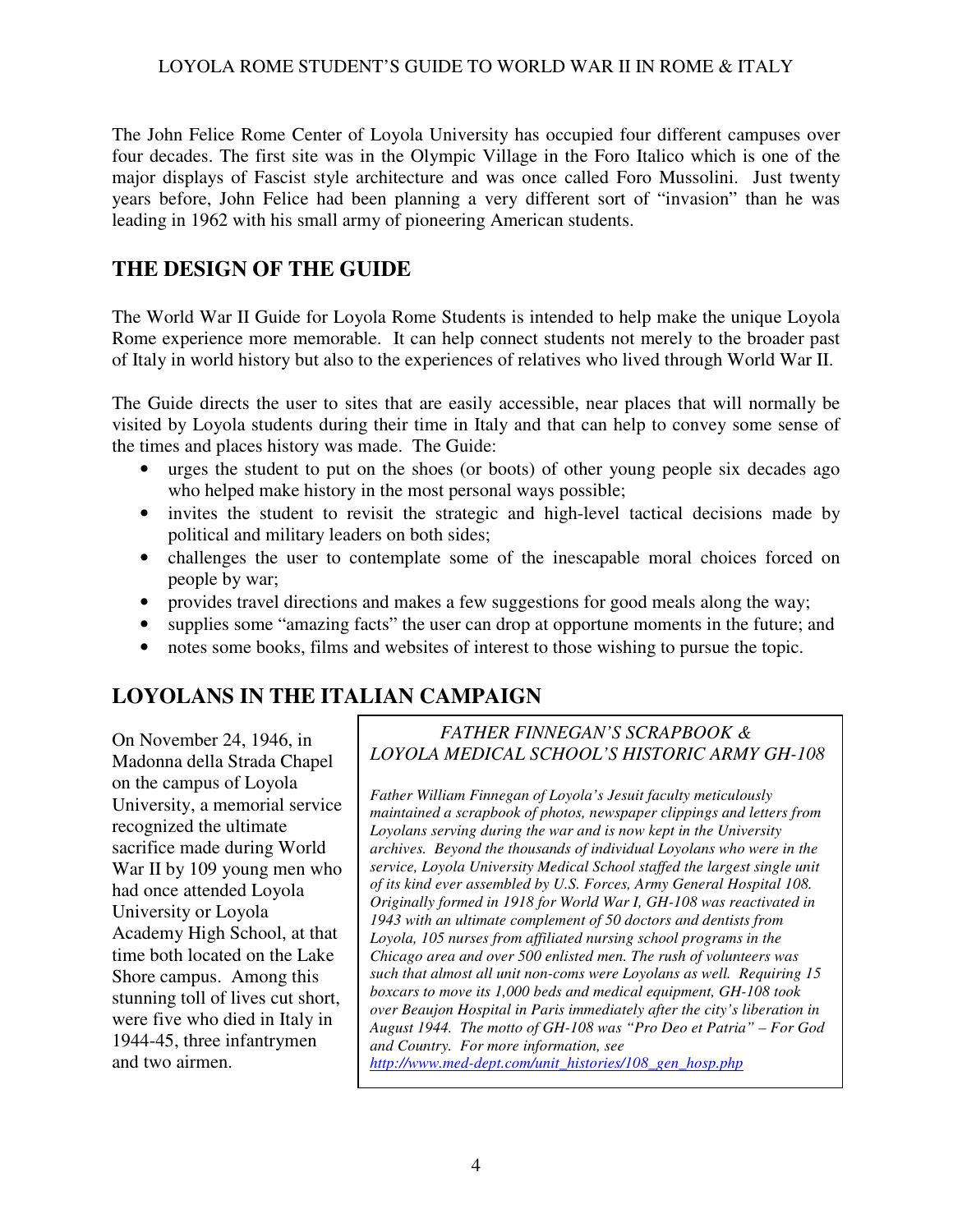The John Felice Rome Center of Loyola University has occupied four different campuses over four decades. The first site was in the Olympic Village in the Foro Italico which is one of the major displays of Fascist style architecture and was once called Foro Mussolini. Just twenty years before, John Felice had been planning a very different sort of "invasion" than he was leading in 1962 with his small army of pioneering American students.

## THE DESIGN OF THE GUIDE

The World War II Guide for Loyola Rome Students is intended to help make the unique Loyola Rome experience more memorable. It can help connect students not merely to the broader past of Italy in world history but also to the experiences of relatives who lived through World War II.

The Guide directs the user to sites that are easily accessible, near places that will normally be visited by Loyola students during their time in Italy and that can help to convey some sense of the times and places history was made. The Guide:

- urges the student to put on the shoes (or boots) of other young people six decades ago who helped make history in the most personal ways possible;
- invites the student to revisit the strategic and high-level tactical decisions made by political and military leaders on both sides;
- challenges the user to contemplate some of the inescapable moral choices forced on people by war;
- provides travel directions and makes a few suggestions for good meals along the way;
- supplies some "amazing facts" the user can drop at opportune moments in the future; and
- notes some books, films and websites of interest to those wishing to pursue the topic.

## LOYOLANS IN THE ITALIAN CAMPAIGN

On November 24, 1946, in Madonna della Strada Chapel on the campus of Loyola University, a memorial service recognized the ultimate sacrifice made during World War II by 109 young men who had once attended Loyola University or Loyola Academy High School, at that time both located on the Lake Shore campus. Among this stunning toll of lives cut short, were five who died in Italy in 1944-45, three infantrymen and two airmen.

*FATHER FINNEGAN'S SCRAPBOOK & LOYOLA MEDICAL SCHOOL'S HISTORIC ARMY GH-108*

*Father William Finnegan of Loyola's Jesuit faculty meticulously maintained a scrapbook of photos, newspaper clippings and letters from Loyolans serving during the war and is now kept in the University archives. Beyond the thousands of individual Loyolans who were in the service, Loyola University Medical School staffed the largest single unit of its kind ever assembled by U.S. Forces, Army General Hospital 108. Originally formed in 1918 for World War I, GH-108 was reactivated in 1943 with an ultimate complement of 50 doctors and dentists from Loyola, 105 nurses from affiliated nursing school programs in the Chicago area and over 500 enlisted men. The rush of volunteers was such that almost all unit non-coms were Loyolans as well. Requiring 15 boxcars to move its 1,000 beds and medical equipment, GH-108 took over Beaujon Hospital in Paris immediately after the city's liberation in August 1944. The motto of GH-108 was "Pro Deo et Patria" – For God and Country. For more information, see* http://www.med-dept.com/unit_histories/108_gen_hosp.php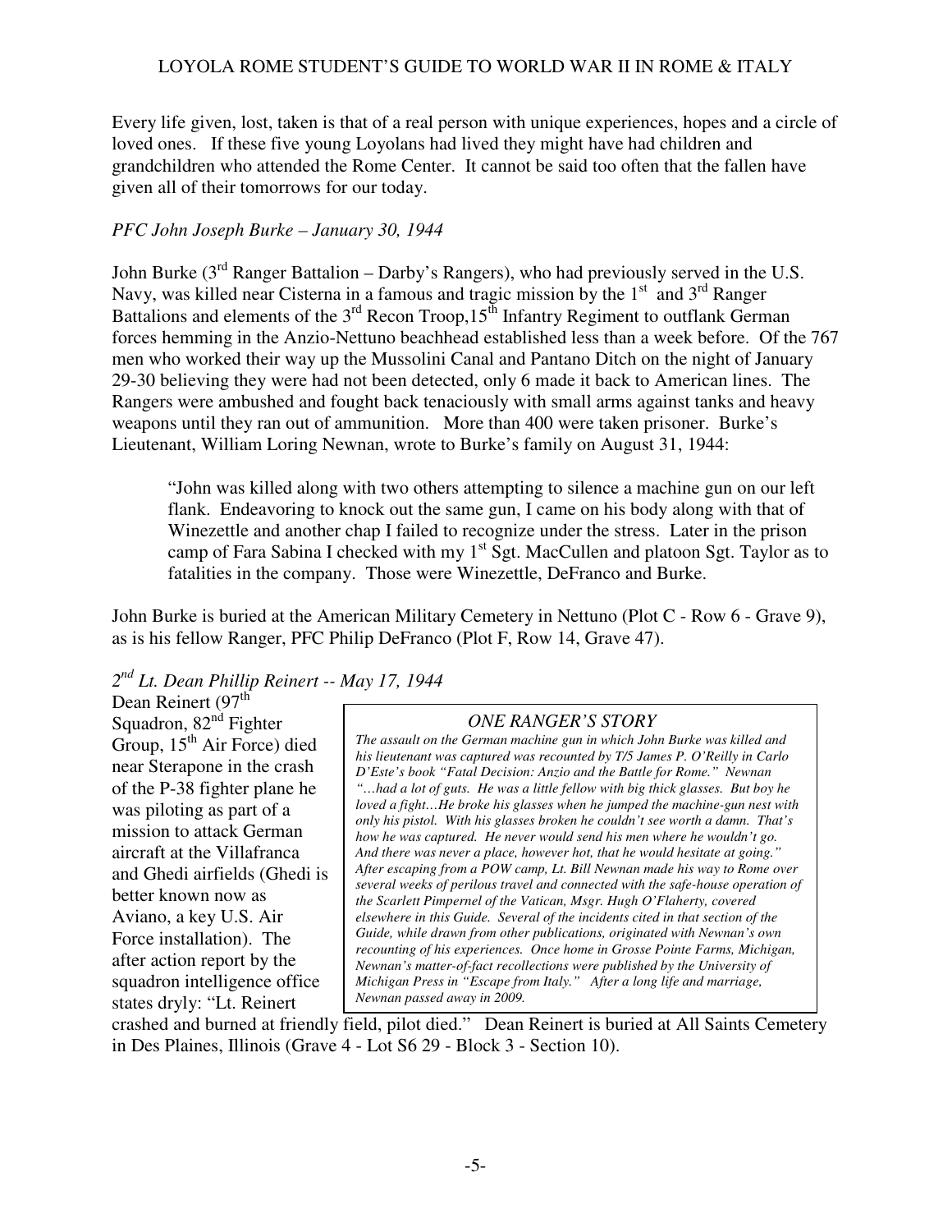Every life given, lost, taken is that of a real person with unique experiences, hopes and a circle of loved ones. If these five young Loyolans had lived they might have had children and grandchildren who attended the Rome Center. It cannot be said too often that the fallen have given all of their tomorrows for our today.

*PFC John Joseph Burke – January 30, 1944*

John Burke (3rd Ranger Battalion – Darby's Rangers), who had previously served in the U.S. Navy, was killed near Cisterna in a famous and tragic mission by the 1st and 3rd Ranger Battalions and elements of the 3rd Recon Troop,15th Infantry Regiment to outflank German forces hemming in the Anzio-Nettuno beachhead established less than a week before. Of the 767 men who worked their way up the Mussolini Canal and Pantano Ditch on the night of January 29-30 believing they were had not been detected, only 6 made it back to American lines. The Rangers were ambushed and fought back tenaciously with small arms against tanks and heavy weapons until they ran out of ammunition. More than 400 were taken prisoner. Burke's Lieutenant, William Loring Newnan, wrote to Burke's family on August 31, 1944:

> "John was killed along with two others attempting to silence a machine gun on our left flank. Endeavoring to knock out the same gun, I came on his body along with that of Winezettle and another chap I failed to recognize under the stress. Later in the prison camp of Fara Sabina I checked with my 1st Sgt. MacCullen and platoon Sgt. Taylor as to fatalities in the company. Those were Winezettle, DeFranco and Burke.

John Burke is buried at the American Military Cemetery in Nettuno (Plot C - Row 6 - Grave 9), as is his fellow Ranger, PFC Philip DeFranco (Plot F, Row 14, Grave 47).

*2nd Lt. Dean Phillip Reinert -- May 17, 1944*

Dean Reinert (97th Squadron, 82nd Fighter Group, 15th Air Force) died near Sterapone in the crash of the P-38 fighter plane he was piloting as part of a mission to attack German aircraft at the Villafranca and Ghedi airfields (Ghedi is better known now as Aviano, a key U.S. Air Force installation). The after action report by the squadron intelligence office states dryly: "Lt. Reinert crashed and burned at friendly field, pilot died." Dean Reinert is buried at All Saints Cemetery in Des Plaines, Illinois (Grave 4 - Lot S6 29 - Block 3 - Section 10).

> *ONE RANGER'S STORY*
>
> *The assault on the German machine gun in which John Burke was killed and his lieutenant was captured was recounted by T/5 James P. O'Reilly in Carlo D'Este's book "Fatal Decision: Anzio and the Battle for Rome." Newnan "…had a lot of guts. He was a little fellow with big thick glasses. But boy he loved a fight…He broke his glasses when he jumped the machine-gun nest with only his pistol. With his glasses broken he couldn't see worth a damn. That's how he was captured. He never would send his men where he wouldn't go. And there was never a place, however hot, that he would hesitate at going." After escaping from a POW camp, Lt. Bill Newnan made his way to Rome over several weeks of perilous travel and connected with the safe-house operation of the Scarlett Pimpernel of the Vatican, Msgr. Hugh O'Flaherty, covered elsewhere in this Guide. Several of the incidents cited in that section of the Guide, while drawn from other publications, originated with Newnan's own recounting of his experiences. Once home in Grosse Pointe Farms, Michigan, Newnan's matter-of-fact recollections were published by the University of Michigan Press in "Escape from Italy." After a long life and marriage, Newnan passed away in 2009.*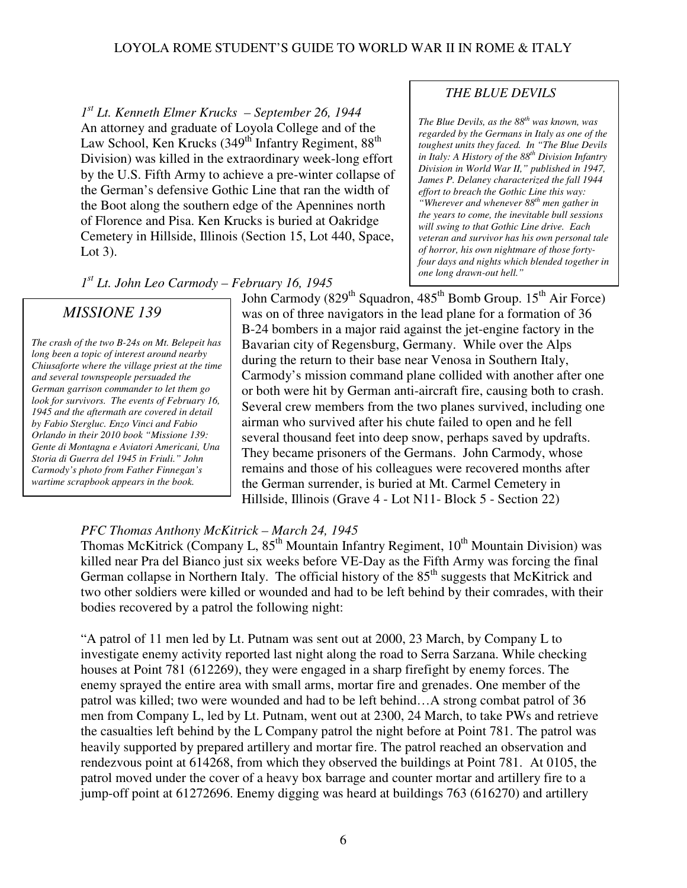*1st Lt. Kenneth Elmer Krucks – September 26, 1944*
An attorney and graduate of Loyola College and of the Law School, Ken Krucks (349th Infantry Regiment, 88th Division) was killed in the extraordinary week-long effort by the U.S. Fifth Army to achieve a pre-winter collapse of the German's defensive Gothic Line that ran the width of the Boot along the southern edge of the Apennines north of Florence and Pisa. Ken Krucks is buried at Oakridge Cemetery in Hillside, Illinois (Section 15, Lot 440, Space, Lot 3).

> ***THE BLUE DEVILS***
>
> *The Blue Devils, as the 88th was known, was regarded by the Germans in Italy as one of the toughest units they faced. In "The Blue Devils in Italy: A History of the 88th Division Infantry Division in World War II," published in 1947, James P. Delaney characterized the fall 1944 effort to breach the Gothic Line this way: "Wherever and whenever 88th men gather in the years to come, the inevitable bull sessions will swing to that Gothic Line drive. Each veteran and survivor has his own personal tale of horror, his own nightmare of those forty-four days and nights which blended together in one long drawn-out hell."*

*1st Lt. John Leo Carmody – February 16, 1945*
John Carmody (829th Squadron, 485th Bomb Group. 15th Air Force) was on of three navigators in the lead plane for a formation of 36 B-24 bombers in a major raid against the jet-engine factory in the Bavarian city of Regensburg, Germany. While over the Alps during the return to their base near Venosa in Southern Italy, Carmody's mission command plane collided with another after one or both were hit by German anti-aircraft fire, causing both to crash. Several crew members from the two planes survived, including one airman who survived after his chute failed to open and he fell several thousand feet into deep snow, perhaps saved by updrafts. They became prisoners of the Germans. John Carmody, whose remains and those of his colleagues were recovered months after the German surrender, is buried at Mt. Carmel Cemetery in Hillside, Illinois (Grave 4 - Lot N11- Block 5 - Section 22)

> ***MISSIONE 139***
>
> *The crash of the two B-24s on Mt. Belepeit has long been a topic of interest around nearby Chiusaforte where the village priest at the time and several townspeople persuaded the German garrison commander to let them go look for survivors. The events of February 16, 1945 and the aftermath are covered in detail by Fabio Stergluc. Enzo Vinci and Fabio Orlando in their 2010 book "Missione 139: Gente di Montagna e Aviatori Americani, Una Storia di Guerra del 1945 in Friuli." John Carmody's photo from Father Finnegan's wartime scrapbook appears in the book.*

*PFC Thomas Anthony McKitrick – March 24, 1945*
Thomas McKitrick (Company L, 85th Mountain Infantry Regiment, 10th Mountain Division) was killed near Pra del Bianco just six weeks before VE-Day as the Fifth Army was forcing the final German collapse in Northern Italy. The official history of the 85th suggests that McKitrick and two other soldiers were killed or wounded and had to be left behind by their comrades, with their bodies recovered by a patrol the following night:

"A patrol of 11 men led by Lt. Putnam was sent out at 2000, 23 March, by Company L to investigate enemy activity reported last night along the road to Serra Sarzana. While checking houses at Point 781 (612269), they were engaged in a sharp firefight by enemy forces. The enemy sprayed the entire area with small arms, mortar fire and grenades. One member of the patrol was killed; two were wounded and had to be left behind…A strong combat patrol of 36 men from Company L, led by Lt. Putnam, went out at 2300, 24 March, to take PWs and retrieve the casualties left behind by the L Company patrol the night before at Point 781. The patrol was heavily supported by prepared artillery and mortar fire. The patrol reached an observation and rendezvous point at 614268, from which they observed the buildings at Point 781. At 0105, the patrol moved under the cover of a heavy box barrage and counter mortar and artillery fire to a jump-off point at 61272696. Enemy digging was heard at buildings 763 (616270) and artillery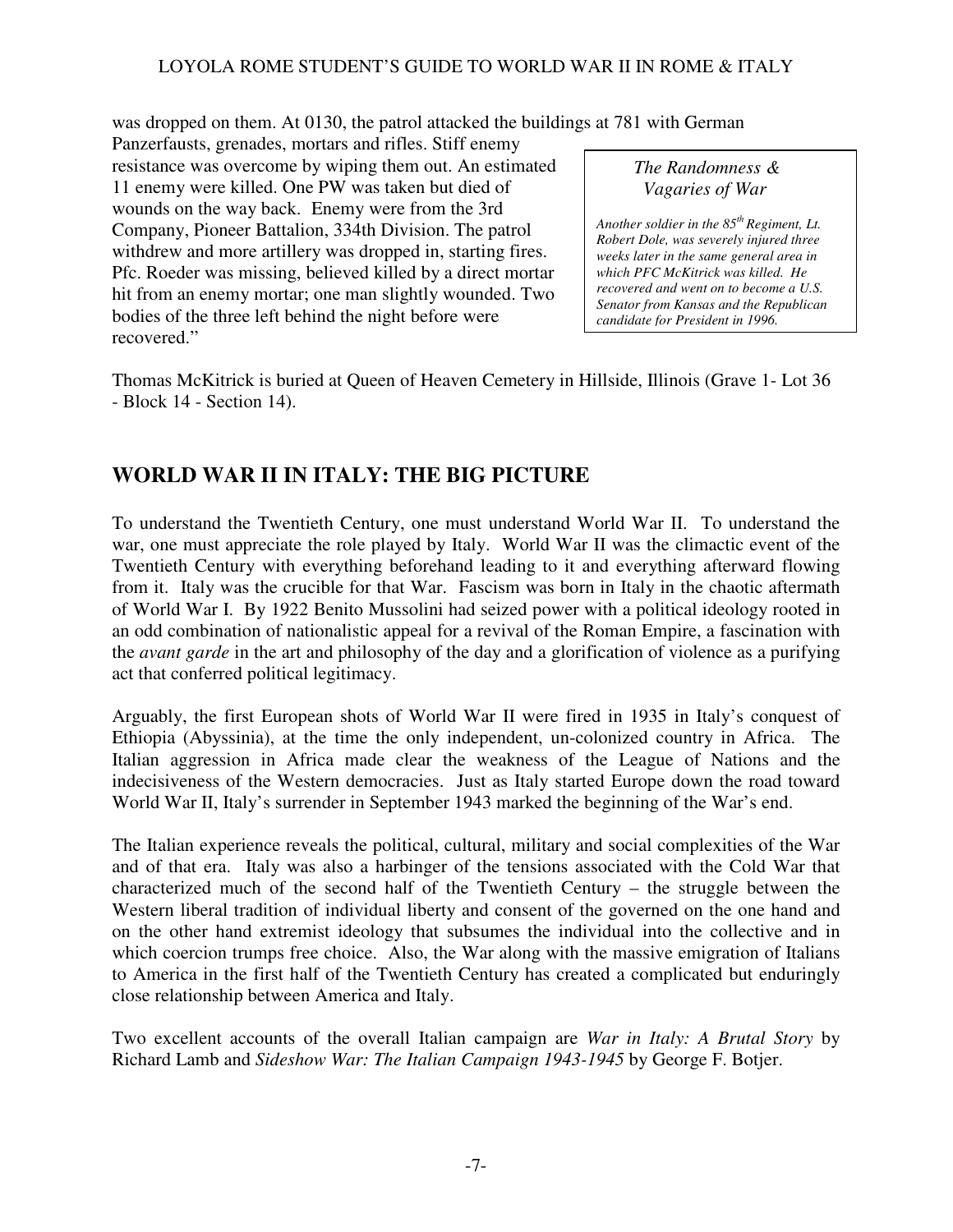was dropped on them. At 0130, the patrol attacked the buildings at 781 with German Panzerfausts, grenades, mortars and rifles. Stiff enemy resistance was overcome by wiping them out. An estimated 11 enemy were killed. One PW was taken but died of wounds on the way back. Enemy were from the 3rd Company, Pioneer Battalion, 334th Division. The patrol withdrew and more artillery was dropped in, starting fires. Pfc. Roeder was missing, believed killed by a direct mortar hit from an enemy mortar; one man slightly wounded. Two bodies of the three left behind the night before were recovered."

> *The Randomness & Vagaries of War*
>
> *Another soldier in the 85th Regiment, Lt. Robert Dole, was severely injured three weeks later in the same general area in which PFC McKitrick was killed. He recovered and went on to become a U.S. Senator from Kansas and the Republican candidate for President in 1996.*

Thomas McKitrick is buried at Queen of Heaven Cemetery in Hillside, Illinois (Grave 1- Lot 36 - Block 14 - Section 14).

## WORLD WAR II IN ITALY: THE BIG PICTURE

To understand the Twentieth Century, one must understand World War II. To understand the war, one must appreciate the role played by Italy. World War II was the climactic event of the Twentieth Century with everything beforehand leading to it and everything afterward flowing from it. Italy was the crucible for that War. Fascism was born in Italy in the chaotic aftermath of World War I. By 1922 Benito Mussolini had seized power with a political ideology rooted in an odd combination of nationalistic appeal for a revival of the Roman Empire, a fascination with the *avant garde* in the art and philosophy of the day and a glorification of violence as a purifying act that conferred political legitimacy.

Arguably, the first European shots of World War II were fired in 1935 in Italy's conquest of Ethiopia (Abyssinia), at the time the only independent, un-colonized country in Africa. The Italian aggression in Africa made clear the weakness of the League of Nations and the indecisiveness of the Western democracies. Just as Italy started Europe down the road toward World War II, Italy's surrender in September 1943 marked the beginning of the War's end.

The Italian experience reveals the political, cultural, military and social complexities of the War and of that era. Italy was also a harbinger of the tensions associated with the Cold War that characterized much of the second half of the Twentieth Century – the struggle between the Western liberal tradition of individual liberty and consent of the governed on the one hand and on the other hand extremist ideology that subsumes the individual into the collective and in which coercion trumps free choice. Also, the War along with the massive emigration of Italians to America in the first half of the Twentieth Century has created a complicated but enduringly close relationship between America and Italy.

Two excellent accounts of the overall Italian campaign are *War in Italy: A Brutal Story* by Richard Lamb and *Sideshow War: The Italian Campaign 1943-1945* by George F. Botjer.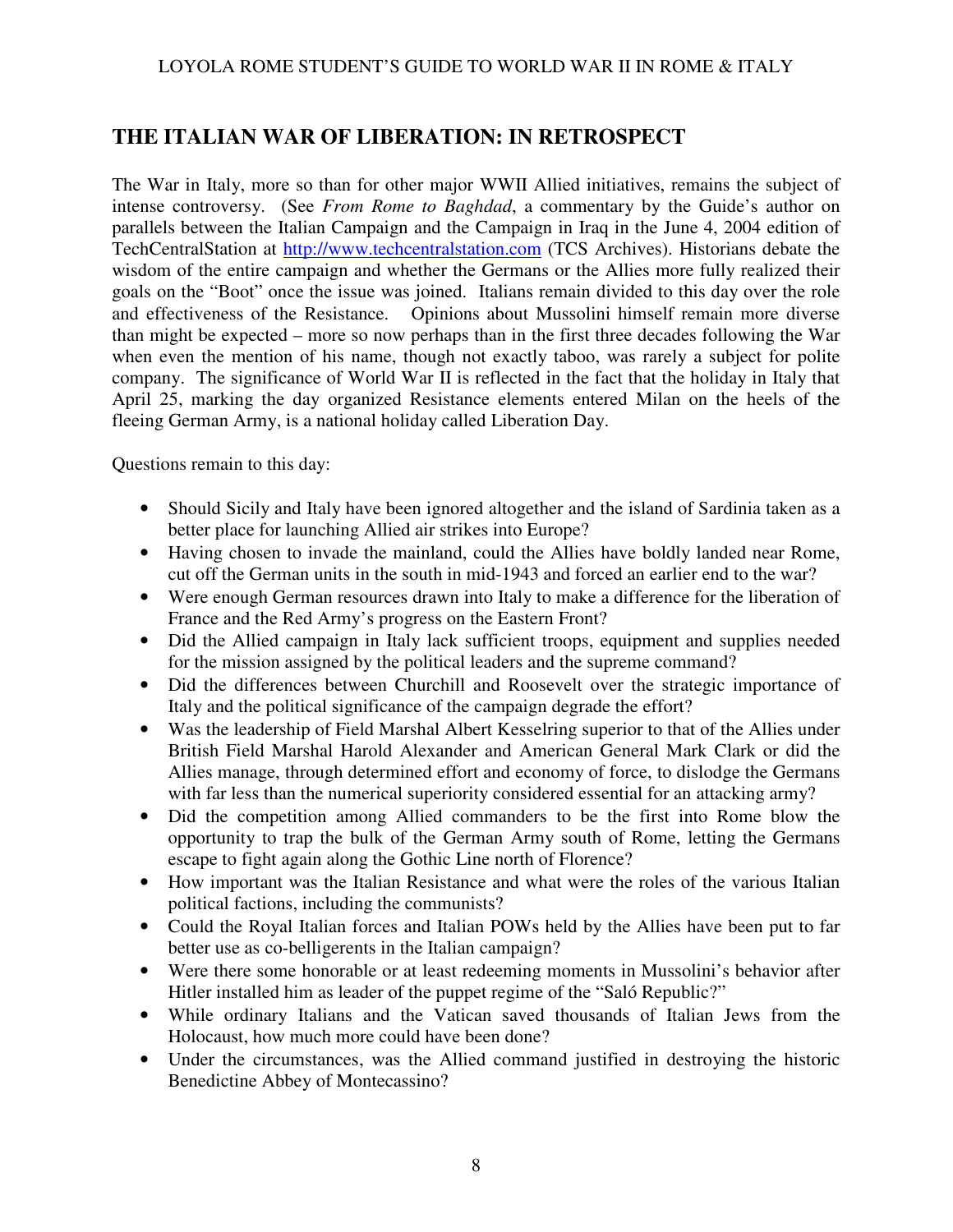## THE ITALIAN WAR OF LIBERATION: IN RETROSPECT

The War in Italy, more so than for other major WWII Allied initiatives, remains the subject of intense controversy. (See *From Rome to Baghdad*, a commentary by the Guide's author on parallels between the Italian Campaign and the Campaign in Iraq in the June 4, 2004 edition of TechCentralStation at http://www.techcentralstation.com (TCS Archives). Historians debate the wisdom of the entire campaign and whether the Germans or the Allies more fully realized their goals on the "Boot" once the issue was joined. Italians remain divided to this day over the role and effectiveness of the Resistance. Opinions about Mussolini himself remain more diverse than might be expected – more so now perhaps than in the first three decades following the War when even the mention of his name, though not exactly taboo, was rarely a subject for polite company. The significance of World War II is reflected in the fact that the holiday in Italy that April 25, marking the day organized Resistance elements entered Milan on the heels of the fleeing German Army, is a national holiday called Liberation Day.

Questions remain to this day:

- Should Sicily and Italy have been ignored altogether and the island of Sardinia taken as a better place for launching Allied air strikes into Europe?
- Having chosen to invade the mainland, could the Allies have boldly landed near Rome, cut off the German units in the south in mid-1943 and forced an earlier end to the war?
- Were enough German resources drawn into Italy to make a difference for the liberation of France and the Red Army's progress on the Eastern Front?
- Did the Allied campaign in Italy lack sufficient troops, equipment and supplies needed for the mission assigned by the political leaders and the supreme command?
- Did the differences between Churchill and Roosevelt over the strategic importance of Italy and the political significance of the campaign degrade the effort?
- Was the leadership of Field Marshal Albert Kesselring superior to that of the Allies under British Field Marshal Harold Alexander and American General Mark Clark or did the Allies manage, through determined effort and economy of force, to dislodge the Germans with far less than the numerical superiority considered essential for an attacking army?
- Did the competition among Allied commanders to be the first into Rome blow the opportunity to trap the bulk of the German Army south of Rome, letting the Germans escape to fight again along the Gothic Line north of Florence?
- How important was the Italian Resistance and what were the roles of the various Italian political factions, including the communists?
- Could the Royal Italian forces and Italian POWs held by the Allies have been put to far better use as co-belligerents in the Italian campaign?
- Were there some honorable or at least redeeming moments in Mussolini's behavior after Hitler installed him as leader of the puppet regime of the "Saló Republic?"
- While ordinary Italians and the Vatican saved thousands of Italian Jews from the Holocaust, how much more could have been done?
- Under the circumstances, was the Allied command justified in destroying the historic Benedictine Abbey of Montecassino?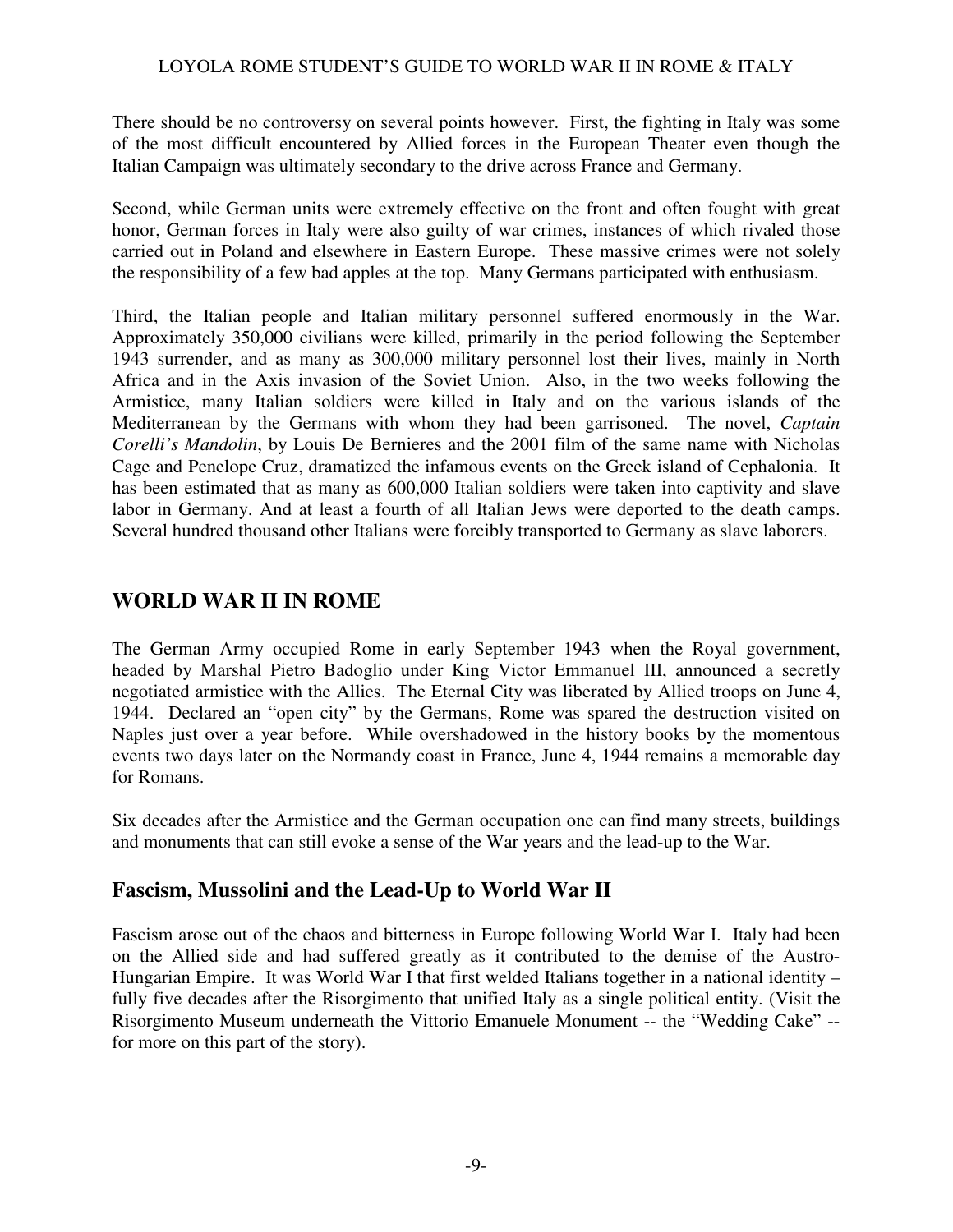There should be no controversy on several points however. First, the fighting in Italy was some of the most difficult encountered by Allied forces in the European Theater even though the Italian Campaign was ultimately secondary to the drive across France and Germany.

Second, while German units were extremely effective on the front and often fought with great honor, German forces in Italy were also guilty of war crimes, instances of which rivaled those carried out in Poland and elsewhere in Eastern Europe. These massive crimes were not solely the responsibility of a few bad apples at the top. Many Germans participated with enthusiasm.

Third, the Italian people and Italian military personnel suffered enormously in the War. Approximately 350,000 civilians were killed, primarily in the period following the September 1943 surrender, and as many as 300,000 military personnel lost their lives, mainly in North Africa and in the Axis invasion of the Soviet Union. Also, in the two weeks following the Armistice, many Italian soldiers were killed in Italy and on the various islands of the Mediterranean by the Germans with whom they had been garrisoned. The novel, *Captain Corelli's Mandolin*, by Louis De Bernieres and the 2001 film of the same name with Nicholas Cage and Penelope Cruz, dramatized the infamous events on the Greek island of Cephalonia. It has been estimated that as many as 600,000 Italian soldiers were taken into captivity and slave labor in Germany. And at least a fourth of all Italian Jews were deported to the death camps. Several hundred thousand other Italians were forcibly transported to Germany as slave laborers.

## WORLD WAR II IN ROME

The German Army occupied Rome in early September 1943 when the Royal government, headed by Marshal Pietro Badoglio under King Victor Emmanuel III, announced a secretly negotiated armistice with the Allies. The Eternal City was liberated by Allied troops on June 4, 1944. Declared an "open city" by the Germans, Rome was spared the destruction visited on Naples just over a year before. While overshadowed in the history books by the momentous events two days later on the Normandy coast in France, June 4, 1944 remains a memorable day for Romans.

Six decades after the Armistice and the German occupation one can find many streets, buildings and monuments that can still evoke a sense of the War years and the lead-up to the War.

### Fascism, Mussolini and the Lead-Up to World War II

Fascism arose out of the chaos and bitterness in Europe following World War I. Italy had been on the Allied side and had suffered greatly as it contributed to the demise of the Austro-Hungarian Empire. It was World War I that first welded Italians together in a national identity – fully five decades after the Risorgimento that unified Italy as a single political entity. (Visit the Risorgimento Museum underneath the Vittorio Emanuele Monument -- the "Wedding Cake" -- for more on this part of the story).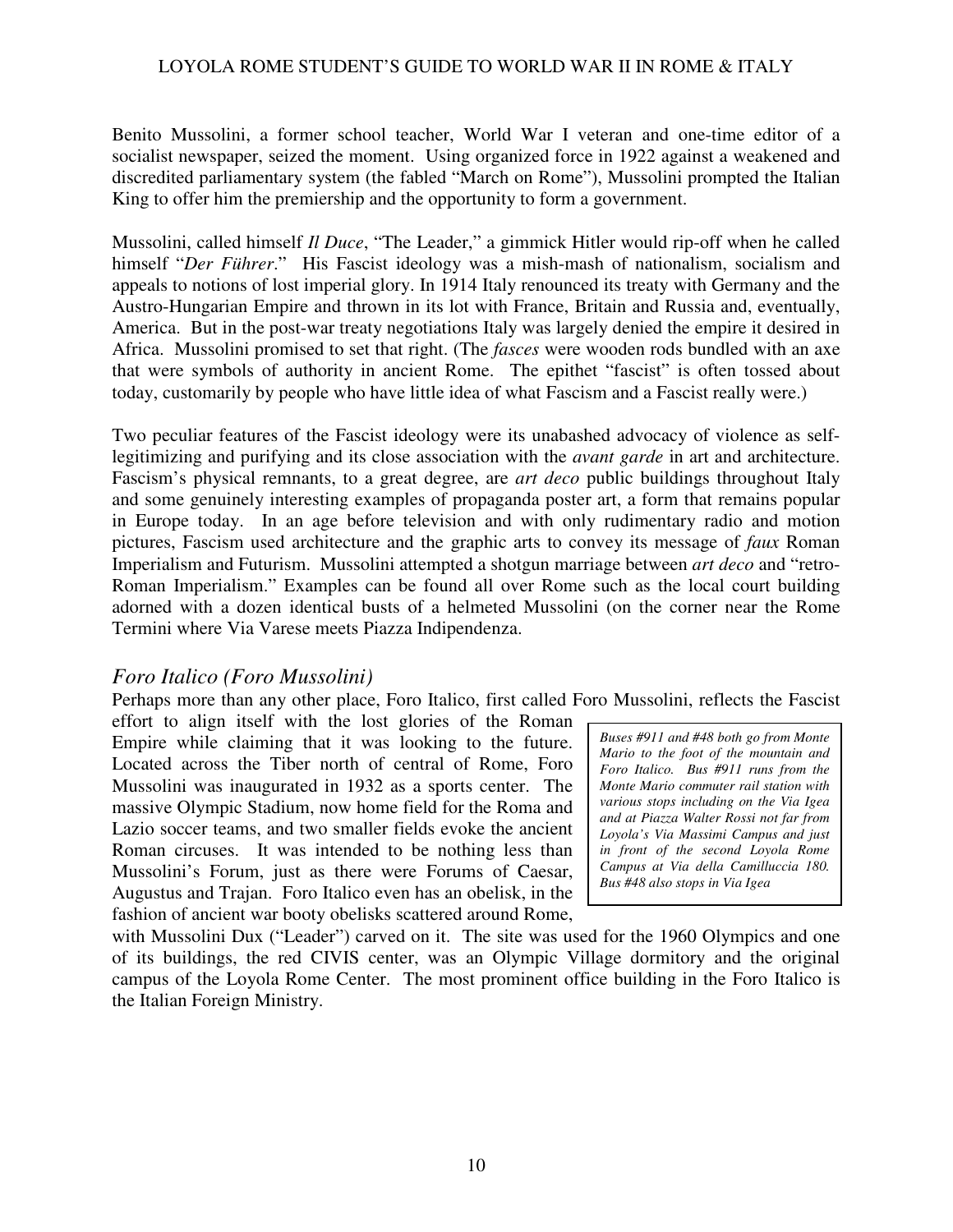Benito Mussolini, a former school teacher, World War I veteran and one-time editor of a socialist newspaper, seized the moment. Using organized force in 1922 against a weakened and discredited parliamentary system (the fabled "March on Rome"), Mussolini prompted the Italian King to offer him the premiership and the opportunity to form a government.

Mussolini, called himself *Il Duce*, "The Leader," a gimmick Hitler would rip-off when he called himself "*Der Führer*." His Fascist ideology was a mish-mash of nationalism, socialism and appeals to notions of lost imperial glory. In 1914 Italy renounced its treaty with Germany and the Austro-Hungarian Empire and thrown in its lot with France, Britain and Russia and, eventually, America. But in the post-war treaty negotiations Italy was largely denied the empire it desired in Africa. Mussolini promised to set that right. (The *fasces* were wooden rods bundled with an axe that were symbols of authority in ancient Rome. The epithet "fascist" is often tossed about today, customarily by people who have little idea of what Fascism and a Fascist really were.)

Two peculiar features of the Fascist ideology were its unabashed advocacy of violence as self-legitimizing and purifying and its close association with the *avant garde* in art and architecture. Fascism's physical remnants, to a great degree, are *art deco* public buildings throughout Italy and some genuinely interesting examples of propaganda poster art, a form that remains popular in Europe today. In an age before television and with only rudimentary radio and motion pictures, Fascism used architecture and the graphic arts to convey its message of *faux* Roman Imperialism and Futurism. Mussolini attempted a shotgun marriage between *art deco* and "retro-Roman Imperialism." Examples can be found all over Rome such as the local court building adorned with a dozen identical busts of a helmeted Mussolini (on the corner near the Rome Termini where Via Varese meets Piazza Indipendenza.

## *Foro Italico (Foro Mussolini)*

Perhaps more than any other place, Foro Italico, first called Foro Mussolini, reflects the Fascist effort to align itself with the lost glories of the Roman Empire while claiming that it was looking to the future. Located across the Tiber north of central of Rome, Foro Mussolini was inaugurated in 1932 as a sports center. The massive Olympic Stadium, now home field for the Roma and Lazio soccer teams, and two smaller fields evoke the ancient Roman circuses. It was intended to be nothing less than Mussolini's Forum, just as there were Forums of Caesar, Augustus and Trajan. Foro Italico even has an obelisk, in the fashion of ancient war booty obelisks scattered around Rome, with Mussolini Dux ("Leader") carved on it. The site was used for the 1960 Olympics and one of its buildings, the red CIVIS center, was an Olympic Village dormitory and the original campus of the Loyola Rome Center. The most prominent office building in the Foro Italico is the Italian Foreign Ministry.

> *Buses #911 and #48 both go from Monte Mario to the foot of the mountain and Foro Italico. Bus #911 runs from the Monte Mario commuter rail station with various stops including on the Via Igea and at Piazza Walter Rossi not far from Loyola's Via Massimi Campus and just in front of the second Loyola Rome Campus at Via della Camilluccia 180. Bus #48 also stops in Via Igea*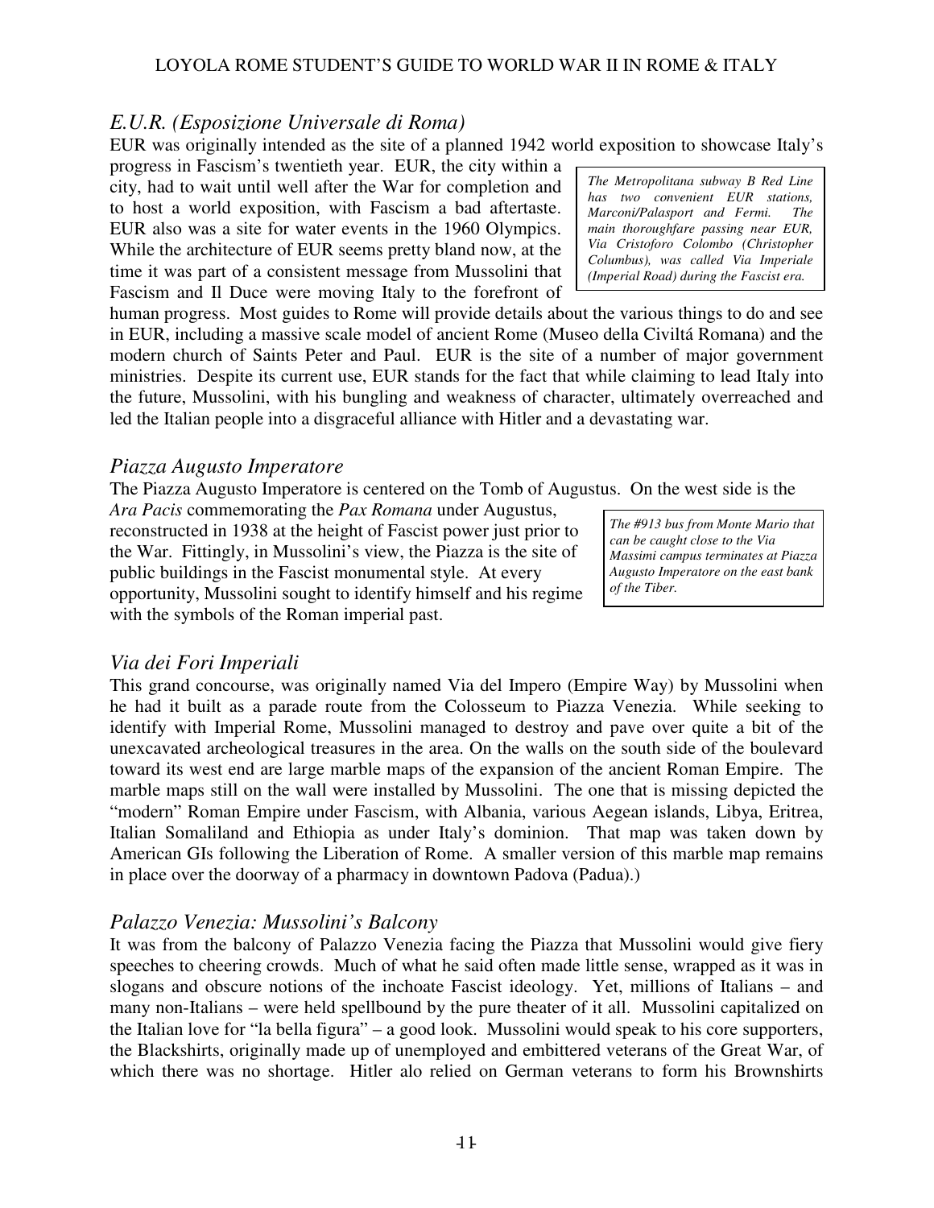## *E.U.R. (Esposizione Universale di Roma)*

EUR was originally intended as the site of a planned 1942 world exposition to showcase Italy's progress in Fascism's twentieth year. EUR, the city within a city, had to wait until well after the War for completion and to host a world exposition, with Fascism a bad aftertaste. EUR also was a site for water events in the 1960 Olympics. While the architecture of EUR seems pretty bland now, at the time it was part of a consistent message from Mussolini that Fascism and Il Duce were moving Italy to the forefront of human progress. Most guides to Rome will provide details about the various things to do and see in EUR, including a massive scale model of ancient Rome (Museo della Civiltá Romana) and the modern church of Saints Peter and Paul. EUR is the site of a number of major government ministries. Despite its current use, EUR stands for the fact that while claiming to lead Italy into the future, Mussolini, with his bungling and weakness of character, ultimately overreached and led the Italian people into a disgraceful alliance with Hitler and a devastating war.

> *The Metropolitana subway B Red Line has two convenient EUR stations, Marconi/Palasport and Fermi. The main thoroughfare passing near EUR, Via Cristoforo Colombo (Christopher Columbus), was called Via Imperiale (Imperial Road) during the Fascist era.*

## *Piazza Augusto Imperatore*

The Piazza Augusto Imperatore is centered on the Tomb of Augustus. On the west side is the *Ara Pacis* commemorating the *Pax Romana* under Augustus, reconstructed in 1938 at the height of Fascist power just prior to the War. Fittingly, in Mussolini's view, the Piazza is the site of public buildings in the Fascist monumental style. At every opportunity, Mussolini sought to identify himself and his regime with the symbols of the Roman imperial past.

> *The #913 bus from Monte Mario that can be caught close to the Via Massimi campus terminates at Piazza Augusto Imperatore on the east bank of the Tiber.*

## *Via dei Fori Imperiali*

This grand concourse, was originally named Via del Impero (Empire Way) by Mussolini when he had it built as a parade route from the Colosseum to Piazza Venezia. While seeking to identify with Imperial Rome, Mussolini managed to destroy and pave over quite a bit of the unexcavated archeological treasures in the area. On the walls on the south side of the boulevard toward its west end are large marble maps of the expansion of the ancient Roman Empire. The marble maps still on the wall were installed by Mussolini. The one that is missing depicted the "modern" Roman Empire under Fascism, with Albania, various Aegean islands, Libya, Eritrea, Italian Somaliland and Ethiopia as under Italy's dominion. That map was taken down by American GIs following the Liberation of Rome. A smaller version of this marble map remains in place over the doorway of a pharmacy in downtown Padova (Padua).)

## *Palazzo Venezia: Mussolini's Balcony*

It was from the balcony of Palazzo Venezia facing the Piazza that Mussolini would give fiery speeches to cheering crowds. Much of what he said often made little sense, wrapped as it was in slogans and obscure notions of the inchoate Fascist ideology. Yet, millions of Italians – and many non-Italians – were held spellbound by the pure theater of it all. Mussolini capitalized on the Italian love for "la bella figura" – a good look. Mussolini would speak to his core supporters, the Blackshirts, originally made up of unemployed and embittered veterans of the Great War, of which there was no shortage. Hitler alo relied on German veterans to form his Brownshirts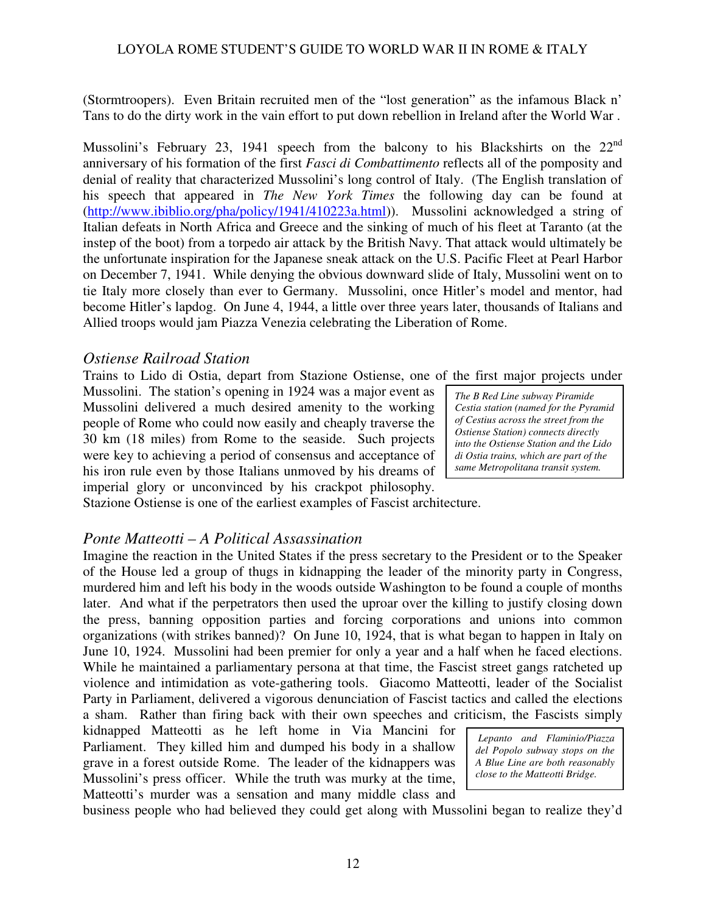(Stormtroopers). Even Britain recruited men of the "lost generation" as the infamous Black n' Tans to do the dirty work in the vain effort to put down rebellion in Ireland after the World War .

Mussolini's February 23, 1941 speech from the balcony to his Blackshirts on the 22nd anniversary of his formation of the first *Fasci di Combattimento* reflects all of the pomposity and denial of reality that characterized Mussolini's long control of Italy. (The English translation of his speech that appeared in *The New York Times* the following day can be found at (http://www.ibiblio.org/pha/policy/1941/410223a.html)). Mussolini acknowledged a string of Italian defeats in North Africa and Greece and the sinking of much of his fleet at Taranto (at the instep of the boot) from a torpedo air attack by the British Navy. That attack would ultimately be the unfortunate inspiration for the Japanese sneak attack on the U.S. Pacific Fleet at Pearl Harbor on December 7, 1941. While denying the obvious downward slide of Italy, Mussolini went on to tie Italy more closely than ever to Germany. Mussolini, once Hitler's model and mentor, had become Hitler's lapdog. On June 4, 1944, a little over three years later, thousands of Italians and Allied troops would jam Piazza Venezia celebrating the Liberation of Rome.

## *Ostiense Railroad Station*

Trains to Lido di Ostia, depart from Stazione Ostiense, one of the first major projects under Mussolini. The station's opening in 1924 was a major event as Mussolini delivered a much desired amenity to the working people of Rome who could now easily and cheaply traverse the 30 km (18 miles) from Rome to the seaside. Such projects were key to achieving a period of consensus and acceptance of his iron rule even by those Italians unmoved by his dreams of imperial glory or unconvinced by his crackpot philosophy. Stazione Ostiense is one of the earliest examples of Fascist architecture.

> *The B Red Line subway Piramide Cestia station (named for the Pyramid of Cestius across the street from the Ostiense Station) connects directly into the Ostiense Station and the Lido di Ostia trains, which are part of the same Metropolitana transit system.*

## *Ponte Matteotti – A Political Assassination*

Imagine the reaction in the United States if the press secretary to the President or to the Speaker of the House led a group of thugs in kidnapping the leader of the minority party in Congress, murdered him and left his body in the woods outside Washington to be found a couple of months later. And what if the perpetrators then used the uproar over the killing to justify closing down the press, banning opposition parties and forcing corporations and unions into common organizations (with strikes banned)? On June 10, 1924, that is what began to happen in Italy on June 10, 1924. Mussolini had been premier for only a year and a half when he faced elections. While he maintained a parliamentary persona at that time, the Fascist street gangs ratcheted up violence and intimidation as vote-gathering tools. Giacomo Matteotti, leader of the Socialist Party in Parliament, delivered a vigorous denunciation of Fascist tactics and called the elections a sham. Rather than firing back with their own speeches and criticism, the Fascists simply kidnapped Matteotti as he left home in Via Mancini for Parliament. They killed him and dumped his body in a shallow grave in a forest outside Rome. The leader of the kidnappers was Mussolini's press officer. While the truth was murky at the time, Matteotti's murder was a sensation and many middle class and business people who had believed they could get along with Mussolini began to realize they'd

> *Lepanto and Flaminio/Piazza del Popolo subway stops on the A Blue Line are both reasonably close to the Matteotti Bridge.*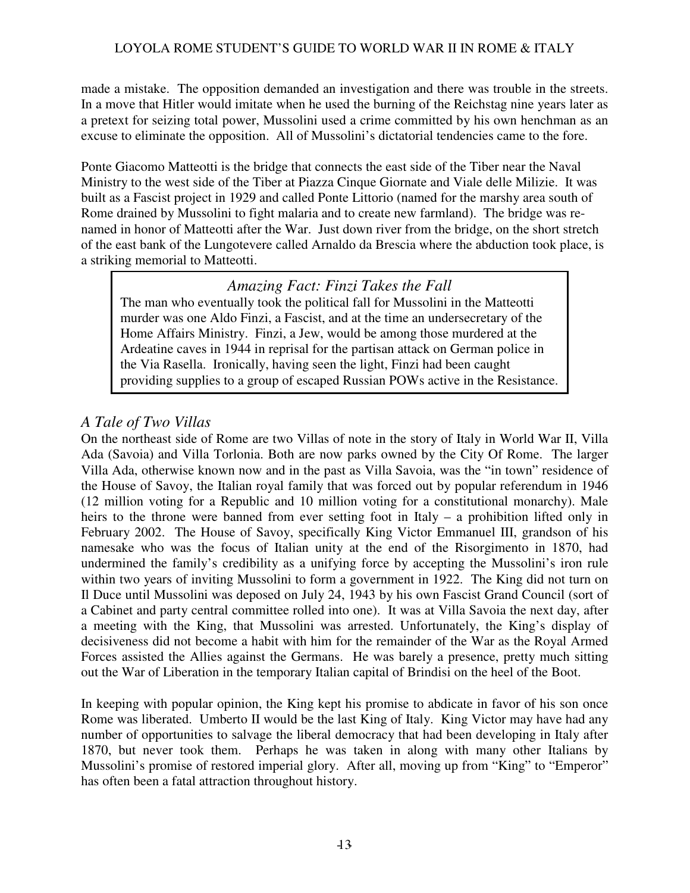made a mistake. The opposition demanded an investigation and there was trouble in the streets. In a move that Hitler would imitate when he used the burning of the Reichstag nine years later as a pretext for seizing total power, Mussolini used a crime committed by his own henchman as an excuse to eliminate the opposition. All of Mussolini's dictatorial tendencies came to the fore.

Ponte Giacomo Matteotti is the bridge that connects the east side of the Tiber near the Naval Ministry to the west side of the Tiber at Piazza Cinque Giornate and Viale delle Milizie. It was built as a Fascist project in 1929 and called Ponte Littorio (named for the marshy area south of Rome drained by Mussolini to fight malaria and to create new farmland). The bridge was re-named in honor of Matteotti after the War. Just down river from the bridge, on the short stretch of the east bank of the Lungotevere called Arnaldo da Brescia where the abduction took place, is a striking memorial to Matteotti.

> *Amazing Fact: Finzi Takes the Fall*
>
> The man who eventually took the political fall for Mussolini in the Matteotti murder was one Aldo Finzi, a Fascist, and at the time an undersecretary of the Home Affairs Ministry. Finzi, a Jew, would be among those murdered at the Ardeatine caves in 1944 in reprisal for the partisan attack on German police in the Via Rasella. Ironically, having seen the light, Finzi had been caught providing supplies to a group of escaped Russian POWs active in the Resistance.

## *A Tale of Two Villas*

On the northeast side of Rome are two Villas of note in the story of Italy in World War II, Villa Ada (Savoia) and Villa Torlonia. Both are now parks owned by the City Of Rome. The larger Villa Ada, otherwise known now and in the past as Villa Savoia, was the "in town" residence of the House of Savoy, the Italian royal family that was forced out by popular referendum in 1946 (12 million voting for a Republic and 10 million voting for a constitutional monarchy). Male heirs to the throne were banned from ever setting foot in Italy – a prohibition lifted only in February 2002. The House of Savoy, specifically King Victor Emmanuel III, grandson of his namesake who was the focus of Italian unity at the end of the Risorgimento in 1870, had undermined the family's credibility as a unifying force by accepting the Mussolini's iron rule within two years of inviting Mussolini to form a government in 1922. The King did not turn on Il Duce until Mussolini was deposed on July 24, 1943 by his own Fascist Grand Council (sort of a Cabinet and party central committee rolled into one). It was at Villa Savoia the next day, after a meeting with the King, that Mussolini was arrested. Unfortunately, the King's display of decisiveness did not become a habit with him for the remainder of the War as the Royal Armed Forces assisted the Allies against the Germans. He was barely a presence, pretty much sitting out the War of Liberation in the temporary Italian capital of Brindisi on the heel of the Boot.

In keeping with popular opinion, the King kept his promise to abdicate in favor of his son once Rome was liberated. Umberto II would be the last King of Italy. King Victor may have had any number of opportunities to salvage the liberal democracy that had been developing in Italy after 1870, but never took them. Perhaps he was taken in along with many other Italians by Mussolini's promise of restored imperial glory. After all, moving up from "King" to "Emperor" has often been a fatal attraction throughout history.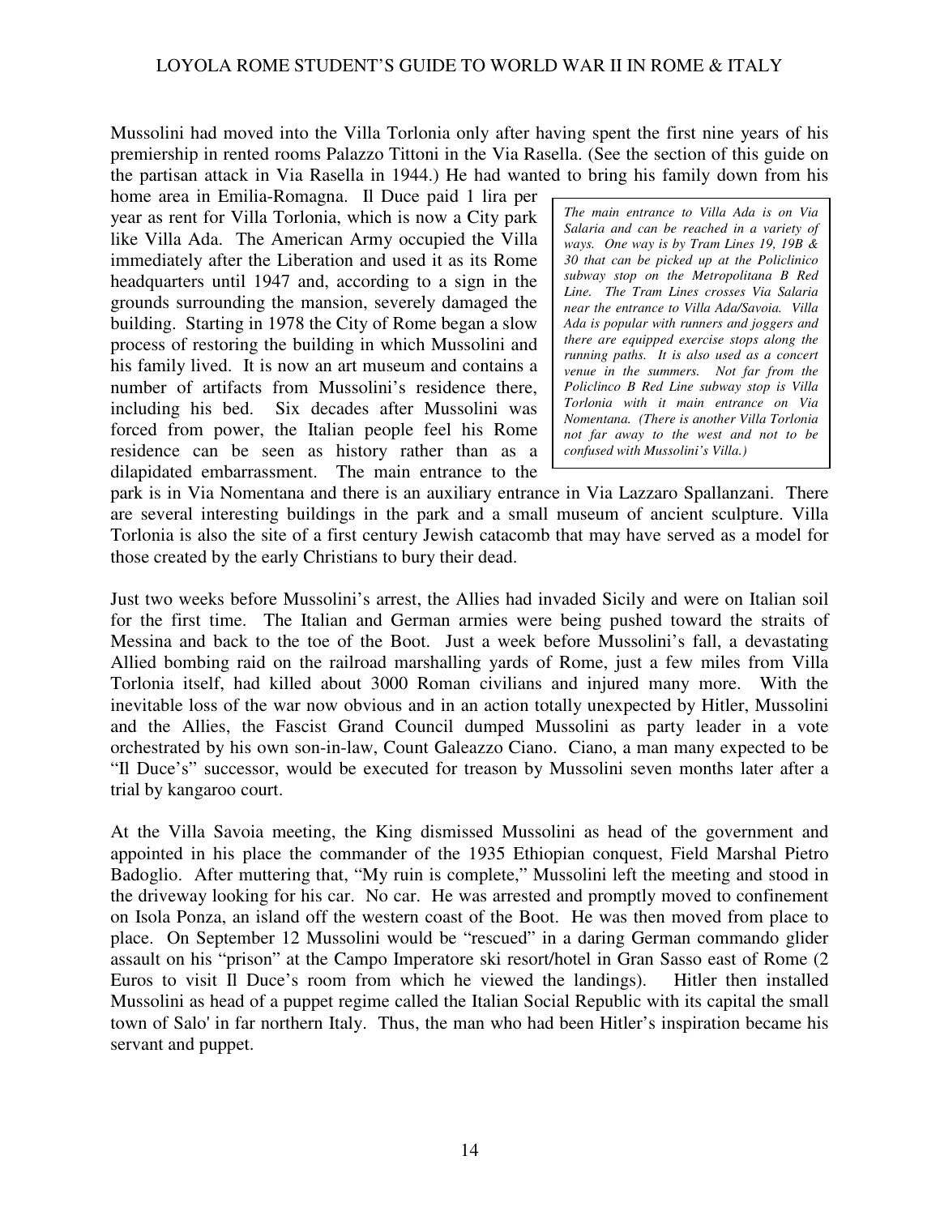Mussolini had moved into the Villa Torlonia only after having spent the first nine years of his premiership in rented rooms Palazzo Tittoni in the Via Rasella. (See the section of this guide on the partisan attack in Via Rasella in 1944.) He had wanted to bring his family down from his home area in Emilia-Romagna. Il Duce paid 1 lira per year as rent for Villa Torlonia, which is now a City park like Villa Ada. The American Army occupied the Villa immediately after the Liberation and used it as its Rome headquarters until 1947 and, according to a sign in the grounds surrounding the mansion, severely damaged the building. Starting in 1978 the City of Rome began a slow process of restoring the building in which Mussolini and his family lived. It is now an art museum and contains a number of artifacts from Mussolini's residence there, including his bed. Six decades after Mussolini was forced from power, the Italian people feel his Rome residence can be seen as history rather than as a dilapidated embarrassment. The main entrance to the park is in Via Nomentana and there is an auxiliary entrance in Via Lazzaro Spallanzani. There are several interesting buildings in the park and a small museum of ancient sculpture. Villa Torlonia is also the site of a first century Jewish catacomb that may have served as a model for those created by the early Christians to bury their dead.

> *The main entrance to Villa Ada is on Via Salaria and can be reached in a variety of ways. One way is by Tram Lines 19, 19B & 30 that can be picked up at the Policlinico subway stop on the Metropolitana B Red Line. The Tram Lines crosses Via Salaria near the entrance to Villa Ada/Savoia. Villa Ada is popular with runners and joggers and there are equipped exercise stops along the running paths. It is also used as a concert venue in the summers. Not far from the Policlinco B Red Line subway stop is Villa Torlonia with it main entrance on Via Nomentana. (There is another Villa Torlonia not far away to the west and not to be confused with Mussolini's Villa.)*

Just two weeks before Mussolini's arrest, the Allies had invaded Sicily and were on Italian soil for the first time. The Italian and German armies were being pushed toward the straits of Messina and back to the toe of the Boot. Just a week before Mussolini's fall, a devastating Allied bombing raid on the railroad marshalling yards of Rome, just a few miles from Villa Torlonia itself, had killed about 3000 Roman civilians and injured many more. With the inevitable loss of the war now obvious and in an action totally unexpected by Hitler, Mussolini and the Allies, the Fascist Grand Council dumped Mussolini as party leader in a vote orchestrated by his own son-in-law, Count Galeazzo Ciano. Ciano, a man many expected to be "Il Duce's" successor, would be executed for treason by Mussolini seven months later after a trial by kangaroo court.

At the Villa Savoia meeting, the King dismissed Mussolini as head of the government and appointed in his place the commander of the 1935 Ethiopian conquest, Field Marshal Pietro Badoglio. After muttering that, "My ruin is complete," Mussolini left the meeting and stood in the driveway looking for his car. No car. He was arrested and promptly moved to confinement on Isola Ponza, an island off the western coast of the Boot. He was then moved from place to place. On September 12 Mussolini would be "rescued" in a daring German commando glider assault on his "prison" at the Campo Imperatore ski resort/hotel in Gran Sasso east of Rome (2 Euros to visit Il Duce's room from which he viewed the landings). Hitler then installed Mussolini as head of a puppet regime called the Italian Social Republic with its capital the small town of Salo' in far northern Italy. Thus, the man who had been Hitler's inspiration became his servant and puppet.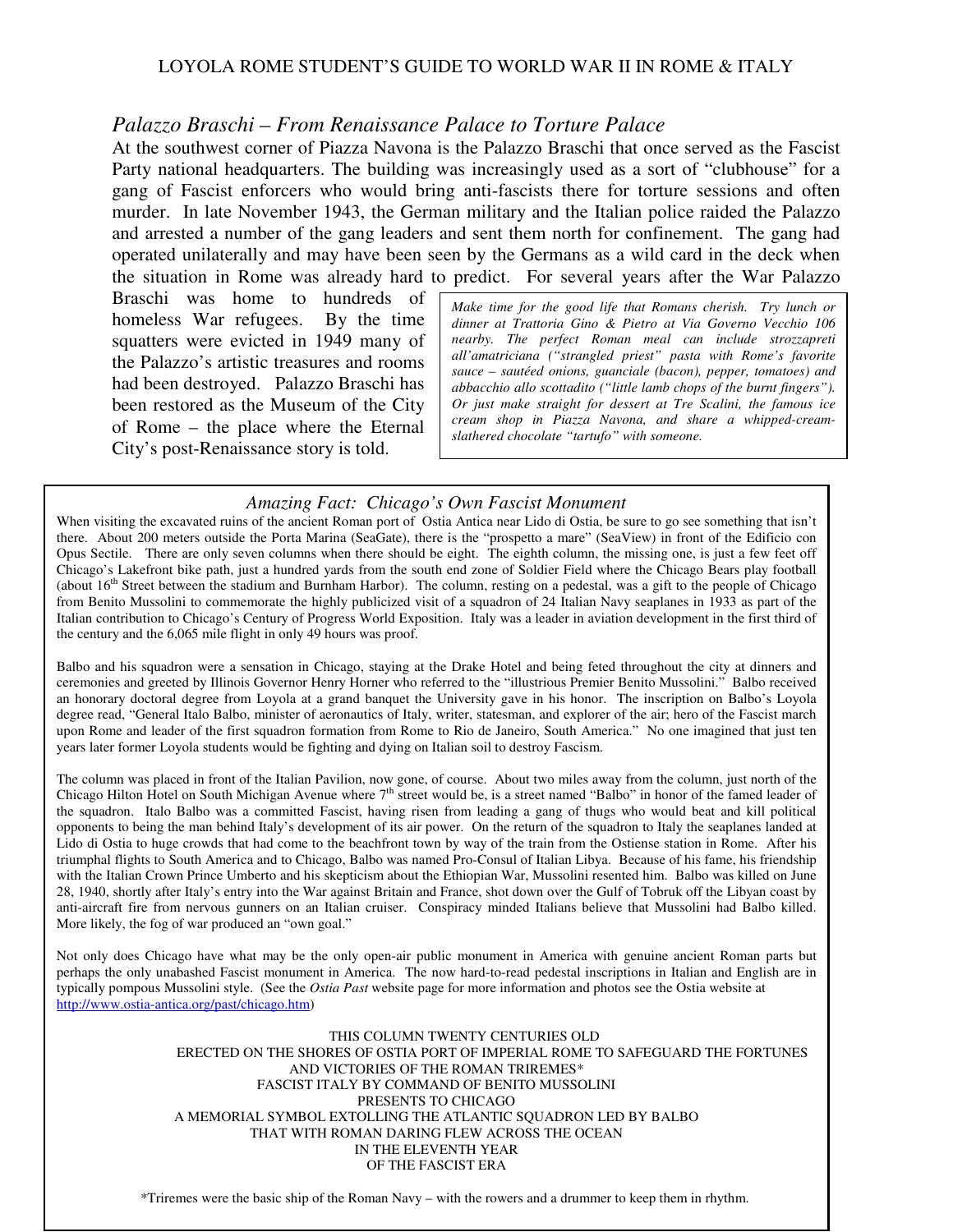## *Palazzo Braschi – From Renaissance Palace to Torture Palace*

At the southwest corner of Piazza Navona is the Palazzo Braschi that once served as the Fascist Party national headquarters. The building was increasingly used as a sort of "clubhouse" for a gang of Fascist enforcers who would bring anti-fascists there for torture sessions and often murder. In late November 1943, the German military and the Italian police raided the Palazzo and arrested a number of the gang leaders and sent them north for confinement. The gang had operated unilaterally and may have been seen by the Germans as a wild card in the deck when the situation in Rome was already hard to predict. For several years after the War Palazzo Braschi was home to hundreds of homeless War refugees. By the time squatters were evicted in 1949 many of the Palazzo's artistic treasures and rooms had been destroyed. Palazzo Braschi has been restored as the Museum of the City of Rome – the place where the Eternal City's post-Renaissance story is told.

*Make time for the good life that Romans cherish. Try lunch or dinner at Trattoria Gino & Pietro at Via Governo Vecchio 106 nearby. The perfect Roman meal can include strozzapreti all'amatriciana ("strangled priest" pasta with Rome's favorite sauce – sautéed onions, guanciale (bacon), pepper, tomatoes) and abbacchio allo scottadito ("little lamb chops of the burnt fingers"). Or just make straight for dessert at Tre Scalini, the famous ice cream shop in Piazza Navona, and share a whipped-cream-slathered chocolate "tartufo" with someone.*

### *Amazing Fact: Chicago's Own Fascist Monument*

When visiting the excavated ruins of the ancient Roman port of Ostia Antica near Lido di Ostia, be sure to go see something that isn't there. About 200 meters outside the Porta Marina (SeaGate), there is the "prospetto a mare" (SeaView) in front of the Edificio con Opus Sectile. There are only seven columns when there should be eight. The eighth column, the missing one, is just a few feet off Chicago's Lakefront bike path, just a hundred yards from the south end zone of Soldier Field where the Chicago Bears play football (about 16th Street between the stadium and Burnham Harbor). The column, resting on a pedestal, was a gift to the people of Chicago from Benito Mussolini to commemorate the highly publicized visit of a squadron of 24 Italian Navy seaplanes in 1933 as part of the Italian contribution to Chicago's Century of Progress World Exposition. Italy was a leader in aviation development in the first third of the century and the 6,065 mile flight in only 49 hours was proof.

Balbo and his squadron were a sensation in Chicago, staying at the Drake Hotel and being feted throughout the city at dinners and ceremonies and greeted by Illinois Governor Henry Horner who referred to the "illustrious Premier Benito Mussolini." Balbo received an honorary doctoral degree from Loyola at a grand banquet the University gave in his honor. The inscription on Balbo's Loyola degree read, "General Italo Balbo, minister of aeronautics of Italy, writer, statesman, and explorer of the air; hero of the Fascist march upon Rome and leader of the first squadron formation from Rome to Rio de Janeiro, South America." No one imagined that just ten years later former Loyola students would be fighting and dying on Italian soil to destroy Fascism.

The column was placed in front of the Italian Pavilion, now gone, of course. About two miles away from the column, just north of the Chicago Hilton Hotel on South Michigan Avenue where 7th street would be, is a street named "Balbo" in honor of the famed leader of the squadron. Italo Balbo was a committed Fascist, having risen from leading a gang of thugs who would beat and kill political opponents to being the man behind Italy's development of its air power. On the return of the squadron to Italy the seaplanes landed at Lido di Ostia to huge crowds that had come to the beachfront town by way of the train from the Ostiense station in Rome. After his triumphal flights to South America and to Chicago, Balbo was named Pro-Consul of Italian Libya. Because of his fame, his friendship with the Italian Crown Prince Umberto and his skepticism about the Ethiopian War, Mussolini resented him. Balbo was killed on June 28, 1940, shortly after Italy's entry into the War against Britain and France, shot down over the Gulf of Tobruk off the Libyan coast by anti-aircraft fire from nervous gunners on an Italian cruiser. Conspiracy minded Italians believe that Mussolini had Balbo killed. More likely, the fog of war produced an "own goal."

Not only does Chicago have what may be the only open-air public monument in America with genuine ancient Roman parts but perhaps the only unabashed Fascist monument in America. The now hard-to-read pedestal inscriptions in Italian and English are in typically pompous Mussolini style. (See the *Ostia Past* website page for more information and photos see the Ostia website at http://www.ostia-antica.org/past/chicago.htm)

THIS COLUMN TWENTY CENTURIES OLD
ERECTED ON THE SHORES OF OSTIA PORT OF IMPERIAL ROME TO SAFEGUARD THE FORTUNES AND VICTORIES OF THE ROMAN TRIREMES*
FASCIST ITALY BY COMMAND OF BENITO MUSSOLINI
PRESENTS TO CHICAGO
A MEMORIAL SYMBOL EXTOLLING THE ATLANTIC SQUADRON LED BY BALBO
THAT WITH ROMAN DARING FLEW ACROSS THE OCEAN
IN THE ELEVENTH YEAR
OF THE FASCIST ERA

*Triremes were the basic ship of the Roman Navy – with the rowers and a drummer to keep them in rhythm.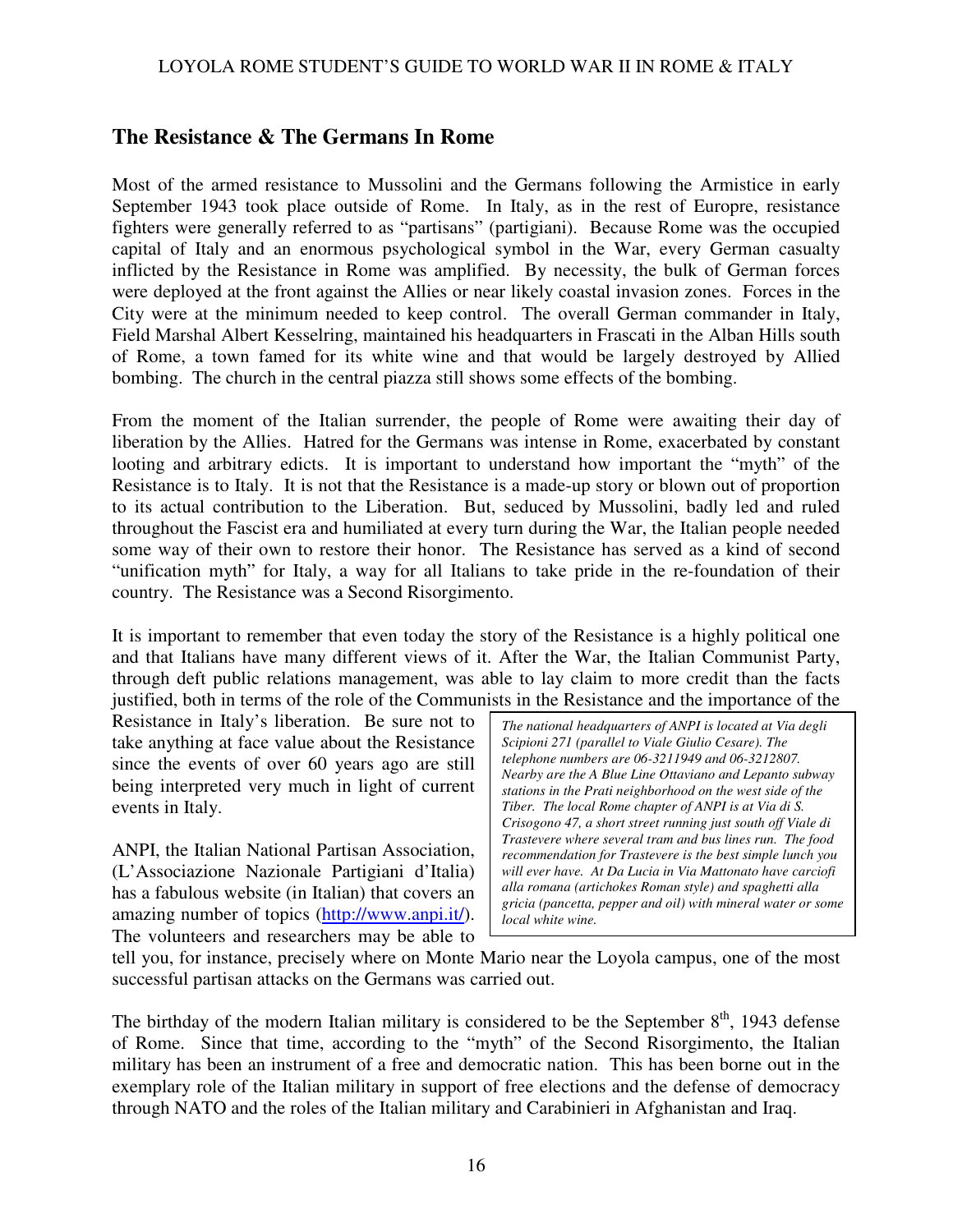## The Resistance & The Germans In Rome

Most of the armed resistance to Mussolini and the Germans following the Armistice in early September 1943 took place outside of Rome. In Italy, as in the rest of Europre, resistance fighters were generally referred to as "partisans" (partigiani). Because Rome was the occupied capital of Italy and an enormous psychological symbol in the War, every German casualty inflicted by the Resistance in Rome was amplified. By necessity, the bulk of German forces were deployed at the front against the Allies or near likely coastal invasion zones. Forces in the City were at the minimum needed to keep control. The overall German commander in Italy, Field Marshal Albert Kesselring, maintained his headquarters in Frascati in the Alban Hills south of Rome, a town famed for its white wine and that would be largely destroyed by Allied bombing. The church in the central piazza still shows some effects of the bombing.

From the moment of the Italian surrender, the people of Rome were awaiting their day of liberation by the Allies. Hatred for the Germans was intense in Rome, exacerbated by constant looting and arbitrary edicts. It is important to understand how important the "myth" of the Resistance is to Italy. It is not that the Resistance is a made-up story or blown out of proportion to its actual contribution to the Liberation. But, seduced by Mussolini, badly led and ruled throughout the Fascist era and humiliated at every turn during the War, the Italian people needed some way of their own to restore their honor. The Resistance has served as a kind of second "unification myth" for Italy, a way for all Italians to take pride in the re-foundation of their country. The Resistance was a Second Risorgimento.

It is important to remember that even today the story of the Resistance is a highly political one and that Italians have many different views of it. After the War, the Italian Communist Party, through deft public relations management, was able to lay claim to more credit than the facts justified, both in terms of the role of the Communists in the Resistance and the importance of the Resistance in Italy's liberation. Be sure not to take anything at face value about the Resistance since the events of over 60 years ago are still being interpreted very much in light of current events in Italy.

ANPI, the Italian National Partisan Association, (L'Associazione Nazionale Partigiani d'Italia) has a fabulous website (in Italian) that covers an amazing number of topics (http://www.anpi.it/). The volunteers and researchers may be able to tell you, for instance, precisely where on Monte Mario near the Loyola campus, one of the most successful partisan attacks on the Germans was carried out.

*The national headquarters of ANPI is located at Via degli Scipioni 271 (parallel to Viale Giulio Cesare). The telephone numbers are 06-3211949 and 06-3212807. Nearby are the A Blue Line Ottaviano and Lepanto subway stations in the Prati neighborhood on the west side of the Tiber. The local Rome chapter of ANPI is at Via di S. Crisogono 47, a short street running just south off Viale di Trastevere where several tram and bus lines run. The food recommendation for Trastevere is the best simple lunch you will ever have. At Da Lucia in Via Mattonato have carciofi alla romana (artichokes Roman style) and spaghetti alla gricia (pancetta, pepper and oil) with mineral water or some local white wine.*

The birthday of the modern Italian military is considered to be the September 8th, 1943 defense of Rome. Since that time, according to the "myth" of the Second Risorgimento, the Italian military has been an instrument of a free and democratic nation. This has been borne out in the exemplary role of the Italian military in support of free elections and the defense of democracy through NATO and the roles of the Italian military and Carabinieri in Afghanistan and Iraq.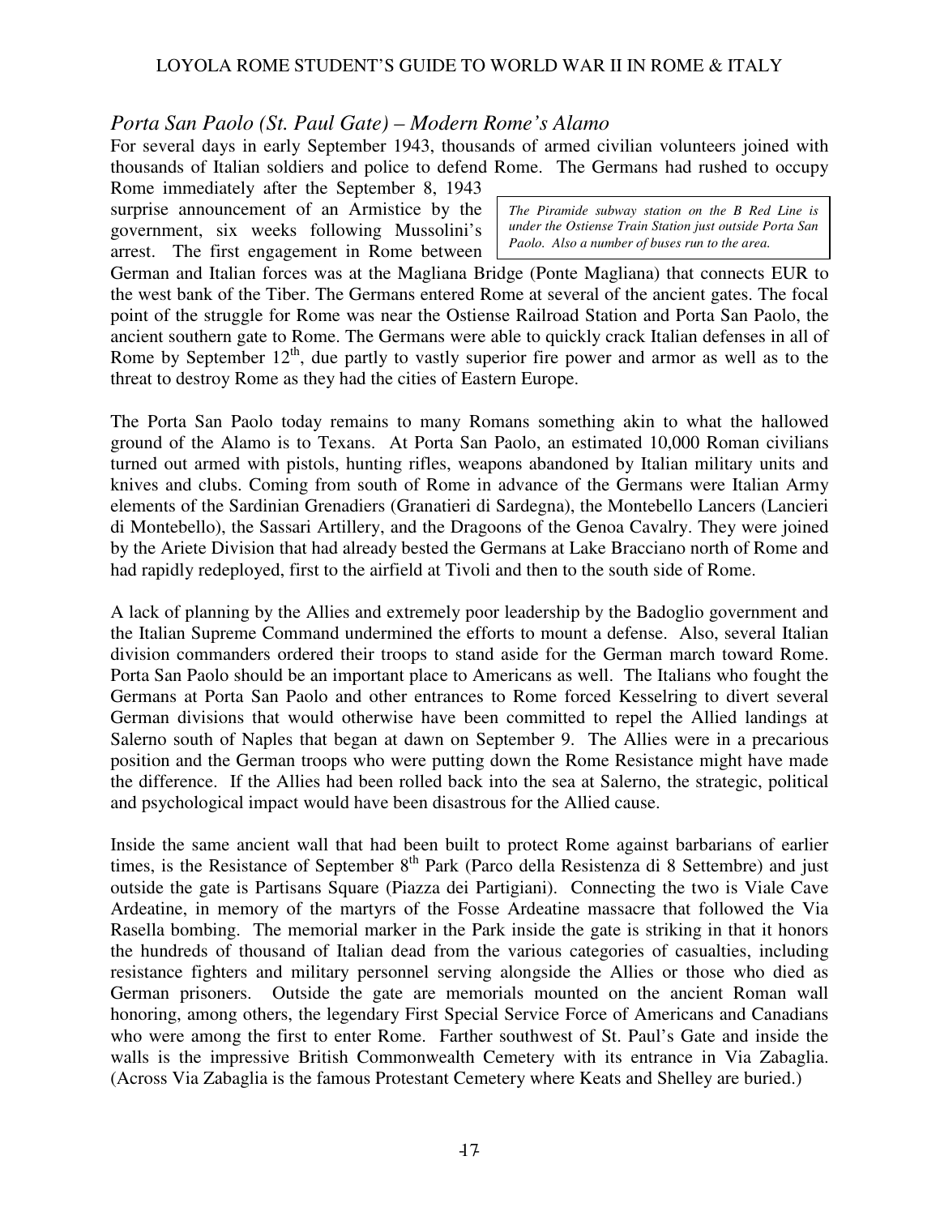## *Porta San Paolo (St. Paul Gate) – Modern Rome's Alamo*

For several days in early September 1943, thousands of armed civilian volunteers joined with thousands of Italian soldiers and police to defend Rome. The Germans had rushed to occupy Rome immediately after the September 8, 1943 surprise announcement of an Armistice by the government, six weeks following Mussolini's arrest. The first engagement in Rome between German and Italian forces was at the Magliana Bridge (Ponte Magliana) that connects EUR to the west bank of the Tiber. The Germans entered Rome at several of the ancient gates. The focal point of the struggle for Rome was near the Ostiense Railroad Station and Porta San Paolo, the ancient southern gate to Rome. The Germans were able to quickly crack Italian defenses in all of Rome by September 12th, due partly to vastly superior fire power and armor as well as to the threat to destroy Rome as they had the cities of Eastern Europe.

*The Piramide subway station on the B Red Line is under the Ostiense Train Station just outside Porta San Paolo. Also a number of buses run to the area.*

The Porta San Paolo today remains to many Romans something akin to what the hallowed ground of the Alamo is to Texans. At Porta San Paolo, an estimated 10,000 Roman civilians turned out armed with pistols, hunting rifles, weapons abandoned by Italian military units and knives and clubs. Coming from south of Rome in advance of the Germans were Italian Army elements of the Sardinian Grenadiers (Granatieri di Sardegna), the Montebello Lancers (Lancieri di Montebello), the Sassari Artillery, and the Dragoons of the Genoa Cavalry. They were joined by the Ariete Division that had already bested the Germans at Lake Bracciano north of Rome and had rapidly redeployed, first to the airfield at Tivoli and then to the south side of Rome.

A lack of planning by the Allies and extremely poor leadership by the Badoglio government and the Italian Supreme Command undermined the efforts to mount a defense. Also, several Italian division commanders ordered their troops to stand aside for the German march toward Rome. Porta San Paolo should be an important place to Americans as well. The Italians who fought the Germans at Porta San Paolo and other entrances to Rome forced Kesselring to divert several German divisions that would otherwise have been committed to repel the Allied landings at Salerno south of Naples that began at dawn on September 9. The Allies were in a precarious position and the German troops who were putting down the Rome Resistance might have made the difference. If the Allies had been rolled back into the sea at Salerno, the strategic, political and psychological impact would have been disastrous for the Allied cause.

Inside the same ancient wall that had been built to protect Rome against barbarians of earlier times, is the Resistance of September 8th Park (Parco della Resistenza di 8 Settembre) and just outside the gate is Partisans Square (Piazza dei Partigiani). Connecting the two is Viale Cave Ardeatine, in memory of the martyrs of the Fosse Ardeatine massacre that followed the Via Rasella bombing. The memorial marker in the Park inside the gate is striking in that it honors the hundreds of thousand of Italian dead from the various categories of casualties, including resistance fighters and military personnel serving alongside the Allies or those who died as German prisoners. Outside the gate are memorials mounted on the ancient Roman wall honoring, among others, the legendary First Special Service Force of Americans and Canadians who were among the first to enter Rome. Farther southwest of St. Paul's Gate and inside the walls is the impressive British Commonwealth Cemetery with its entrance in Via Zabaglia. (Across Via Zabaglia is the famous Protestant Cemetery where Keats and Shelley are buried.)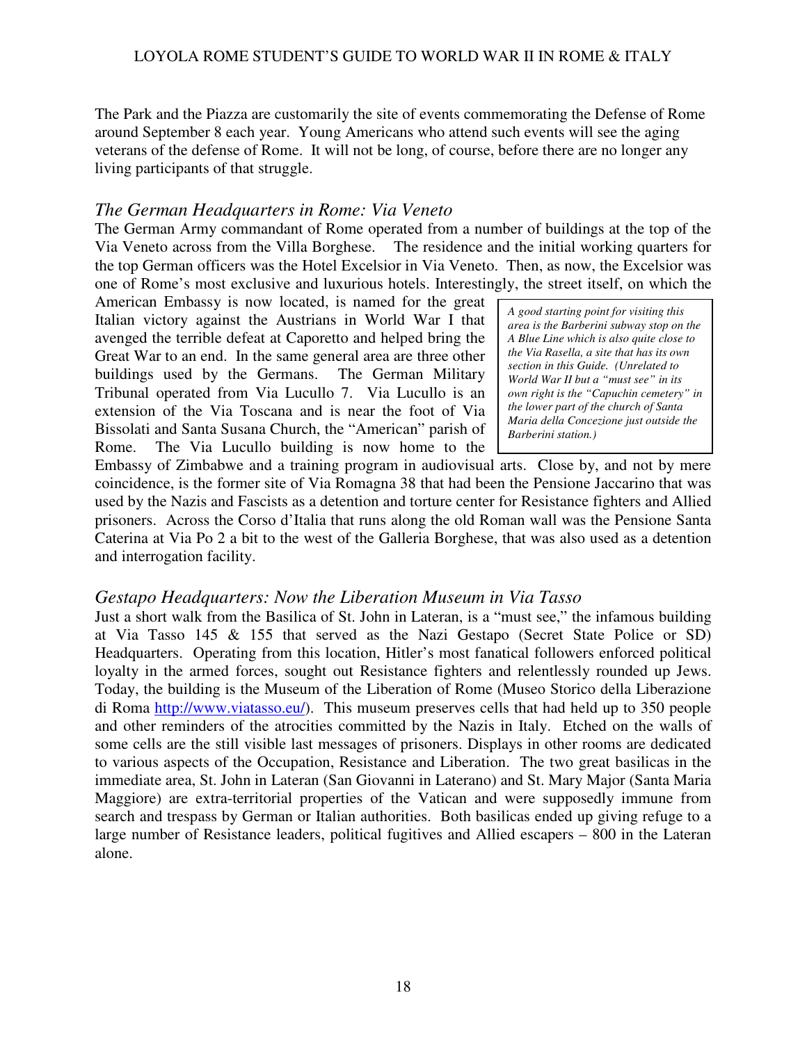The Park and the Piazza are customarily the site of events commemorating the Defense of Rome around September 8 each year. Young Americans who attend such events will see the aging veterans of the defense of Rome. It will not be long, of course, before there are no longer any living participants of that struggle.

## *The German Headquarters in Rome: Via Veneto*

The German Army commandant of Rome operated from a number of buildings at the top of the Via Veneto across from the Villa Borghese. The residence and the initial working quarters for the top German officers was the Hotel Excelsior in Via Veneto. Then, as now, the Excelsior was one of Rome's most exclusive and luxurious hotels. Interestingly, the street itself, on which the American Embassy is now located, is named for the great Italian victory against the Austrians in World War I that avenged the terrible defeat at Caporetto and helped bring the Great War to an end. In the same general area are three other buildings used by the Germans. The German Military Tribunal operated from Via Lucullo 7. Via Lucullo is an extension of the Via Toscana and is near the foot of Via Bissolati and Santa Susana Church, the "American" parish of Rome. The Via Lucullo building is now home to the Embassy of Zimbabwe and a training program in audiovisual arts. Close by, and not by mere coincidence, is the former site of Via Romagna 38 that had been the Pensione Jaccarino that was used by the Nazis and Fascists as a detention and torture center for Resistance fighters and Allied prisoners. Across the Corso d'Italia that runs along the old Roman wall was the Pensione Santa Caterina at Via Po 2 a bit to the west of the Galleria Borghese, that was also used as a detention and interrogation facility.

> *A good starting point for visiting this area is the Barberini subway stop on the A Blue Line which is also quite close to the Via Rasella, a site that has its own section in this Guide. (Unrelated to World War II but a "must see" in its own right is the "Capuchin cemetery" in the lower part of the church of Santa Maria della Concezione just outside the Barberini station.)*

## *Gestapo Headquarters: Now the Liberation Museum in Via Tasso*

Just a short walk from the Basilica of St. John in Lateran, is a "must see," the infamous building at Via Tasso 145 & 155 that served as the Nazi Gestapo (Secret State Police or SD) Headquarters. Operating from this location, Hitler's most fanatical followers enforced political loyalty in the armed forces, sought out Resistance fighters and relentlessly rounded up Jews. Today, the building is the Museum of the Liberation of Rome (Museo Storico della Liberazione di Roma http://www.viatasso.eu/). This museum preserves cells that had held up to 350 people and other reminders of the atrocities committed by the Nazis in Italy. Etched on the walls of some cells are the still visible last messages of prisoners. Displays in other rooms are dedicated to various aspects of the Occupation, Resistance and Liberation. The two great basilicas in the immediate area, St. John in Lateran (San Giovanni in Laterano) and St. Mary Major (Santa Maria Maggiore) are extra-territorial properties of the Vatican and were supposedly immune from search and trespass by German or Italian authorities. Both basilicas ended up giving refuge to a large number of Resistance leaders, political fugitives and Allied escapers – 800 in the Lateran alone.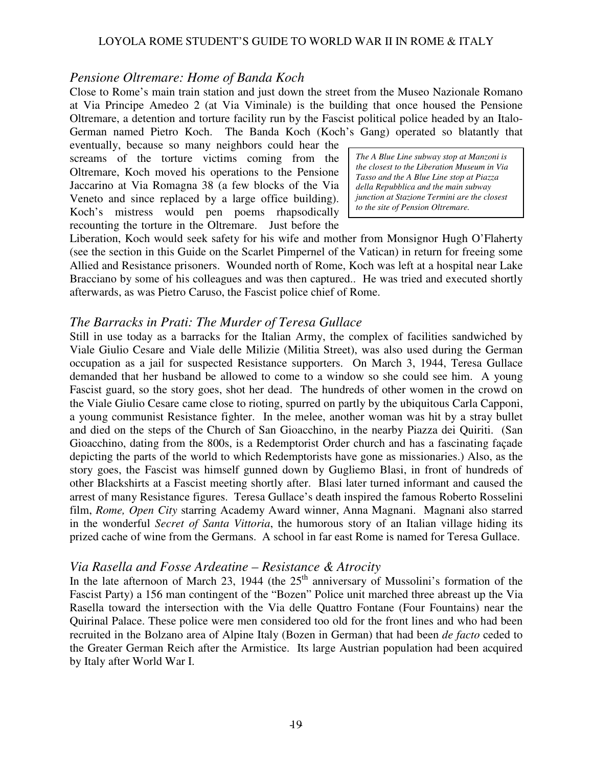## *Pensione Oltremare: Home of Banda Koch*

Close to Rome's main train station and just down the street from the Museo Nazionale Romano at Via Principe Amedeo 2 (at Via Viminale) is the building that once housed the Pensione Oltremare, a detention and torture facility run by the Fascist political police headed by an Italo-German named Pietro Koch. The Banda Koch (Koch's Gang) operated so blatantly that eventually, because so many neighbors could hear the screams of the torture victims coming from the Oltremare, Koch moved his operations to the Pensione Jaccarino at Via Romagna 38 (a few blocks of the Via Veneto and since replaced by a large office building). Koch's mistress would pen poems rhapsodically recounting the torture in the Oltremare. Just before the Liberation, Koch would seek safety for his wife and mother from Monsignor Hugh O'Flaherty (see the section in this Guide on the Scarlet Pimpernel of the Vatican) in return for freeing some Allied and Resistance prisoners. Wounded north of Rome, Koch was left at a hospital near Lake Bracciano by some of his colleagues and was then captured.. He was tried and executed shortly afterwards, as was Pietro Caruso, the Fascist police chief of Rome.

> *The A Blue Line subway stop at Manzoni is the closest to the Liberation Museum in Via Tasso and the A Blue Line stop at Piazza della Repubblica and the main subway junction at Stazione Termini are the closest to the site of Pension Oltremare.*

## *The Barracks in Prati: The Murder of Teresa Gullace*

Still in use today as a barracks for the Italian Army, the complex of facilities sandwiched by Viale Giulio Cesare and Viale delle Milizie (Militia Street), was also used during the German occupation as a jail for suspected Resistance supporters. On March 3, 1944, Teresa Gullace demanded that her husband be allowed to come to a window so she could see him. A young Fascist guard, so the story goes, shot her dead. The hundreds of other women in the crowd on the Viale Giulio Cesare came close to rioting, spurred on partly by the ubiquitous Carla Capponi, a young communist Resistance fighter. In the melee, another woman was hit by a stray bullet and died on the steps of the Church of San Gioacchino, in the nearby Piazza dei Quiriti. (San Gioacchino, dating from the 800s, is a Redemptorist Order church and has a fascinating façade depicting the parts of the world to which Redemptorists have gone as missionaries.) Also, as the story goes, the Fascist was himself gunned down by Gugliemo Blasi, in front of hundreds of other Blackshirts at a Fascist meeting shortly after. Blasi later turned informant and caused the arrest of many Resistance figures. Teresa Gullace's death inspired the famous Roberto Rosselini film, *Rome, Open City* starring Academy Award winner, Anna Magnani. Magnani also starred in the wonderful *Secret of Santa Vittoria*, the humorous story of an Italian village hiding its prized cache of wine from the Germans. A school in far east Rome is named for Teresa Gullace.

## *Via Rasella and Fosse Ardeatine – Resistance & Atrocity*

In the late afternoon of March 23, 1944 (the 25th anniversary of Mussolini's formation of the Fascist Party) a 156 man contingent of the "Bozen" Police unit marched three abreast up the Via Rasella toward the intersection with the Via delle Quattro Fontane (Four Fountains) near the Quirinal Palace. These police were men considered too old for the front lines and who had been recruited in the Bolzano area of Alpine Italy (Bozen in German) that had been *de facto* ceded to the Greater German Reich after the Armistice. Its large Austrian population had been acquired by Italy after World War I.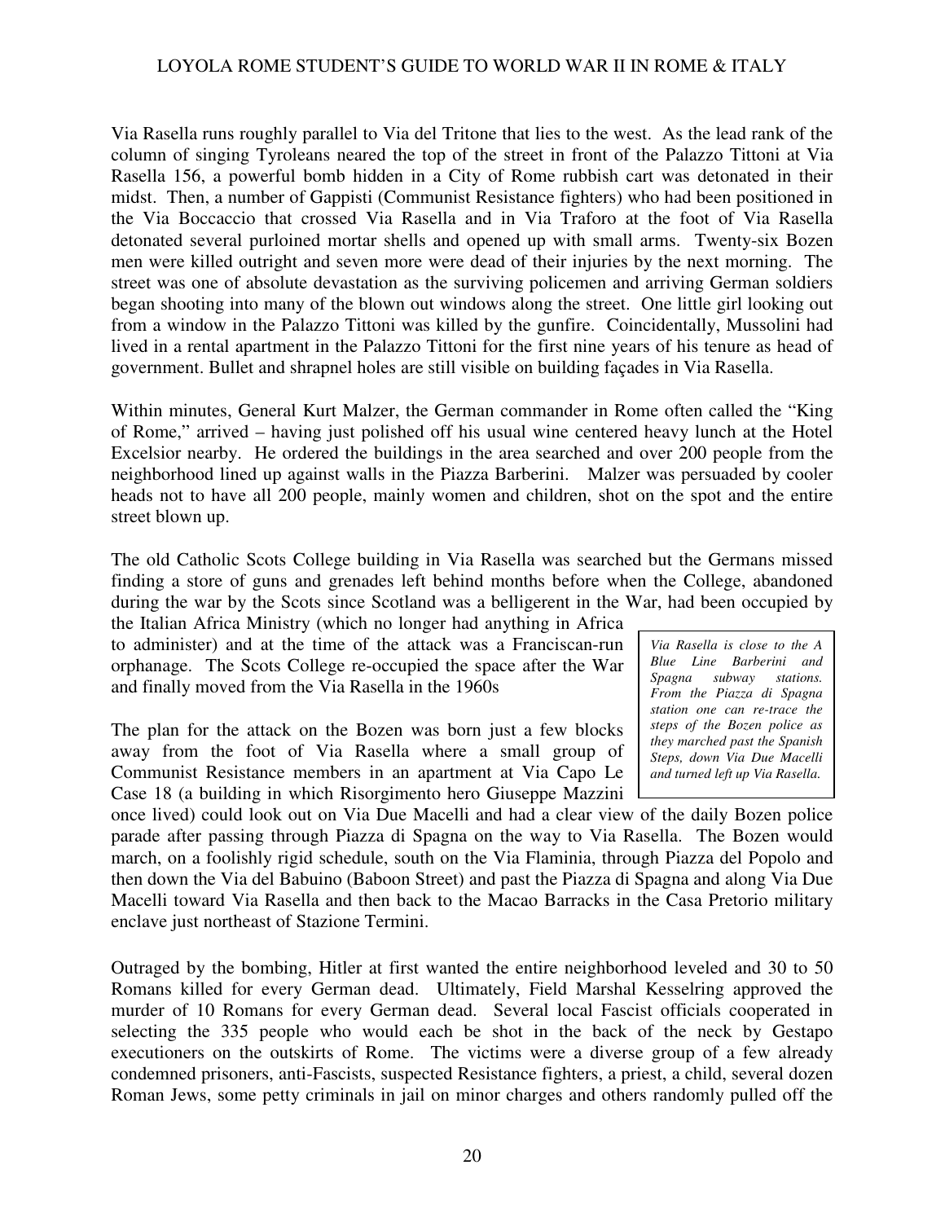Via Rasella runs roughly parallel to Via del Tritone that lies to the west. As the lead rank of the column of singing Tyroleans neared the top of the street in front of the Palazzo Tittoni at Via Rasella 156, a powerful bomb hidden in a City of Rome rubbish cart was detonated in their midst. Then, a number of Gappisti (Communist Resistance fighters) who had been positioned in the Via Boccaccio that crossed Via Rasella and in Via Traforo at the foot of Via Rasella detonated several purloined mortar shells and opened up with small arms. Twenty-six Bozen men were killed outright and seven more were dead of their injuries by the next morning. The street was one of absolute devastation as the surviving policemen and arriving German soldiers began shooting into many of the blown out windows along the street. One little girl looking out from a window in the Palazzo Tittoni was killed by the gunfire. Coincidentally, Mussolini had lived in a rental apartment in the Palazzo Tittoni for the first nine years of his tenure as head of government. Bullet and shrapnel holes are still visible on building façades in Via Rasella.

Within minutes, General Kurt Malzer, the German commander in Rome often called the "King of Rome," arrived – having just polished off his usual wine centered heavy lunch at the Hotel Excelsior nearby. He ordered the buildings in the area searched and over 200 people from the neighborhood lined up against walls in the Piazza Barberini. Malzer was persuaded by cooler heads not to have all 200 people, mainly women and children, shot on the spot and the entire street blown up.

The old Catholic Scots College building in Via Rasella was searched but the Germans missed finding a store of guns and grenades left behind months before when the College, abandoned during the war by the Scots since Scotland was a belligerent in the War, had been occupied by the Italian Africa Ministry (which no longer had anything in Africa to administer) and at the time of the attack was a Franciscan-run orphanage. The Scots College re-occupied the space after the War and finally moved from the Via Rasella in the 1960s

*Via Rasella is close to the A Blue Line Barberini and Spagna subway stations. From the Piazza di Spagna station one can re-trace the steps of the Bozen police as they marched past the Spanish Steps, down Via Due Macelli and turned left up Via Rasella.*

The plan for the attack on the Bozen was born just a few blocks away from the foot of Via Rasella where a small group of Communist Resistance members in an apartment at Via Capo Le Case 18 (a building in which Risorgimento hero Giuseppe Mazzini once lived) could look out on Via Due Macelli and had a clear view of the daily Bozen police parade after passing through Piazza di Spagna on the way to Via Rasella. The Bozen would march, on a foolishly rigid schedule, south on the Via Flaminia, through Piazza del Popolo and then down the Via del Babuino (Baboon Street) and past the Piazza di Spagna and along Via Due Macelli toward Via Rasella and then back to the Macao Barracks in the Casa Pretorio military enclave just northeast of Stazione Termini.

Outraged by the bombing, Hitler at first wanted the entire neighborhood leveled and 30 to 50 Romans killed for every German dead. Ultimately, Field Marshal Kesselring approved the murder of 10 Romans for every German dead. Several local Fascist officials cooperated in selecting the 335 people who would each be shot in the back of the neck by Gestapo executioners on the outskirts of Rome. The victims were a diverse group of a few already condemned prisoners, anti-Fascists, suspected Resistance fighters, a priest, a child, several dozen Roman Jews, some petty criminals in jail on minor charges and others randomly pulled off the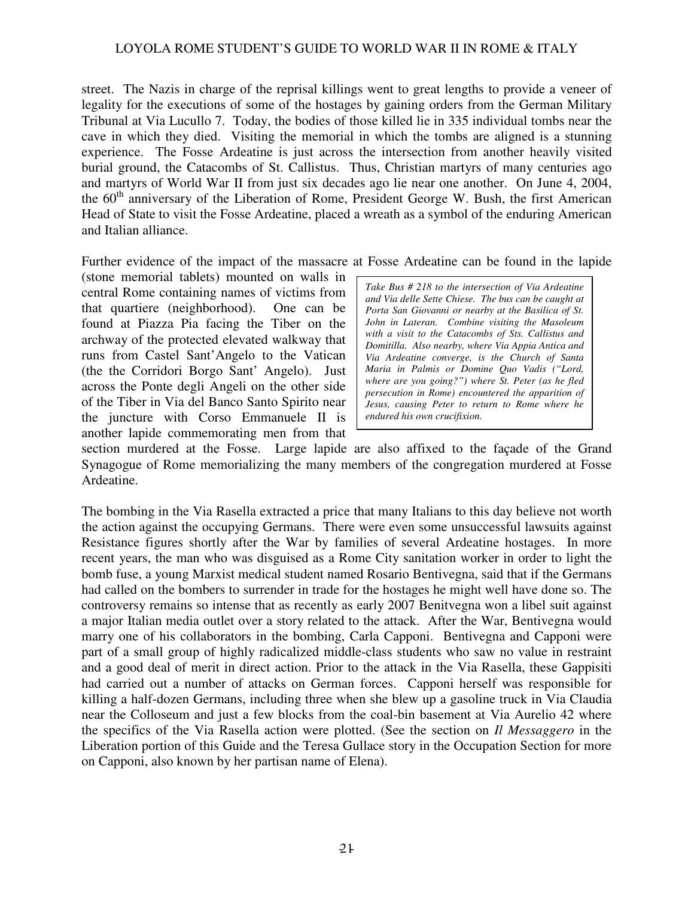street. The Nazis in charge of the reprisal killings went to great lengths to provide a veneer of legality for the executions of some of the hostages by gaining orders from the German Military Tribunal at Via Lucullo 7. Today, the bodies of those killed lie in 335 individual tombs near the cave in which they died. Visiting the memorial in which the tombs are aligned is a stunning experience. The Fosse Ardeatine is just across the intersection from another heavily visited burial ground, the Catacombs of St. Callistus. Thus, Christian martyrs of many centuries ago and martyrs of World War II from just six decades ago lie near one another. On June 4, 2004, the 60th anniversary of the Liberation of Rome, President George W. Bush, the first American Head of State to visit the Fosse Ardeatine, placed a wreath as a symbol of the enduring American and Italian alliance.

Further evidence of the impact of the massacre at Fosse Ardeatine can be found in the lapide (stone memorial tablets) mounted on walls in central Rome containing names of victims from that quartiere (neighborhood). One can be found at Piazza Pia facing the Tiber on the archway of the protected elevated walkway that runs from Castel Sant'Angelo to the Vatican (the the Corridori Borgo Sant' Angelo). Just across the Ponte degli Angeli on the other side of the Tiber in Via del Banco Santo Spirito near the juncture with Corso Emmanuele II is another lapide commemorating men from that section murdered at the Fosse. Large lapide are also affixed to the façade of the Grand Synagogue of Rome memorializing the many members of the congregation murdered at Fosse Ardeatine.

> *Take Bus # 218 to the intersection of Via Ardeatine and Via delle Sette Chiese. The bus can be caught at Porta San Giovanni or nearby at the Basilica of St. John in Lateran. Combine visiting the Masoleum with a visit to the Catacombs of Sts. Callistus and Domitilla. Also nearby, where Via Appia Antica and Via Ardeatine converge, is the Church of Santa Maria in Palmis or Domine Quo Vadis ("Lord, where are you going?") where St. Peter (as he fled persecution in Rome) encountered the apparition of Jesus, causing Peter to return to Rome where he endured his own crucifixion.*

The bombing in the Via Rasella extracted a price that many Italians to this day believe not worth the action against the occupying Germans. There were even some unsuccessful lawsuits against Resistance figures shortly after the War by families of several Ardeatine hostages. In more recent years, the man who was disguised as a Rome City sanitation worker in order to light the bomb fuse, a young Marxist medical student named Rosario Bentivegna, said that if the Germans had called on the bombers to surrender in trade for the hostages he might well have done so. The controversy remains so intense that as recently as early 2007 Benitvegna won a libel suit against a major Italian media outlet over a story related to the attack. After the War, Bentivegna would marry one of his collaborators in the bombing, Carla Capponi. Bentivegna and Capponi were part of a small group of highly radicalized middle-class students who saw no value in restraint and a good deal of merit in direct action. Prior to the attack in the Via Rasella, these Gappisiti had carried out a number of attacks on German forces. Capponi herself was responsible for killing a half-dozen Germans, including three when she blew up a gasoline truck in Via Claudia near the Colloseum and just a few blocks from the coal-bin basement at Via Aurelio 42 where the specifics of the Via Rasella action were plotted. (See the section on *Il Messaggero* in the Liberation portion of this Guide and the Teresa Gullace story in the Occupation Section for more on Capponi, also known by her partisan name of Elena).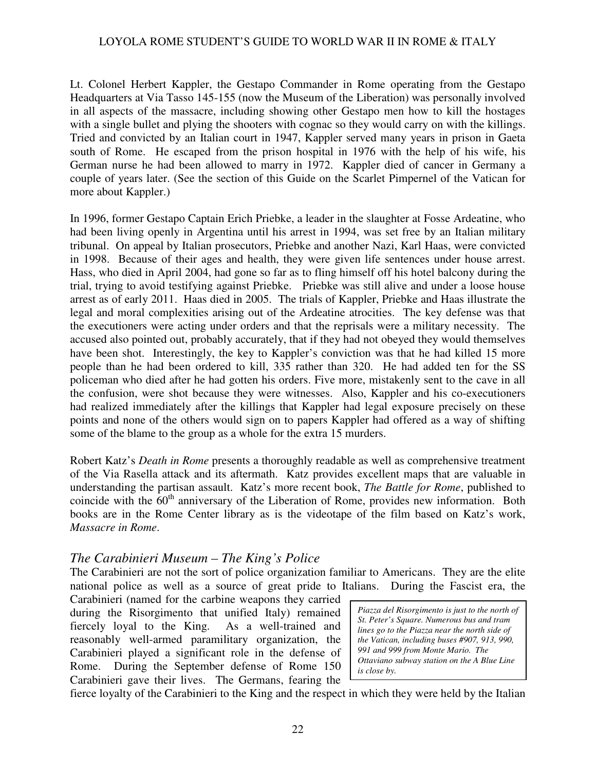Lt. Colonel Herbert Kappler, the Gestapo Commander in Rome operating from the Gestapo Headquarters at Via Tasso 145-155 (now the Museum of the Liberation) was personally involved in all aspects of the massacre, including showing other Gestapo men how to kill the hostages with a single bullet and plying the shooters with cognac so they would carry on with the killings. Tried and convicted by an Italian court in 1947, Kappler served many years in prison in Gaeta south of Rome. He escaped from the prison hospital in 1976 with the help of his wife, his German nurse he had been allowed to marry in 1972. Kappler died of cancer in Germany a couple of years later. (See the section of this Guide on the Scarlet Pimpernel of the Vatican for more about Kappler.)

In 1996, former Gestapo Captain Erich Priebke, a leader in the slaughter at Fosse Ardeatine, who had been living openly in Argentina until his arrest in 1994, was set free by an Italian military tribunal. On appeal by Italian prosecutors, Priebke and another Nazi, Karl Haas, were convicted in 1998. Because of their ages and health, they were given life sentences under house arrest. Hass, who died in April 2004, had gone so far as to fling himself off his hotel balcony during the trial, trying to avoid testifying against Priebke. Priebke was still alive and under a loose house arrest as of early 2011. Haas died in 2005. The trials of Kappler, Priebke and Haas illustrate the legal and moral complexities arising out of the Ardeatine atrocities. The key defense was that the executioners were acting under orders and that the reprisals were a military necessity. The accused also pointed out, probably accurately, that if they had not obeyed they would themselves have been shot. Interestingly, the key to Kappler's conviction was that he had killed 15 more people than he had been ordered to kill, 335 rather than 320. He had added ten for the SS policeman who died after he had gotten his orders. Five more, mistakenly sent to the cave in all the confusion, were shot because they were witnesses. Also, Kappler and his co-executioners had realized immediately after the killings that Kappler had legal exposure precisely on these points and none of the others would sign on to papers Kappler had offered as a way of shifting some of the blame to the group as a whole for the extra 15 murders.

Robert Katz's *Death in Rome* presents a thoroughly readable as well as comprehensive treatment of the Via Rasella attack and its aftermath. Katz provides excellent maps that are valuable in understanding the partisan assault. Katz's more recent book, *The Battle for Rome*, published to coincide with the 60th anniversary of the Liberation of Rome, provides new information. Both books are in the Rome Center library as is the videotape of the film based on Katz's work, *Massacre in Rome*.

## *The Carabinieri Museum – The King's Police*

The Carabinieri are not the sort of police organization familiar to Americans. They are the elite national police as well as a source of great pride to Italians. During the Fascist era, the Carabinieri (named for the carbine weapons they carried during the Risorgimento that unified Italy) remained fiercely loyal to the King. As a well-trained and reasonably well-armed paramilitary organization, the Carabinieri played a significant role in the defense of Rome. During the September defense of Rome 150 Carabinieri gave their lives. The Germans, fearing the fierce loyalty of the Carabinieri to the King and the respect in which they were held by the Italian

*Piazza del Risorgimento is just to the north of St. Peter's Square. Numerous bus and tram lines go to the Piazza near the north side of the Vatican, including buses #907, 913, 990, 991 and 999 from Monte Mario. The Ottaviano subway station on the A Blue Line is close by.*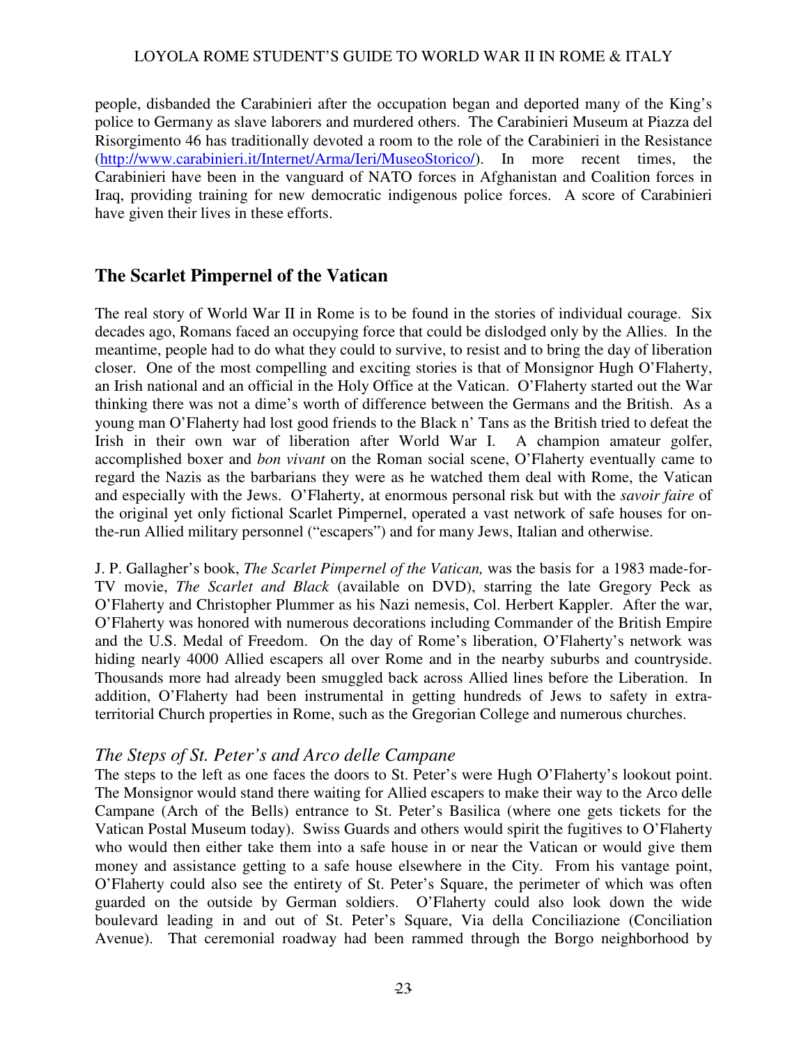people, disbanded the Carabinieri after the occupation began and deported many of the King's police to Germany as slave laborers and murdered others. The Carabinieri Museum at Piazza del Risorgimento 46 has traditionally devoted a room to the role of the Carabinieri in the Resistance (http://www.carabinieri.it/Internet/Arma/Ieri/MuseoStorico/). In more recent times, the Carabinieri have been in the vanguard of NATO forces in Afghanistan and Coalition forces in Iraq, providing training for new democratic indigenous police forces. A score of Carabinieri have given their lives in these efforts.

## The Scarlet Pimpernel of the Vatican

The real story of World War II in Rome is to be found in the stories of individual courage. Six decades ago, Romans faced an occupying force that could be dislodged only by the Allies. In the meantime, people had to do what they could to survive, to resist and to bring the day of liberation closer. One of the most compelling and exciting stories is that of Monsignor Hugh O'Flaherty, an Irish national and an official in the Holy Office at the Vatican. O'Flaherty started out the War thinking there was not a dime's worth of difference between the Germans and the British. As a young man O'Flaherty had lost good friends to the Black n' Tans as the British tried to defeat the Irish in their own war of liberation after World War I. A champion amateur golfer, accomplished boxer and *bon vivant* on the Roman social scene, O'Flaherty eventually came to regard the Nazis as the barbarians they were as he watched them deal with Rome, the Vatican and especially with the Jews. O'Flaherty, at enormous personal risk but with the *savoir faire* of the original yet only fictional Scarlet Pimpernel, operated a vast network of safe houses for on-the-run Allied military personnel ("escapers") and for many Jews, Italian and otherwise.

J. P. Gallagher's book, *The Scarlet Pimpernel of the Vatican,* was the basis for a 1983 made-for-TV movie, *The Scarlet and Black* (available on DVD), starring the late Gregory Peck as O'Flaherty and Christopher Plummer as his Nazi nemesis, Col. Herbert Kappler. After the war, O'Flaherty was honored with numerous decorations including Commander of the British Empire and the U.S. Medal of Freedom. On the day of Rome's liberation, O'Flaherty's network was hiding nearly 4000 Allied escapers all over Rome and in the nearby suburbs and countryside. Thousands more had already been smuggled back across Allied lines before the Liberation. In addition, O'Flaherty had been instrumental in getting hundreds of Jews to safety in extra-territorial Church properties in Rome, such as the Gregorian College and numerous churches.

### *The Steps of St. Peter's and Arco delle Campane*

The steps to the left as one faces the doors to St. Peter's were Hugh O'Flaherty's lookout point. The Monsignor would stand there waiting for Allied escapers to make their way to the Arco delle Campane (Arch of the Bells) entrance to St. Peter's Basilica (where one gets tickets for the Vatican Postal Museum today). Swiss Guards and others would spirit the fugitives to O'Flaherty who would then either take them into a safe house in or near the Vatican or would give them money and assistance getting to a safe house elsewhere in the City. From his vantage point, O'Flaherty could also see the entirety of St. Peter's Square, the perimeter of which was often guarded on the outside by German soldiers. O'Flaherty could also look down the wide boulevard leading in and out of St. Peter's Square, Via della Conciliazione (Conciliation Avenue). That ceremonial roadway had been rammed through the Borgo neighborhood by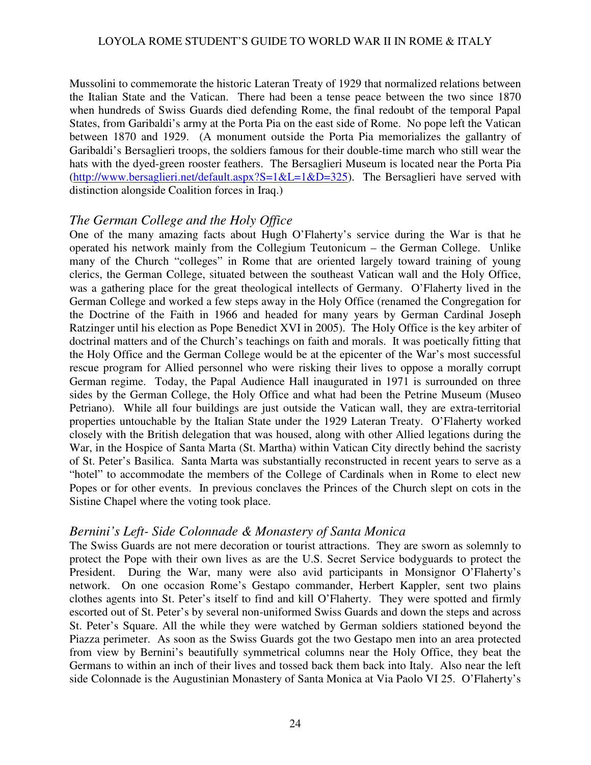Mussolini to commemorate the historic Lateran Treaty of 1929 that normalized relations between the Italian State and the Vatican. There had been a tense peace between the two since 1870 when hundreds of Swiss Guards died defending Rome, the final redoubt of the temporal Papal States, from Garibaldi's army at the Porta Pia on the east side of Rome. No pope left the Vatican between 1870 and 1929. (A monument outside the Porta Pia memorializes the gallantry of Garibaldi's Bersaglieri troops, the soldiers famous for their double-time march who still wear the hats with the dyed-green rooster feathers. The Bersaglieri Museum is located near the Porta Pia (http://www.bersaglieri.net/default.aspx?S=1&L=1&D=325). The Bersaglieri have served with distinction alongside Coalition forces in Iraq.)

## *The German College and the Holy Office*

One of the many amazing facts about Hugh O'Flaherty's service during the War is that he operated his network mainly from the Collegium Teutonicum – the German College. Unlike many of the Church "colleges" in Rome that are oriented largely toward training of young clerics, the German College, situated between the southeast Vatican wall and the Holy Office, was a gathering place for the great theological intellects of Germany. O'Flaherty lived in the German College and worked a few steps away in the Holy Office (renamed the Congregation for the Doctrine of the Faith in 1966 and headed for many years by German Cardinal Joseph Ratzinger until his election as Pope Benedict XVI in 2005). The Holy Office is the key arbiter of doctrinal matters and of the Church's teachings on faith and morals. It was poetically fitting that the Holy Office and the German College would be at the epicenter of the War's most successful rescue program for Allied personnel who were risking their lives to oppose a morally corrupt German regime. Today, the Papal Audience Hall inaugurated in 1971 is surrounded on three sides by the German College, the Holy Office and what had been the Petrine Museum (Museo Petriano). While all four buildings are just outside the Vatican wall, they are extra-territorial properties untouchable by the Italian State under the 1929 Lateran Treaty. O'Flaherty worked closely with the British delegation that was housed, along with other Allied legations during the War, in the Hospice of Santa Marta (St. Martha) within Vatican City directly behind the sacristy of St. Peter's Basilica. Santa Marta was substantially reconstructed in recent years to serve as a "hotel" to accommodate the members of the College of Cardinals when in Rome to elect new Popes or for other events. In previous conclaves the Princes of the Church slept on cots in the Sistine Chapel where the voting took place.

## *Bernini's Left- Side Colonnade & Monastery of Santa Monica*

The Swiss Guards are not mere decoration or tourist attractions. They are sworn as solemnly to protect the Pope with their own lives as are the U.S. Secret Service bodyguards to protect the President. During the War, many were also avid participants in Monsignor O'Flaherty's network. On one occasion Rome's Gestapo commander, Herbert Kappler, sent two plains clothes agents into St. Peter's itself to find and kill O'Flaherty. They were spotted and firmly escorted out of St. Peter's by several non-uniformed Swiss Guards and down the steps and across St. Peter's Square. All the while they were watched by German soldiers stationed beyond the Piazza perimeter. As soon as the Swiss Guards got the two Gestapo men into an area protected from view by Bernini's beautifully symmetrical columns near the Holy Office, they beat the Germans to within an inch of their lives and tossed back them back into Italy. Also near the left side Colonnade is the Augustinian Monastery of Santa Monica at Via Paolo VI 25. O'Flaherty's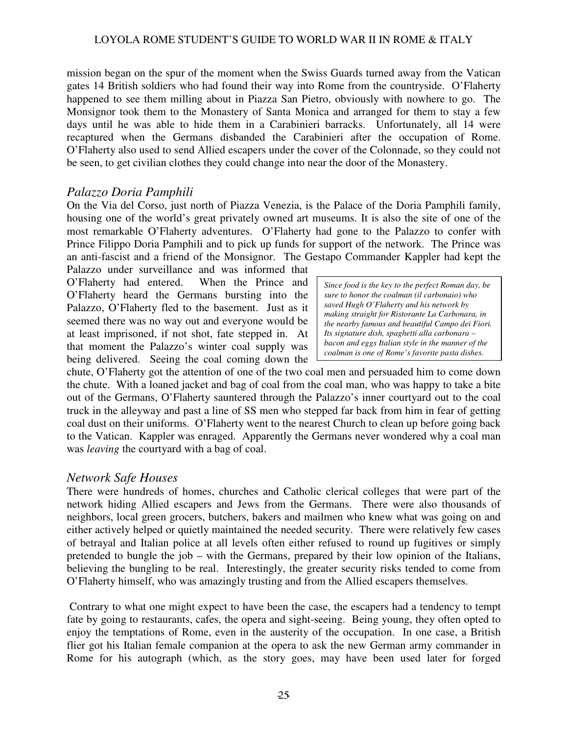mission began on the spur of the moment when the Swiss Guards turned away from the Vatican gates 14 British soldiers who had found their way into Rome from the countryside. O'Flaherty happened to see them milling about in Piazza San Pietro, obviously with nowhere to go. The Monsignor took them to the Monastery of Santa Monica and arranged for them to stay a few days until he was able to hide them in a Carabinieri barracks. Unfortunately, all 14 were recaptured when the Germans disbanded the Carabinieri after the occupation of Rome. O'Flaherty also used to send Allied escapers under the cover of the Colonnade, so they could not be seen, to get civilian clothes they could change into near the door of the Monastery.

## *Palazzo Doria Pamphili*

On the Via del Corso, just north of Piazza Venezia, is the Palace of the Doria Pamphili family, housing one of the world's great privately owned art museums. It is also the site of one of the most remarkable O'Flaherty adventures. O'Flaherty had gone to the Palazzo to confer with Prince Filippo Doria Pamphili and to pick up funds for support of the network. The Prince was an anti-fascist and a friend of the Monsignor. The Gestapo Commander Kappler had kept the Palazzo under surveillance and was informed that O'Flaherty had entered. When the Prince and O'Flaherty heard the Germans bursting into the Palazzo, O'Flaherty fled to the basement. Just as it seemed there was no way out and everyone would be at least imprisoned, if not shot, fate stepped in. At that moment the Palazzo's winter coal supply was being delivered. Seeing the coal coming down the chute, O'Flaherty got the attention of one of the two coal men and persuaded him to come down the chute. With a loaned jacket and bag of coal from the coal man, who was happy to take a bite out of the Germans, O'Flaherty sauntered through the Palazzo's inner courtyard out to the coal truck in the alleyway and past a line of SS men who stepped far back from him in fear of getting coal dust on their uniforms. O'Flaherty went to the nearest Church to clean up before going back to the Vatican. Kappler was enraged. Apparently the Germans never wondered why a coal man was *leaving* the courtyard with a bag of coal.

> *Since food is the key to the perfect Roman day, be sure to honor the coalman (il carbonaio) who saved Hugh O'Flaherty and his network by making straight for Ristorante La Carbonara, in the nearby famous and beautiful Campo dei Fiori. Its signature dish, spaghetti alla carbonara – bacon and eggs Italian style in the manner of the coalman is one of Rome's favorite pasta dishes.*

## *Network Safe Houses*

There were hundreds of homes, churches and Catholic clerical colleges that were part of the network hiding Allied escapers and Jews from the Germans. There were also thousands of neighbors, local green grocers, butchers, bakers and mailmen who knew what was going on and either actively helped or quietly maintained the needed security. There were relatively few cases of betrayal and Italian police at all levels often either refused to round up fugitives or simply pretended to bungle the job – with the Germans, prepared by their low opinion of the Italians, believing the bungling to be real. Interestingly, the greater security risks tended to come from O'Flaherty himself, who was amazingly trusting and from the Allied escapers themselves.

Contrary to what one might expect to have been the case, the escapers had a tendency to tempt fate by going to restaurants, cafes, the opera and sight-seeing. Being young, they often opted to enjoy the temptations of Rome, even in the austerity of the occupation. In one case, a British flier got his Italian female companion at the opera to ask the new German army commander in Rome for his autograph (which, as the story goes, may have been used later for forged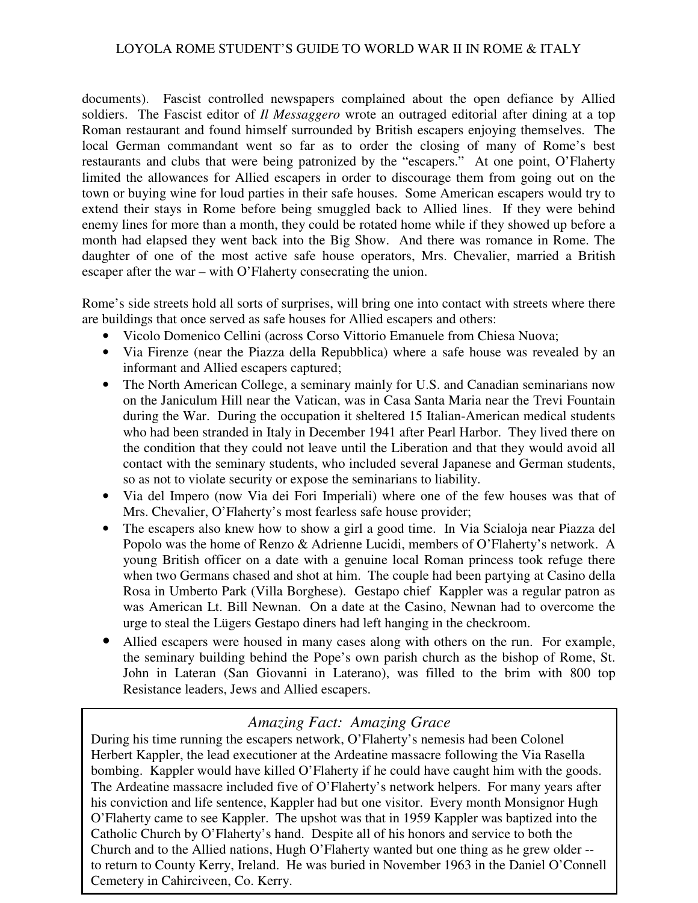documents). Fascist controlled newspapers complained about the open defiance by Allied soldiers. The Fascist editor of *Il Messaggero* wrote an outraged editorial after dining at a top Roman restaurant and found himself surrounded by British escapers enjoying themselves. The local German commandant went so far as to order the closing of many of Rome's best restaurants and clubs that were being patronized by the "escapers." At one point, O'Flaherty limited the allowances for Allied escapers in order to discourage them from going out on the town or buying wine for loud parties in their safe houses. Some American escapers would try to extend their stays in Rome before being smuggled back to Allied lines. If they were behind enemy lines for more than a month, they could be rotated home while if they showed up before a month had elapsed they went back into the Big Show. And there was romance in Rome. The daughter of one of the most active safe house operators, Mrs. Chevalier, married a British escaper after the war – with O'Flaherty consecrating the union.

Rome's side streets hold all sorts of surprises, will bring one into contact with streets where there are buildings that once served as safe houses for Allied escapers and others:

- Vicolo Domenico Cellini (across Corso Vittorio Emanuele from Chiesa Nuova;
- Via Firenze (near the Piazza della Repubblica) where a safe house was revealed by an informant and Allied escapers captured;
- The North American College, a seminary mainly for U.S. and Canadian seminarians now on the Janiculum Hill near the Vatican, was in Casa Santa Maria near the Trevi Fountain during the War. During the occupation it sheltered 15 Italian-American medical students who had been stranded in Italy in December 1941 after Pearl Harbor. They lived there on the condition that they could not leave until the Liberation and that they would avoid all contact with the seminary students, who included several Japanese and German students, so as not to violate security or expose the seminarians to liability.
- Via del Impero (now Via dei Fori Imperiali) where one of the few houses was that of Mrs. Chevalier, O'Flaherty's most fearless safe house provider;
- The escapers also knew how to show a girl a good time. In Via Scialoja near Piazza del Popolo was the home of Renzo & Adrienne Lucidi, members of O'Flaherty's network. A young British officer on a date with a genuine local Roman princess took refuge there when two Germans chased and shot at him. The couple had been partying at Casino della Rosa in Umberto Park (Villa Borghese). Gestapo chief Kappler was a regular patron as was American Lt. Bill Newnan. On a date at the Casino, Newnan had to overcome the urge to steal the Lügers Gestapo diners had left hanging in the checkroom.
- Allied escapers were housed in many cases along with others on the run. For example, the seminary building behind the Pope's own parish church as the bishop of Rome, St. John in Lateran (San Giovanni in Laterano), was filled to the brim with 800 top Resistance leaders, Jews and Allied escapers.

> *Amazing Fact: Amazing Grace*
>
> During his time running the escapers network, O'Flaherty's nemesis had been Colonel Herbert Kappler, the lead executioner at the Ardeatine massacre following the Via Rasella bombing. Kappler would have killed O'Flaherty if he could have caught him with the goods. The Ardeatine massacre included five of O'Flaherty's network helpers. For many years after his conviction and life sentence, Kappler had but one visitor. Every month Monsignor Hugh O'Flaherty came to see Kappler. The upshot was that in 1959 Kappler was baptized into the Catholic Church by O'Flaherty's hand. Despite all of his honors and service to both the Church and to the Allied nations, Hugh O'Flaherty wanted but one thing as he grew older -- to return to County Kerry, Ireland. He was buried in November 1963 in the Daniel O'Connell Cemetery in Cahirciveen, Co. Kerry.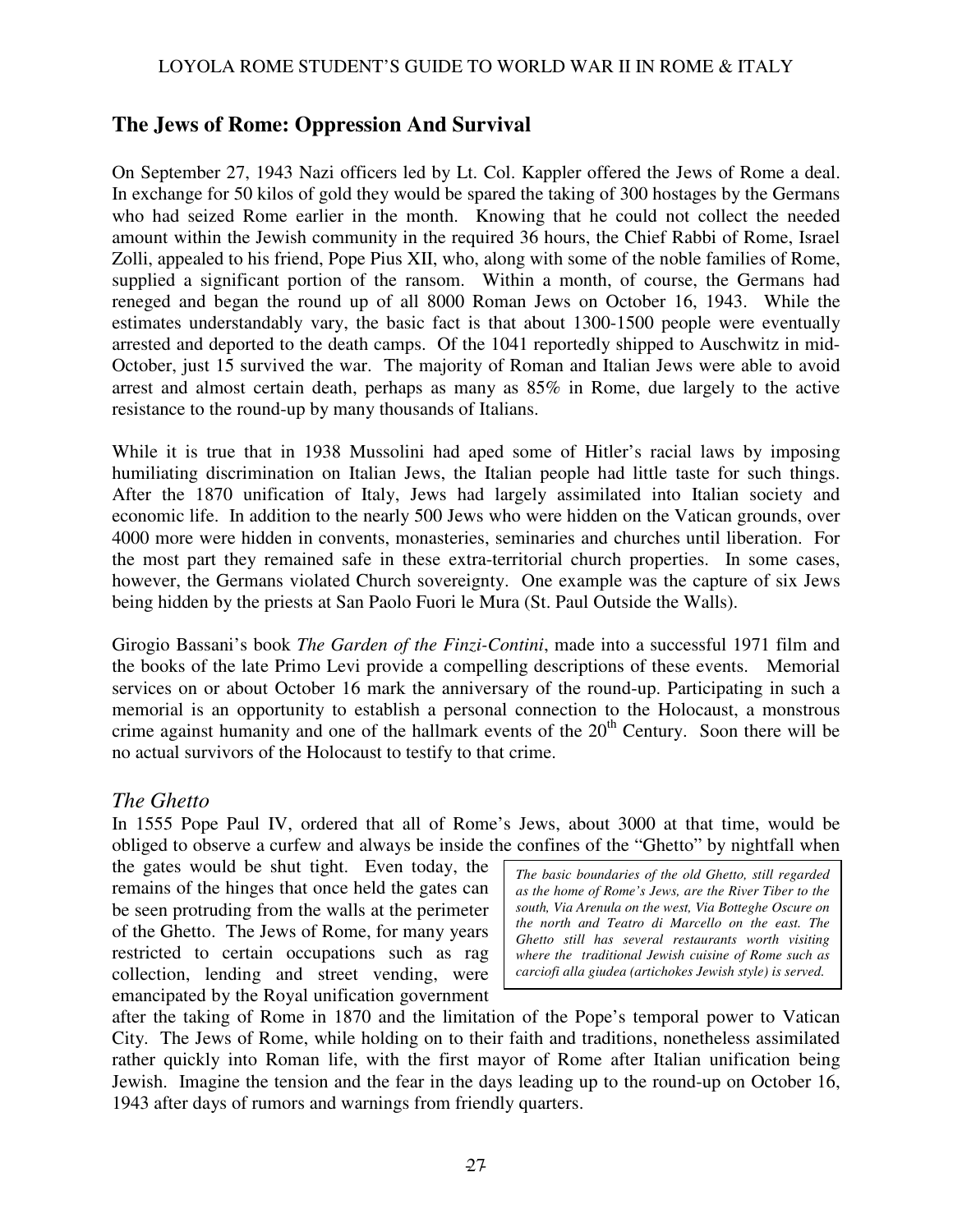## The Jews of Rome: Oppression And Survival

On September 27, 1943 Nazi officers led by Lt. Col. Kappler offered the Jews of Rome a deal. In exchange for 50 kilos of gold they would be spared the taking of 300 hostages by the Germans who had seized Rome earlier in the month. Knowing that he could not collect the needed amount within the Jewish community in the required 36 hours, the Chief Rabbi of Rome, Israel Zolli, appealed to his friend, Pope Pius XII, who, along with some of the noble families of Rome, supplied a significant portion of the ransom. Within a month, of course, the Germans had reneged and began the round up of all 8000 Roman Jews on October 16, 1943. While the estimates understandably vary, the basic fact is that about 1300-1500 people were eventually arrested and deported to the death camps. Of the 1041 reportedly shipped to Auschwitz in mid-October, just 15 survived the war. The majority of Roman and Italian Jews were able to avoid arrest and almost certain death, perhaps as many as 85% in Rome, due largely to the active resistance to the round-up by many thousands of Italians.

While it is true that in 1938 Mussolini had aped some of Hitler's racial laws by imposing humiliating discrimination on Italian Jews, the Italian people had little taste for such things. After the 1870 unification of Italy, Jews had largely assimilated into Italian society and economic life. In addition to the nearly 500 Jews who were hidden on the Vatican grounds, over 4000 more were hidden in convents, monasteries, seminaries and churches until liberation. For the most part they remained safe in these extra-territorial church properties. In some cases, however, the Germans violated Church sovereignty. One example was the capture of six Jews being hidden by the priests at San Paolo Fuori le Mura (St. Paul Outside the Walls).

Girogio Bassani's book *The Garden of the Finzi-Contini*, made into a successful 1971 film and the books of the late Primo Levi provide a compelling descriptions of these events. Memorial services on or about October 16 mark the anniversary of the round-up. Participating in such a memorial is an opportunity to establish a personal connection to the Holocaust, a monstrous crime against humanity and one of the hallmark events of the 20th Century. Soon there will be no actual survivors of the Holocaust to testify to that crime.

### *The Ghetto*

In 1555 Pope Paul IV, ordered that all of Rome's Jews, about 3000 at that time, would be obliged to observe a curfew and always be inside the confines of the "Ghetto" by nightfall when the gates would be shut tight. Even today, the remains of the hinges that once held the gates can be seen protruding from the walls at the perimeter of the Ghetto. The Jews of Rome, for many years restricted to certain occupations such as rag collection, lending and street vending, were emancipated by the Royal unification government after the taking of Rome in 1870 and the limitation of the Pope's temporal power to Vatican City. The Jews of Rome, while holding on to their faith and traditions, nonetheless assimilated rather quickly into Roman life, with the first mayor of Rome after Italian unification being Jewish. Imagine the tension and the fear in the days leading up to the round-up on October 16, 1943 after days of rumors and warnings from friendly quarters.

*The basic boundaries of the old Ghetto, still regarded as the home of Rome's Jews, are the River Tiber to the south, Via Arenula on the west, Via Botteghe Oscure on the north and Teatro di Marcello on the east. The Ghetto still has several restaurants worth visiting where the traditional Jewish cuisine of Rome such as carciofi alla giudea (artichokes Jewish style) is served.*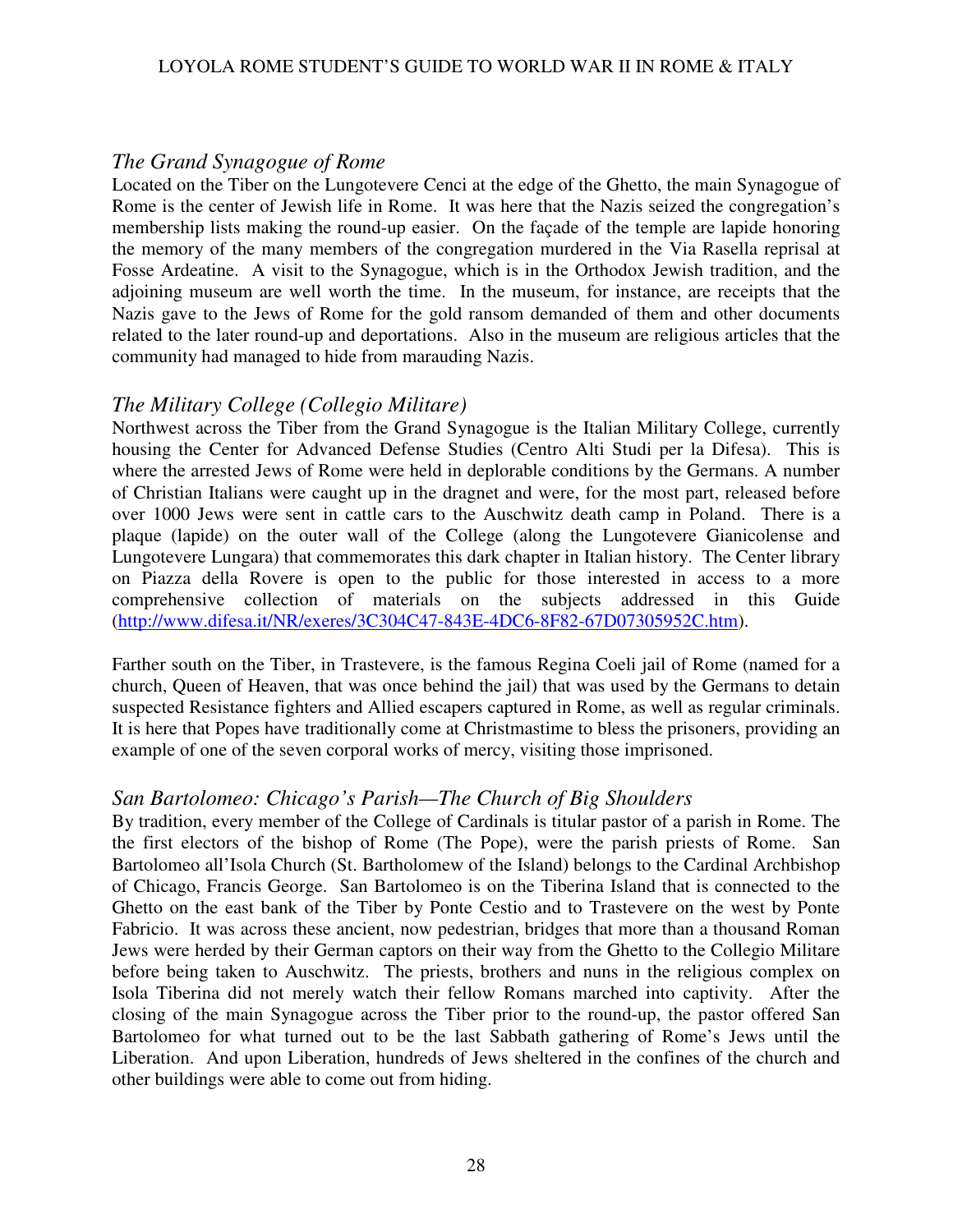### *The Grand Synagogue of Rome*

Located on the Tiber on the Lungotevere Cenci at the edge of the Ghetto, the main Synagogue of Rome is the center of Jewish life in Rome. It was here that the Nazis seized the congregation's membership lists making the round-up easier. On the façade of the temple are lapide honoring the memory of the many members of the congregation murdered in the Via Rasella reprisal at Fosse Ardeatine. A visit to the Synagogue, which is in the Orthodox Jewish tradition, and the adjoining museum are well worth the time. In the museum, for instance, are receipts that the Nazis gave to the Jews of Rome for the gold ransom demanded of them and other documents related to the later round-up and deportations. Also in the museum are religious articles that the community had managed to hide from marauding Nazis.

### *The Military College (Collegio Militare)*

Northwest across the Tiber from the Grand Synagogue is the Italian Military College, currently housing the Center for Advanced Defense Studies (Centro Alti Studi per la Difesa). This is where the arrested Jews of Rome were held in deplorable conditions by the Germans. A number of Christian Italians were caught up in the dragnet and were, for the most part, released before over 1000 Jews were sent in cattle cars to the Auschwitz death camp in Poland. There is a plaque (lapide) on the outer wall of the College (along the Lungotevere Gianicolense and Lungotevere Lungara) that commemorates this dark chapter in Italian history. The Center library on Piazza della Rovere is open to the public for those interested in access to a more comprehensive collection of materials on the subjects addressed in this Guide (http://www.difesa.it/NR/exeres/3C304C47-843E-4DC6-8F82-67D07305952C.htm).

Farther south on the Tiber, in Trastevere, is the famous Regina Coeli jail of Rome (named for a church, Queen of Heaven, that was once behind the jail) that was used by the Germans to detain suspected Resistance fighters and Allied escapers captured in Rome, as well as regular criminals. It is here that Popes have traditionally come at Christmastime to bless the prisoners, providing an example of one of the seven corporal works of mercy, visiting those imprisoned.

### *San Bartolomeo: Chicago's Parish—The Church of Big Shoulders*

By tradition, every member of the College of Cardinals is titular pastor of a parish in Rome. The the first electors of the bishop of Rome (The Pope), were the parish priests of Rome. San Bartolomeo all'Isola Church (St. Bartholomew of the Island) belongs to the Cardinal Archbishop of Chicago, Francis George. San Bartolomeo is on the Tiberina Island that is connected to the Ghetto on the east bank of the Tiber by Ponte Cestio and to Trastevere on the west by Ponte Fabricio. It was across these ancient, now pedestrian, bridges that more than a thousand Roman Jews were herded by their German captors on their way from the Ghetto to the Collegio Militare before being taken to Auschwitz. The priests, brothers and nuns in the religious complex on Isola Tiberina did not merely watch their fellow Romans marched into captivity. After the closing of the main Synagogue across the Tiber prior to the round-up, the pastor offered San Bartolomeo for what turned out to be the last Sabbath gathering of Rome's Jews until the Liberation. And upon Liberation, hundreds of Jews sheltered in the confines of the church and other buildings were able to come out from hiding.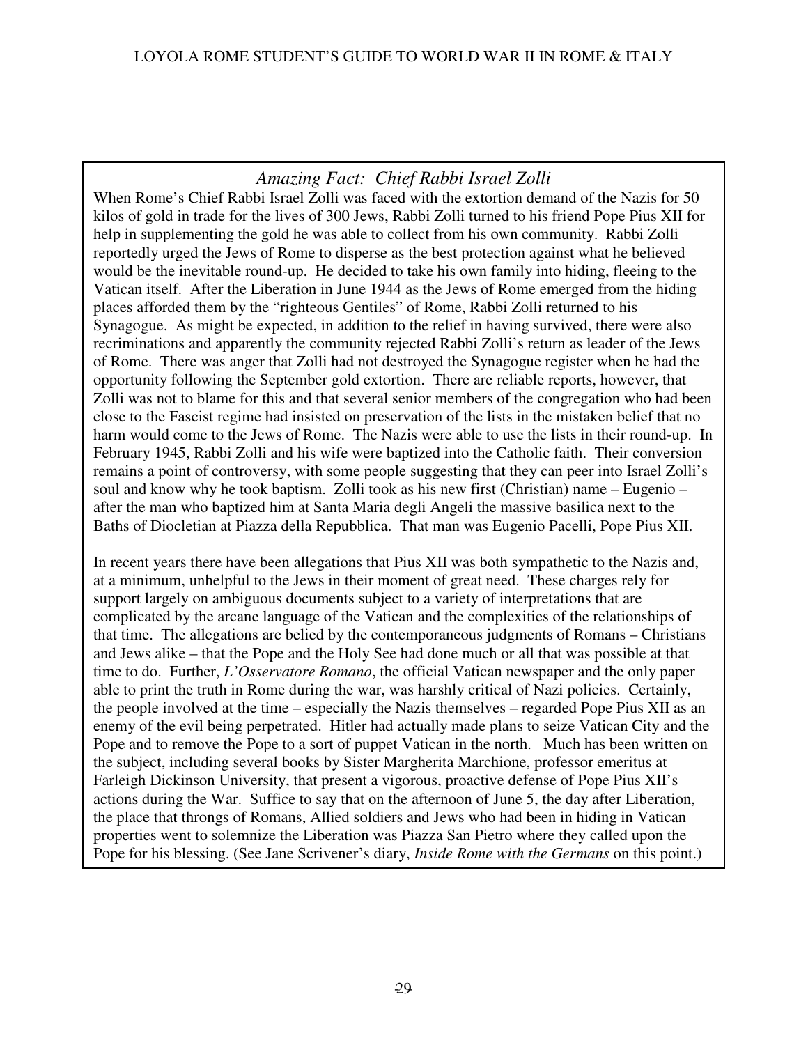## *Amazing Fact: Chief Rabbi Israel Zolli*

When Rome's Chief Rabbi Israel Zolli was faced with the extortion demand of the Nazis for 50 kilos of gold in trade for the lives of 300 Jews, Rabbi Zolli turned to his friend Pope Pius XII for help in supplementing the gold he was able to collect from his own community. Rabbi Zolli reportedly urged the Jews of Rome to disperse as the best protection against what he believed would be the inevitable round-up. He decided to take his own family into hiding, fleeing to the Vatican itself. After the Liberation in June 1944 as the Jews of Rome emerged from the hiding places afforded them by the "righteous Gentiles" of Rome, Rabbi Zolli returned to his Synagogue. As might be expected, in addition to the relief in having survived, there were also recriminations and apparently the community rejected Rabbi Zolli's return as leader of the Jews of Rome. There was anger that Zolli had not destroyed the Synagogue register when he had the opportunity following the September gold extortion. There are reliable reports, however, that Zolli was not to blame for this and that several senior members of the congregation who had been close to the Fascist regime had insisted on preservation of the lists in the mistaken belief that no harm would come to the Jews of Rome. The Nazis were able to use the lists in their round-up. In February 1945, Rabbi Zolli and his wife were baptized into the Catholic faith. Their conversion remains a point of controversy, with some people suggesting that they can peer into Israel Zolli's soul and know why he took baptism. Zolli took as his new first (Christian) name – Eugenio – after the man who baptized him at Santa Maria degli Angeli the massive basilica next to the Baths of Diocletian at Piazza della Repubblica. That man was Eugenio Pacelli, Pope Pius XII.

In recent years there have been allegations that Pius XII was both sympathetic to the Nazis and, at a minimum, unhelpful to the Jews in their moment of great need. These charges rely for support largely on ambiguous documents subject to a variety of interpretations that are complicated by the arcane language of the Vatican and the complexities of the relationships of that time. The allegations are belied by the contemporaneous judgments of Romans – Christians and Jews alike – that the Pope and the Holy See had done much or all that was possible at that time to do. Further, *L'Osservatore Romano*, the official Vatican newspaper and the only paper able to print the truth in Rome during the war, was harshly critical of Nazi policies. Certainly, the people involved at the time – especially the Nazis themselves – regarded Pope Pius XII as an enemy of the evil being perpetrated. Hitler had actually made plans to seize Vatican City and the Pope and to remove the Pope to a sort of puppet Vatican in the north. Much has been written on the subject, including several books by Sister Margherita Marchione, professor emeritus at Farleigh Dickinson University, that present a vigorous, proactive defense of Pope Pius XII's actions during the War. Suffice to say that on the afternoon of June 5, the day after Liberation, the place that throngs of Romans, Allied soldiers and Jews who had been in hiding in Vatican properties went to solemnize the Liberation was Piazza San Pietro where they called upon the Pope for his blessing. (See Jane Scrivener's diary, *Inside Rome with the Germans* on this point.)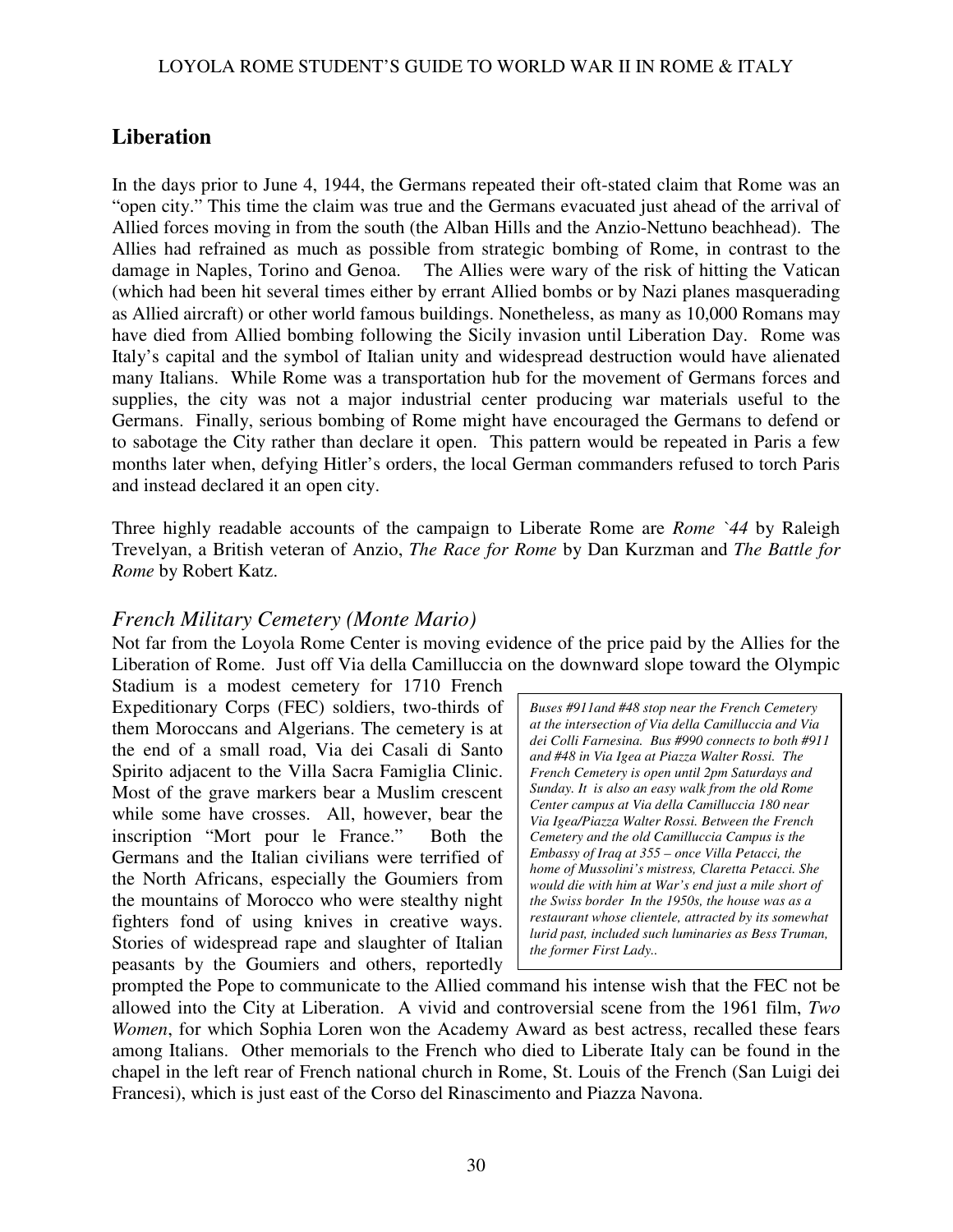## Liberation

In the days prior to June 4, 1944, the Germans repeated their oft-stated claim that Rome was an "open city." This time the claim was true and the Germans evacuated just ahead of the arrival of Allied forces moving in from the south (the Alban Hills and the Anzio-Nettuno beachhead). The Allies had refrained as much as possible from strategic bombing of Rome, in contrast to the damage in Naples, Torino and Genoa. The Allies were wary of the risk of hitting the Vatican (which had been hit several times either by errant Allied bombs or by Nazi planes masquerading as Allied aircraft) or other world famous buildings. Nonetheless, as many as 10,000 Romans may have died from Allied bombing following the Sicily invasion until Liberation Day. Rome was Italy's capital and the symbol of Italian unity and widespread destruction would have alienated many Italians. While Rome was a transportation hub for the movement of Germans forces and supplies, the city was not a major industrial center producing war materials useful to the Germans. Finally, serious bombing of Rome might have encouraged the Germans to defend or to sabotage the City rather than declare it open. This pattern would be repeated in Paris a few months later when, defying Hitler's orders, the local German commanders refused to torch Paris and instead declared it an open city.

Three highly readable accounts of the campaign to Liberate Rome are *Rome `44* by Raleigh Trevelyan, a British veteran of Anzio, *The Race for Rome* by Dan Kurzman and *The Battle for Rome* by Robert Katz.

### *French Military Cemetery (Monte Mario)*

Not far from the Loyola Rome Center is moving evidence of the price paid by the Allies for the Liberation of Rome. Just off Via della Camilluccia on the downward slope toward the Olympic Stadium is a modest cemetery for 1710 French Expeditionary Corps (FEC) soldiers, two-thirds of them Moroccans and Algerians. The cemetery is at the end of a small road, Via dei Casali di Santo Spirito adjacent to the Villa Sacra Famiglia Clinic. Most of the grave markers bear a Muslim crescent while some have crosses. All, however, bear the inscription "Mort pour le France." Both the Germans and the Italian civilians were terrified of the North Africans, especially the Goumiers from the mountains of Morocco who were stealthy night fighters fond of using knives in creative ways. Stories of widespread rape and slaughter of Italian peasants by the Goumiers and others, reportedly prompted the Pope to communicate to the Allied command his intense wish that the FEC not be allowed into the City at Liberation. A vivid and controversial scene from the 1961 film, *Two Women*, for which Sophia Loren won the Academy Award as best actress, recalled these fears among Italians. Other memorials to the French who died to Liberate Italy can be found in the chapel in the left rear of French national church in Rome, St. Louis of the French (San Luigi dei Francesi), which is just east of the Corso del Rinascimento and Piazza Navona.

> *Buses #911and #48 stop near the French Cemetery at the intersection of Via della Camilluccia and Via dei Colli Farnesina. Bus #990 connects to both #911 and #48 in Via Igea at Piazza Walter Rossi. The French Cemetery is open until 2pm Saturdays and Sunday. It is also an easy walk from the old Rome Center campus at Via della Camilluccia 180 near Via Igea/Piazza Walter Rossi. Between the French Cemetery and the old Camilluccia Campus is the Embassy of Iraq at 355 – once Villa Petacci, the home of Mussolini's mistress, Claretta Petacci. She would die with him at War's end just a mile short of the Swiss border In the 1950s, the house was as a restaurant whose clientele, attracted by its somewhat lurid past, included such luminaries as Bess Truman, the former First Lady..*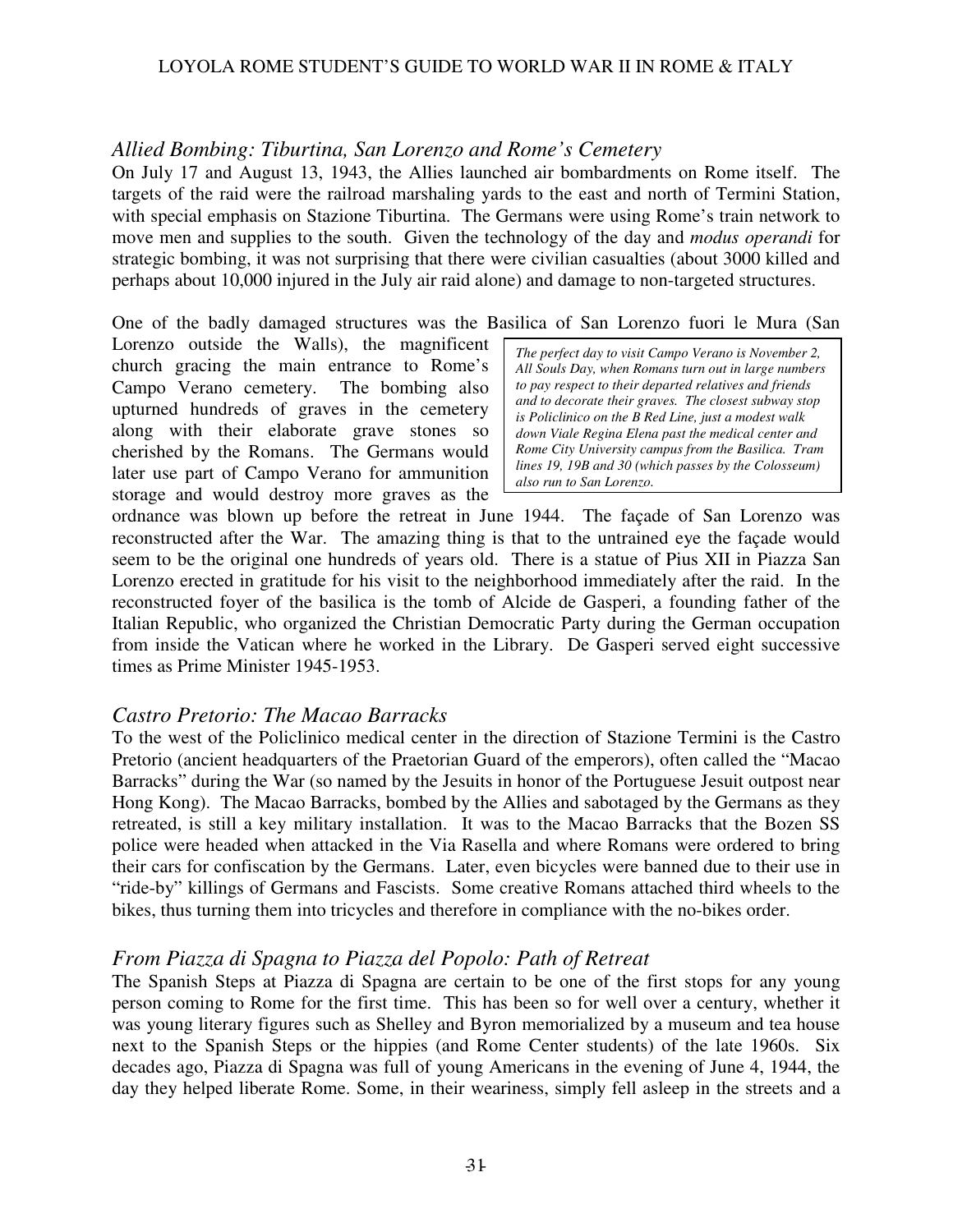## *Allied Bombing: Tiburtina, San Lorenzo and Rome's Cemetery*

On July 17 and August 13, 1943, the Allies launched air bombardments on Rome itself. The targets of the raid were the railroad marshaling yards to the east and north of Termini Station, with special emphasis on Stazione Tiburtina. The Germans were using Rome's train network to move men and supplies to the south. Given the technology of the day and *modus operandi* for strategic bombing, it was not surprising that there were civilian casualties (about 3000 killed and perhaps about 10,000 injured in the July air raid alone) and damage to non-targeted structures.

One of the badly damaged structures was the Basilica of San Lorenzo fuori le Mura (San Lorenzo outside the Walls), the magnificent church gracing the main entrance to Rome's Campo Verano cemetery. The bombing also upturned hundreds of graves in the cemetery along with their elaborate grave stones so cherished by the Romans. The Germans would later use part of Campo Verano for ammunition storage and would destroy more graves as the ordnance was blown up before the retreat in June 1944. The façade of San Lorenzo was reconstructed after the War. The amazing thing is that to the untrained eye the façade would seem to be the original one hundreds of years old. There is a statue of Pius XII in Piazza San Lorenzo erected in gratitude for his visit to the neighborhood immediately after the raid. In the reconstructed foyer of the basilica is the tomb of Alcide de Gasperi, a founding father of the Italian Republic, who organized the Christian Democratic Party during the German occupation from inside the Vatican where he worked in the Library. De Gasperi served eight successive times as Prime Minister 1945-1953.

> *The perfect day to visit Campo Verano is November 2, All Souls Day, when Romans turn out in large numbers to pay respect to their departed relatives and friends and to decorate their graves. The closest subway stop is Policlinico on the B Red Line, just a modest walk down Viale Regina Elena past the medical center and Rome City University campus from the Basilica. Tram lines 19, 19B and 30 (which passes by the Colosseum) also run to San Lorenzo.*

## *Castro Pretorio: The Macao Barracks*

To the west of the Policlinico medical center in the direction of Stazione Termini is the Castro Pretorio (ancient headquarters of the Praetorian Guard of the emperors), often called the "Macao Barracks" during the War (so named by the Jesuits in honor of the Portuguese Jesuit outpost near Hong Kong). The Macao Barracks, bombed by the Allies and sabotaged by the Germans as they retreated, is still a key military installation. It was to the Macao Barracks that the Bozen SS police were headed when attacked in the Via Rasella and where Romans were ordered to bring their cars for confiscation by the Germans. Later, even bicycles were banned due to their use in "ride-by" killings of Germans and Fascists. Some creative Romans attached third wheels to the bikes, thus turning them into tricycles and therefore in compliance with the no-bikes order.

## *From Piazza di Spagna to Piazza del Popolo: Path of Retreat*

The Spanish Steps at Piazza di Spagna are certain to be one of the first stops for any young person coming to Rome for the first time. This has been so for well over a century, whether it was young literary figures such as Shelley and Byron memorialized by a museum and tea house next to the Spanish Steps or the hippies (and Rome Center students) of the late 1960s. Six decades ago, Piazza di Spagna was full of young Americans in the evening of June 4, 1944, the day they helped liberate Rome. Some, in their weariness, simply fell asleep in the streets and a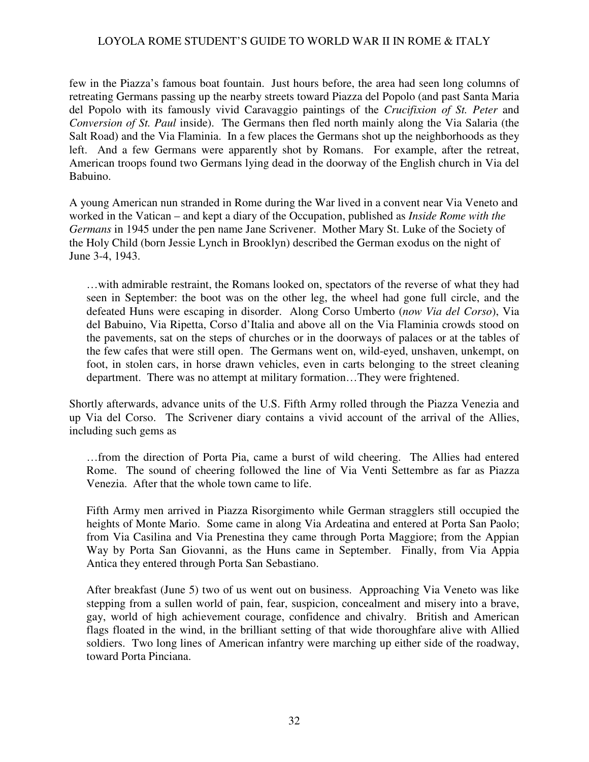few in the Piazza's famous boat fountain. Just hours before, the area had seen long columns of retreating Germans passing up the nearby streets toward Piazza del Popolo (and past Santa Maria del Popolo with its famously vivid Caravaggio paintings of the *Crucifixion of St. Peter* and *Conversion of St. Paul* inside). The Germans then fled north mainly along the Via Salaria (the Salt Road) and the Via Flaminia. In a few places the Germans shot up the neighborhoods as they left. And a few Germans were apparently shot by Romans. For example, after the retreat, American troops found two Germans lying dead in the doorway of the English church in Via del Babuino.

A young American nun stranded in Rome during the War lived in a convent near Via Veneto and worked in the Vatican – and kept a diary of the Occupation, published as *Inside Rome with the Germans* in 1945 under the pen name Jane Scrivener. Mother Mary St. Luke of the Society of the Holy Child (born Jessie Lynch in Brooklyn) described the German exodus on the night of June 3-4, 1943.

> …with admirable restraint, the Romans looked on, spectators of the reverse of what they had seen in September: the boot was on the other leg, the wheel had gone full circle, and the defeated Huns were escaping in disorder. Along Corso Umberto (*now Via del Corso*), Via del Babuino, Via Ripetta, Corso d'Italia and above all on the Via Flaminia crowds stood on the pavements, sat on the steps of churches or in the doorways of palaces or at the tables of the few cafes that were still open. The Germans went on, wild-eyed, unshaven, unkempt, on foot, in stolen cars, in horse drawn vehicles, even in carts belonging to the street cleaning department. There was no attempt at military formation…They were frightened.

Shortly afterwards, advance units of the U.S. Fifth Army rolled through the Piazza Venezia and up Via del Corso. The Scrivener diary contains a vivid account of the arrival of the Allies, including such gems as

> …from the direction of Porta Pia, came a burst of wild cheering. The Allies had entered Rome. The sound of cheering followed the line of Via Venti Settembre as far as Piazza Venezia. After that the whole town came to life.
>
> Fifth Army men arrived in Piazza Risorgimento while German stragglers still occupied the heights of Monte Mario. Some came in along Via Ardeatina and entered at Porta San Paolo; from Via Casilina and Via Prenestina they came through Porta Maggiore; from the Appian Way by Porta San Giovanni, as the Huns came in September. Finally, from Via Appia Antica they entered through Porta San Sebastiano.
>
> After breakfast (June 5) two of us went out on business. Approaching Via Veneto was like stepping from a sullen world of pain, fear, suspicion, concealment and misery into a brave, gay, world of high achievement courage, confidence and chivalry. British and American flags floated in the wind, in the brilliant setting of that wide thoroughfare alive with Allied soldiers. Two long lines of American infantry were marching up either side of the roadway, toward Porta Pinciana.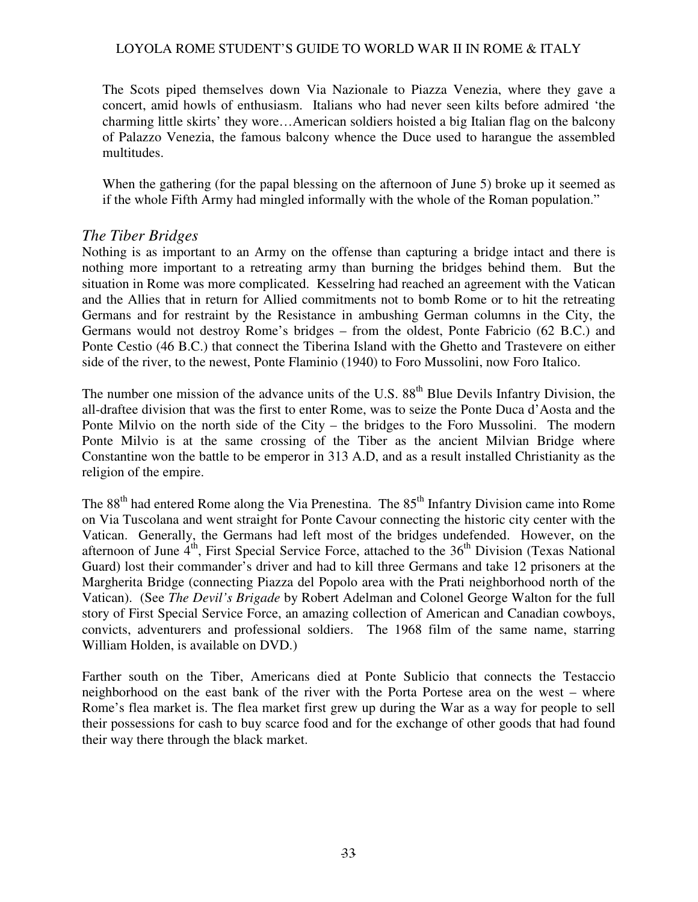The Scots piped themselves down Via Nazionale to Piazza Venezia, where they gave a concert, amid howls of enthusiasm. Italians who had never seen kilts before admired 'the charming little skirts' they wore…American soldiers hoisted a big Italian flag on the balcony of Palazzo Venezia, the famous balcony whence the Duce used to harangue the assembled multitudes.

When the gathering (for the papal blessing on the afternoon of June 5) broke up it seemed as if the whole Fifth Army had mingled informally with the whole of the Roman population."

## *The Tiber Bridges*

Nothing is as important to an Army on the offense than capturing a bridge intact and there is nothing more important to a retreating army than burning the bridges behind them. But the situation in Rome was more complicated. Kesselring had reached an agreement with the Vatican and the Allies that in return for Allied commitments not to bomb Rome or to hit the retreating Germans and for restraint by the Resistance in ambushing German columns in the City, the Germans would not destroy Rome's bridges – from the oldest, Ponte Fabricio (62 B.C.) and Ponte Cestio (46 B.C.) that connect the Tiberina Island with the Ghetto and Trastevere on either side of the river, to the newest, Ponte Flaminio (1940) to Foro Mussolini, now Foro Italico.

The number one mission of the advance units of the U.S. 88th Blue Devils Infantry Division, the all-draftee division that was the first to enter Rome, was to seize the Ponte Duca d'Aosta and the Ponte Milvio on the north side of the City – the bridges to the Foro Mussolini. The modern Ponte Milvio is at the same crossing of the Tiber as the ancient Milvian Bridge where Constantine won the battle to be emperor in 313 A.D, and as a result installed Christianity as the religion of the empire.

The 88th had entered Rome along the Via Prenestina. The 85th Infantry Division came into Rome on Via Tuscolana and went straight for Ponte Cavour connecting the historic city center with the Vatican. Generally, the Germans had left most of the bridges undefended. However, on the afternoon of June 4th, First Special Service Force, attached to the 36th Division (Texas National Guard) lost their commander's driver and had to kill three Germans and take 12 prisoners at the Margherita Bridge (connecting Piazza del Popolo area with the Prati neighborhood north of the Vatican). (See *The Devil's Brigade* by Robert Adelman and Colonel George Walton for the full story of First Special Service Force, an amazing collection of American and Canadian cowboys, convicts, adventurers and professional soldiers. The 1968 film of the same name, starring William Holden, is available on DVD.)

Farther south on the Tiber, Americans died at Ponte Sublicio that connects the Testaccio neighborhood on the east bank of the river with the Porta Portese area on the west – where Rome's flea market is. The flea market first grew up during the War as a way for people to sell their possessions for cash to buy scarce food and for the exchange of other goods that had found their way there through the black market.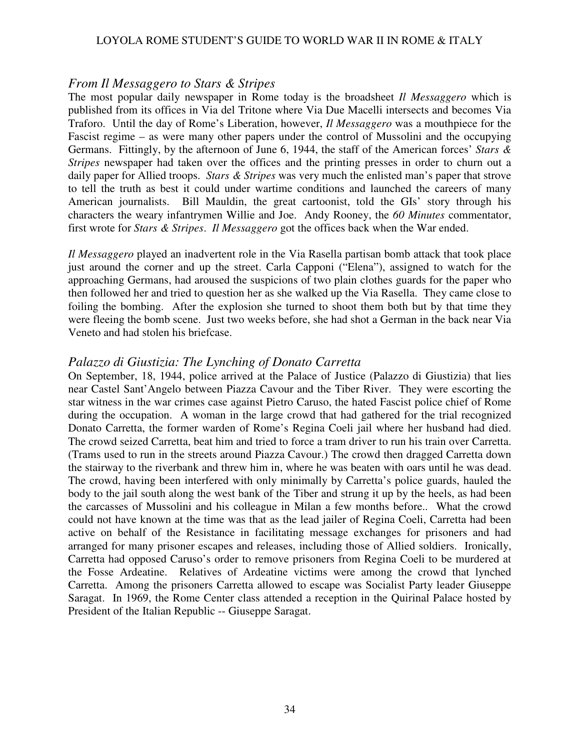## *From Il Messaggero to Stars & Stripes*

The most popular daily newspaper in Rome today is the broadsheet *Il Messaggero* which is published from its offices in Via del Tritone where Via Due Macelli intersects and becomes Via Traforo. Until the day of Rome's Liberation, however, *Il Messaggero* was a mouthpiece for the Fascist regime – as were many other papers under the control of Mussolini and the occupying Germans. Fittingly, by the afternoon of June 6, 1944, the staff of the American forces' *Stars & Stripes* newspaper had taken over the offices and the printing presses in order to churn out a daily paper for Allied troops. *Stars & Stripes* was very much the enlisted man's paper that strove to tell the truth as best it could under wartime conditions and launched the careers of many American journalists. Bill Mauldin, the great cartoonist, told the GIs' story through his characters the weary infantrymen Willie and Joe. Andy Rooney, the *60 Minutes* commentator, first wrote for *Stars & Stripes*. *Il Messaggero* got the offices back when the War ended.

*Il Messaggero* played an inadvertent role in the Via Rasella partisan bomb attack that took place just around the corner and up the street. Carla Capponi ("Elena"), assigned to watch for the approaching Germans, had aroused the suspicions of two plain clothes guards for the paper who then followed her and tried to question her as she walked up the Via Rasella. They came close to foiling the bombing. After the explosion she turned to shoot them both but by that time they were fleeing the bomb scene. Just two weeks before, she had shot a German in the back near Via Veneto and had stolen his briefcase.

## *Palazzo di Giustizia: The Lynching of Donato Carretta*

On September, 18, 1944, police arrived at the Palace of Justice (Palazzo di Giustizia) that lies near Castel Sant'Angelo between Piazza Cavour and the Tiber River. They were escorting the star witness in the war crimes case against Pietro Caruso, the hated Fascist police chief of Rome during the occupation. A woman in the large crowd that had gathered for the trial recognized Donato Carretta, the former warden of Rome's Regina Coeli jail where her husband had died. The crowd seized Carretta, beat him and tried to force a tram driver to run his train over Carretta. (Trams used to run in the streets around Piazza Cavour.) The crowd then dragged Carretta down the stairway to the riverbank and threw him in, where he was beaten with oars until he was dead. The crowd, having been interfered with only minimally by Carretta's police guards, hauled the body to the jail south along the west bank of the Tiber and strung it up by the heels, as had been the carcasses of Mussolini and his colleague in Milan a few months before.. What the crowd could not have known at the time was that as the lead jailer of Regina Coeli, Carretta had been active on behalf of the Resistance in facilitating message exchanges for prisoners and had arranged for many prisoner escapes and releases, including those of Allied soldiers. Ironically, Carretta had opposed Caruso's order to remove prisoners from Regina Coeli to be murdered at the Fosse Ardeatine. Relatives of Ardeatine victims were among the crowd that lynched Carretta. Among the prisoners Carretta allowed to escape was Socialist Party leader Giuseppe Saragat. In 1969, the Rome Center class attended a reception in the Quirinal Palace hosted by President of the Italian Republic -- Giuseppe Saragat.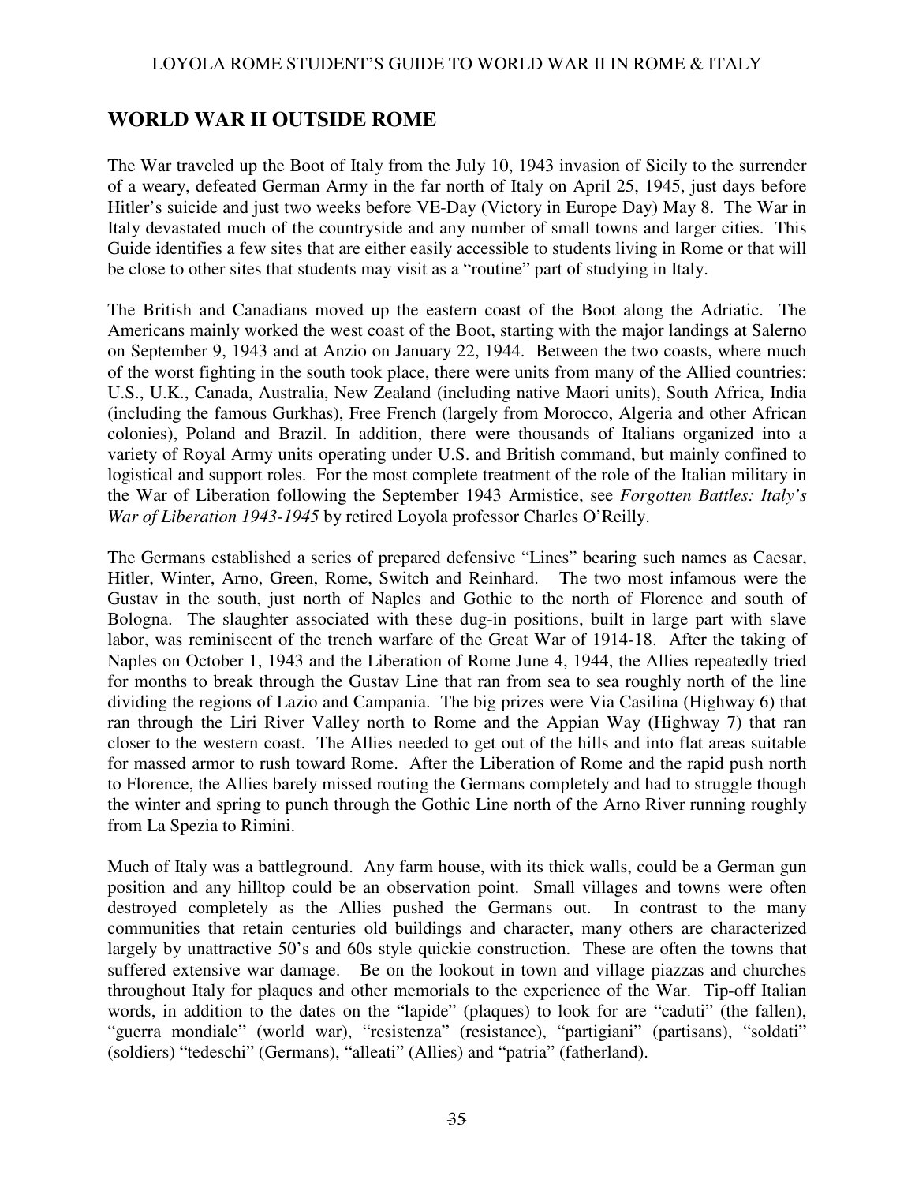## WORLD WAR II OUTSIDE ROME

The War traveled up the Boot of Italy from the July 10, 1943 invasion of Sicily to the surrender of a weary, defeated German Army in the far north of Italy on April 25, 1945, just days before Hitler's suicide and just two weeks before VE-Day (Victory in Europe Day) May 8. The War in Italy devastated much of the countryside and any number of small towns and larger cities. This Guide identifies a few sites that are either easily accessible to students living in Rome or that will be close to other sites that students may visit as a "routine" part of studying in Italy.

The British and Canadians moved up the eastern coast of the Boot along the Adriatic. The Americans mainly worked the west coast of the Boot, starting with the major landings at Salerno on September 9, 1943 and at Anzio on January 22, 1944. Between the two coasts, where much of the worst fighting in the south took place, there were units from many of the Allied countries: U.S., U.K., Canada, Australia, New Zealand (including native Maori units), South Africa, India (including the famous Gurkhas), Free French (largely from Morocco, Algeria and other African colonies), Poland and Brazil. In addition, there were thousands of Italians organized into a variety of Royal Army units operating under U.S. and British command, but mainly confined to logistical and support roles. For the most complete treatment of the role of the Italian military in the War of Liberation following the September 1943 Armistice, see *Forgotten Battles: Italy's War of Liberation 1943-1945* by retired Loyola professor Charles O'Reilly.

The Germans established a series of prepared defensive "Lines" bearing such names as Caesar, Hitler, Winter, Arno, Green, Rome, Switch and Reinhard. The two most infamous were the Gustav in the south, just north of Naples and Gothic to the north of Florence and south of Bologna. The slaughter associated with these dug-in positions, built in large part with slave labor, was reminiscent of the trench warfare of the Great War of 1914-18. After the taking of Naples on October 1, 1943 and the Liberation of Rome June 4, 1944, the Allies repeatedly tried for months to break through the Gustav Line that ran from sea to sea roughly north of the line dividing the regions of Lazio and Campania. The big prizes were Via Casilina (Highway 6) that ran through the Liri River Valley north to Rome and the Appian Way (Highway 7) that ran closer to the western coast. The Allies needed to get out of the hills and into flat areas suitable for massed armor to rush toward Rome. After the Liberation of Rome and the rapid push north to Florence, the Allies barely missed routing the Germans completely and had to struggle though the winter and spring to punch through the Gothic Line north of the Arno River running roughly from La Spezia to Rimini.

Much of Italy was a battleground. Any farm house, with its thick walls, could be a German gun position and any hilltop could be an observation point. Small villages and towns were often destroyed completely as the Allies pushed the Germans out. In contrast to the many communities that retain centuries old buildings and character, many others are characterized largely by unattractive 50's and 60s style quickie construction. These are often the towns that suffered extensive war damage. Be on the lookout in town and village piazzas and churches throughout Italy for plaques and other memorials to the experience of the War. Tip-off Italian words, in addition to the dates on the "lapide" (plaques) to look for are "caduti" (the fallen), "guerra mondiale" (world war), "resistenza" (resistance), "partigiani" (partisans), "soldati" (soldiers) "tedeschi" (Germans), "alleati" (Allies) and "patria" (fatherland).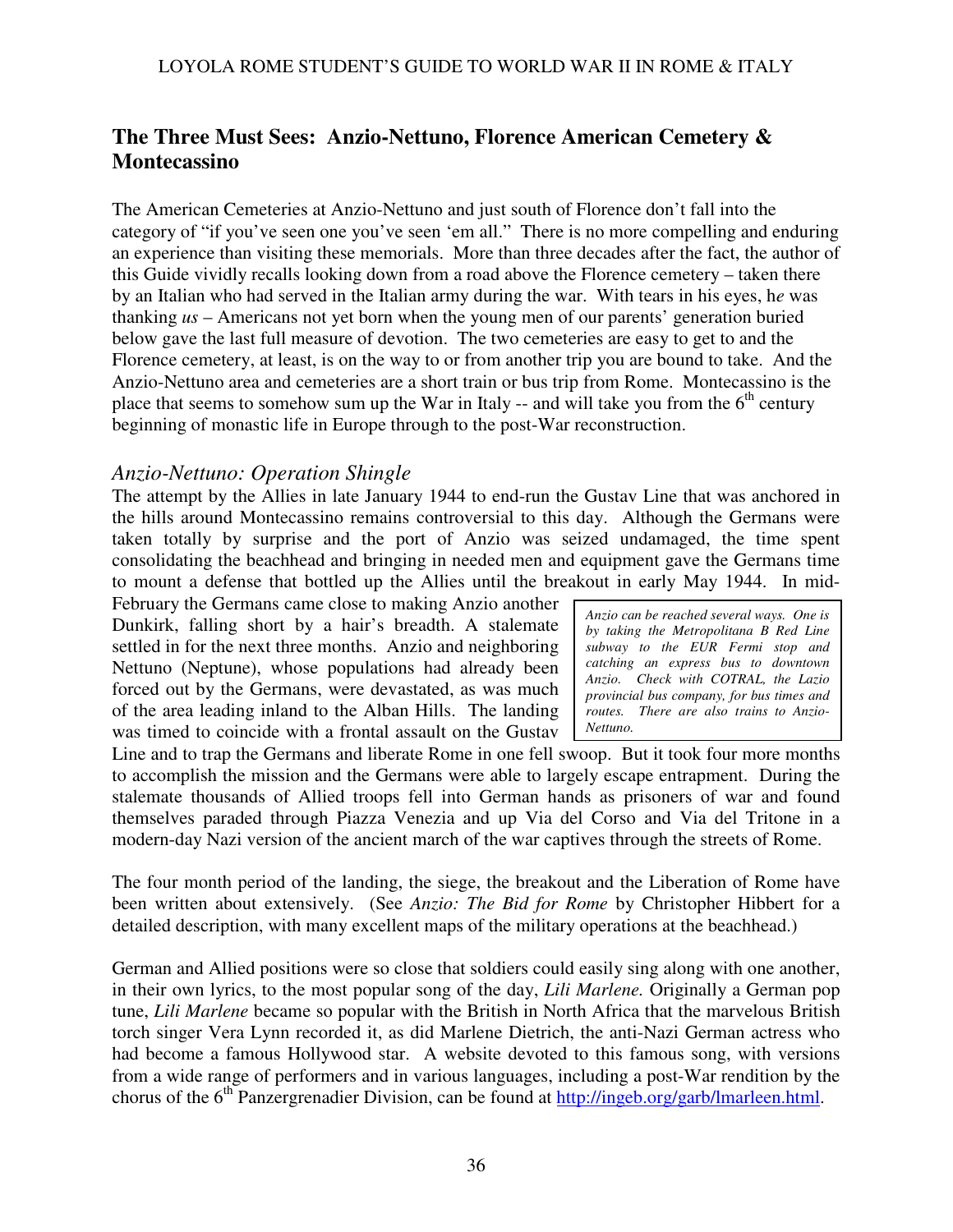## The Three Must Sees: Anzio-Nettuno, Florence American Cemetery & Montecassino

The American Cemeteries at Anzio-Nettuno and just south of Florence don't fall into the category of "if you've seen one you've seen 'em all." There is no more compelling and enduring an experience than visiting these memorials. More than three decades after the fact, the author of this Guide vividly recalls looking down from a road above the Florence cemetery – taken there by an Italian who had served in the Italian army during the war. With tears in his eyes, he was thanking *us* – Americans not yet born when the young men of our parents' generation buried below gave the last full measure of devotion. The two cemeteries are easy to get to and the Florence cemetery, at least, is on the way to or from another trip you are bound to take. And the Anzio-Nettuno area and cemeteries are a short train or bus trip from Rome. Montecassino is the place that seems to somehow sum up the War in Italy -- and will take you from the 6th century beginning of monastic life in Europe through to the post-War reconstruction.

### *Anzio-Nettuno: Operation Shingle*

The attempt by the Allies in late January 1944 to end-run the Gustav Line that was anchored in the hills around Montecassino remains controversial to this day. Although the Germans were taken totally by surprise and the port of Anzio was seized undamaged, the time spent consolidating the beachhead and bringing in needed men and equipment gave the Germans time to mount a defense that bottled up the Allies until the breakout in early May 1944. In mid-February the Germans came close to making Anzio another Dunkirk, falling short by a hair's breadth. A stalemate settled in for the next three months. Anzio and neighboring Nettuno (Neptune), whose populations had already been forced out by the Germans, were devastated, as was much of the area leading inland to the Alban Hills. The landing was timed to coincide with a frontal assault on the Gustav Line and to trap the Germans and liberate Rome in one fell swoop. But it took four more months to accomplish the mission and the Germans were able to largely escape entrapment. During the stalemate thousands of Allied troops fell into German hands as prisoners of war and found themselves paraded through Piazza Venezia and up Via del Corso and Via del Tritone in a modern-day Nazi version of the ancient march of the war captives through the streets of Rome.

*Anzio can be reached several ways. One is by taking the Metropolitana B Red Line subway to the EUR Fermi stop and catching an express bus to downtown Anzio. Check with COTRAL, the Lazio provincial bus company, for bus times and routes. There are also trains to Anzio-Nettuno.*

The four month period of the landing, the siege, the breakout and the Liberation of Rome have been written about extensively. (See *Anzio: The Bid for Rome* by Christopher Hibbert for a detailed description, with many excellent maps of the military operations at the beachhead.)

German and Allied positions were so close that soldiers could easily sing along with one another, in their own lyrics, to the most popular song of the day, *Lili Marlene.* Originally a German pop tune, *Lili Marlene* became so popular with the British in North Africa that the marvelous British torch singer Vera Lynn recorded it, as did Marlene Dietrich, the anti-Nazi German actress who had become a famous Hollywood star. A website devoted to this famous song, with versions from a wide range of performers and in various languages, including a post-War rendition by the chorus of the 6th Panzergrenadier Division, can be found at http://ingeb.org/garb/lmarleen.html.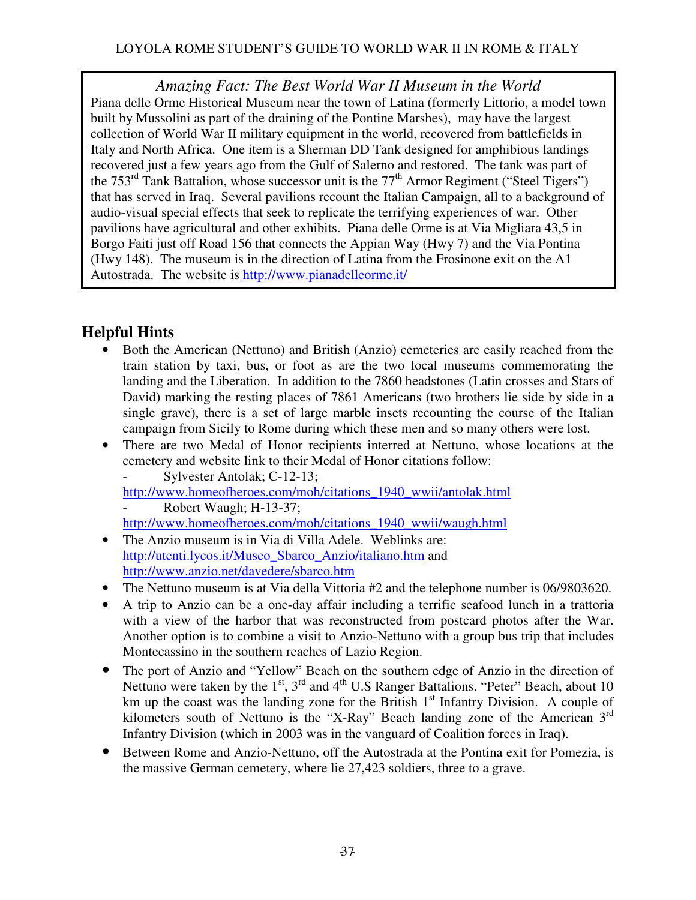*Amazing Fact: The Best World War II Museum in the World*

Piana delle Orme Historical Museum near the town of Latina (formerly Littorio, a model town built by Mussolini as part of the draining of the Pontine Marshes), may have the largest collection of World War II military equipment in the world, recovered from battlefields in Italy and North Africa. One item is a Sherman DD Tank designed for amphibious landings recovered just a few years ago from the Gulf of Salerno and restored. The tank was part of the 753rd Tank Battalion, whose successor unit is the 77th Armor Regiment ("Steel Tigers") that has served in Iraq. Several pavilions recount the Italian Campaign, all to a background of audio-visual special effects that seek to replicate the terrifying experiences of war. Other pavilions have agricultural and other exhibits. Piana delle Orme is at Via Migliara 43,5 in Borgo Faiti just off Road 156 that connects the Appian Way (Hwy 7) and the Via Pontina (Hwy 148). The museum is in the direction of Latina from the Frosinone exit on the A1 Autostrada. The website is http://www.pianadelleorme.it/

## Helpful Hints

- Both the American (Nettuno) and British (Anzio) cemeteries are easily reached from the train station by taxi, bus, or foot as are the two local museums commemorating the landing and the Liberation. In addition to the 7860 headstones (Latin crosses and Stars of David) marking the resting places of 7861 Americans (two brothers lie side by side in a single grave), there is a set of large marble insets recounting the course of the Italian campaign from Sicily to Rome during which these men and so many others were lost.
- There are two Medal of Honor recipients interred at Nettuno, whose locations at the cemetery and website link to their Medal of Honor citations follow:
  - Sylvester Antolak; C-12-13; http://www.homeofheroes.com/moh/citations_1940_wwii/antolak.html
  - Robert Waugh; H-13-37; http://www.homeofheroes.com/moh/citations_1940_wwii/waugh.html
- The Anzio museum is in Via di Villa Adele. Weblinks are: http://utenti.lycos.it/Museo_Sbarco_Anzio/italiano.htm and http://www.anzio.net/davedere/sbarco.htm
- The Nettuno museum is at Via della Vittoria #2 and the telephone number is 06/9803620.
- A trip to Anzio can be a one-day affair including a terrific seafood lunch in a trattoria with a view of the harbor that was reconstructed from postcard photos after the War. Another option is to combine a visit to Anzio-Nettuno with a group bus trip that includes Montecassino in the southern reaches of Lazio Region.
- The port of Anzio and "Yellow" Beach on the southern edge of Anzio in the direction of Nettuno were taken by the 1st, 3rd and 4th U.S Ranger Battalions. "Peter" Beach, about 10 km up the coast was the landing zone for the British 1st Infantry Division. A couple of kilometers south of Nettuno is the "X-Ray" Beach landing zone of the American 3rd Infantry Division (which in 2003 was in the vanguard of Coalition forces in Iraq).
- Between Rome and Anzio-Nettuno, off the Autostrada at the Pontina exit for Pomezia, is the massive German cemetery, where lie 27,423 soldiers, three to a grave.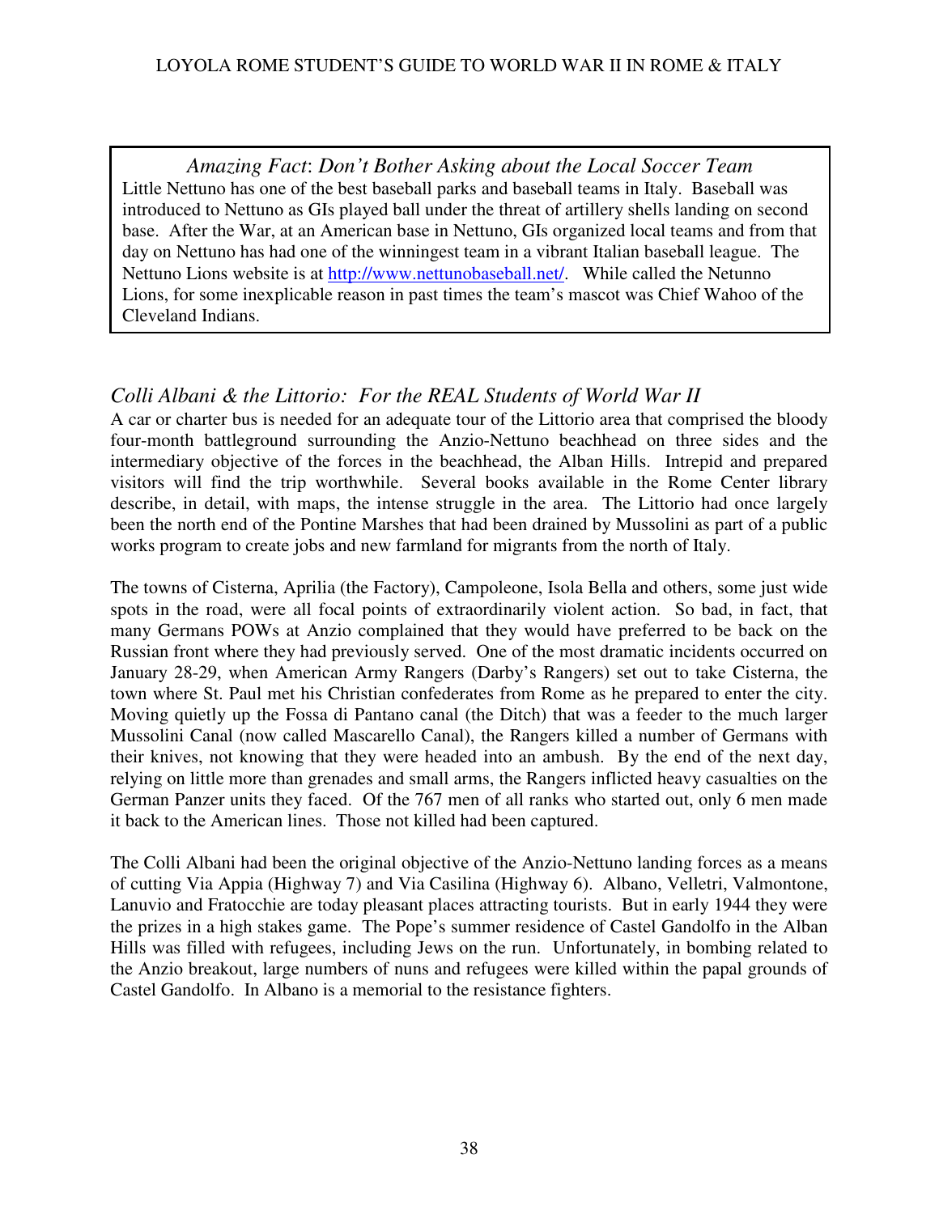*Amazing Fact*: *Don't Bother Asking about the Local Soccer Team*

Little Nettuno has one of the best baseball parks and baseball teams in Italy. Baseball was introduced to Nettuno as GIs played ball under the threat of artillery shells landing on second base. After the War, at an American base in Nettuno, GIs organized local teams and from that day on Nettuno has had one of the winningest team in a vibrant Italian baseball league. The Nettuno Lions website is at http://www.nettunobaseball.net/. While called the Netunno Lions, for some inexplicable reason in past times the team's mascot was Chief Wahoo of the Cleveland Indians.

## *Colli Albani & the Littorio: For the REAL Students of World War II*

A car or charter bus is needed for an adequate tour of the Littorio area that comprised the bloody four-month battleground surrounding the Anzio-Nettuno beachhead on three sides and the intermediary objective of the forces in the beachhead, the Alban Hills. Intrepid and prepared visitors will find the trip worthwhile. Several books available in the Rome Center library describe, in detail, with maps, the intense struggle in the area. The Littorio had once largely been the north end of the Pontine Marshes that had been drained by Mussolini as part of a public works program to create jobs and new farmland for migrants from the north of Italy.

The towns of Cisterna, Aprilia (the Factory), Campoleone, Isola Bella and others, some just wide spots in the road, were all focal points of extraordinarily violent action. So bad, in fact, that many Germans POWs at Anzio complained that they would have preferred to be back on the Russian front where they had previously served. One of the most dramatic incidents occurred on January 28-29, when American Army Rangers (Darby's Rangers) set out to take Cisterna, the town where St. Paul met his Christian confederates from Rome as he prepared to enter the city. Moving quietly up the Fossa di Pantano canal (the Ditch) that was a feeder to the much larger Mussolini Canal (now called Mascarello Canal), the Rangers killed a number of Germans with their knives, not knowing that they were headed into an ambush. By the end of the next day, relying on little more than grenades and small arms, the Rangers inflicted heavy casualties on the German Panzer units they faced. Of the 767 men of all ranks who started out, only 6 men made it back to the American lines. Those not killed had been captured.

The Colli Albani had been the original objective of the Anzio-Nettuno landing forces as a means of cutting Via Appia (Highway 7) and Via Casilina (Highway 6). Albano, Velletri, Valmontone, Lanuvio and Fratocchie are today pleasant places attracting tourists. But in early 1944 they were the prizes in a high stakes game. The Pope's summer residence of Castel Gandolfo in the Alban Hills was filled with refugees, including Jews on the run. Unfortunately, in bombing related to the Anzio breakout, large numbers of nuns and refugees were killed within the papal grounds of Castel Gandolfo. In Albano is a memorial to the resistance fighters.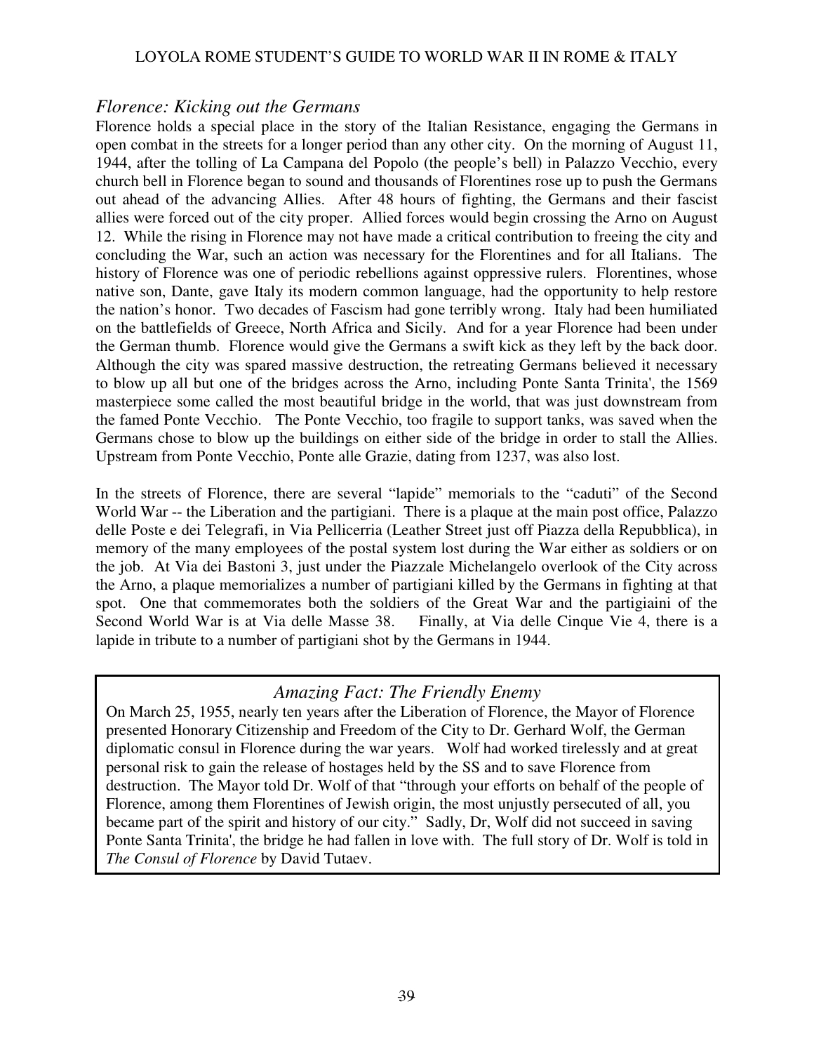## *Florence: Kicking out the Germans*

Florence holds a special place in the story of the Italian Resistance, engaging the Germans in open combat in the streets for a longer period than any other city. On the morning of August 11, 1944, after the tolling of La Campana del Popolo (the people's bell) in Palazzo Vecchio, every church bell in Florence began to sound and thousands of Florentines rose up to push the Germans out ahead of the advancing Allies. After 48 hours of fighting, the Germans and their fascist allies were forced out of the city proper. Allied forces would begin crossing the Arno on August 12. While the rising in Florence may not have made a critical contribution to freeing the city and concluding the War, such an action was necessary for the Florentines and for all Italians. The history of Florence was one of periodic rebellions against oppressive rulers. Florentines, whose native son, Dante, gave Italy its modern common language, had the opportunity to help restore the nation's honor. Two decades of Fascism had gone terribly wrong. Italy had been humiliated on the battlefields of Greece, North Africa and Sicily. And for a year Florence had been under the German thumb. Florence would give the Germans a swift kick as they left by the back door. Although the city was spared massive destruction, the retreating Germans believed it necessary to blow up all but one of the bridges across the Arno, including Ponte Santa Trinita', the 1569 masterpiece some called the most beautiful bridge in the world, that was just downstream from the famed Ponte Vecchio. The Ponte Vecchio, too fragile to support tanks, was saved when the Germans chose to blow up the buildings on either side of the bridge in order to stall the Allies. Upstream from Ponte Vecchio, Ponte alle Grazie, dating from 1237, was also lost.

In the streets of Florence, there are several "lapide" memorials to the "caduti" of the Second World War -- the Liberation and the partigiani. There is a plaque at the main post office, Palazzo delle Poste e dei Telegrafi, in Via Pellicerria (Leather Street just off Piazza della Repubblica), in memory of the many employees of the postal system lost during the War either as soldiers or on the job. At Via dei Bastoni 3, just under the Piazzale Michelangelo overlook of the City across the Arno, a plaque memorializes a number of partigiani killed by the Germans in fighting at that spot. One that commemorates both the soldiers of the Great War and the partigiaini of the Second World War is at Via delle Masse 38. Finally, at Via delle Cinque Vie 4, there is a lapide in tribute to a number of partigiani shot by the Germans in 1944.

### *Amazing Fact: The Friendly Enemy*

On March 25, 1955, nearly ten years after the Liberation of Florence, the Mayor of Florence presented Honorary Citizenship and Freedom of the City to Dr. Gerhard Wolf, the German diplomatic consul in Florence during the war years. Wolf had worked tirelessly and at great personal risk to gain the release of hostages held by the SS and to save Florence from destruction. The Mayor told Dr. Wolf of that "through your efforts on behalf of the people of Florence, among them Florentines of Jewish origin, the most unjustly persecuted of all, you became part of the spirit and history of our city." Sadly, Dr, Wolf did not succeed in saving Ponte Santa Trinita', the bridge he had fallen in love with. The full story of Dr. Wolf is told in *The Consul of Florence* by David Tutaev.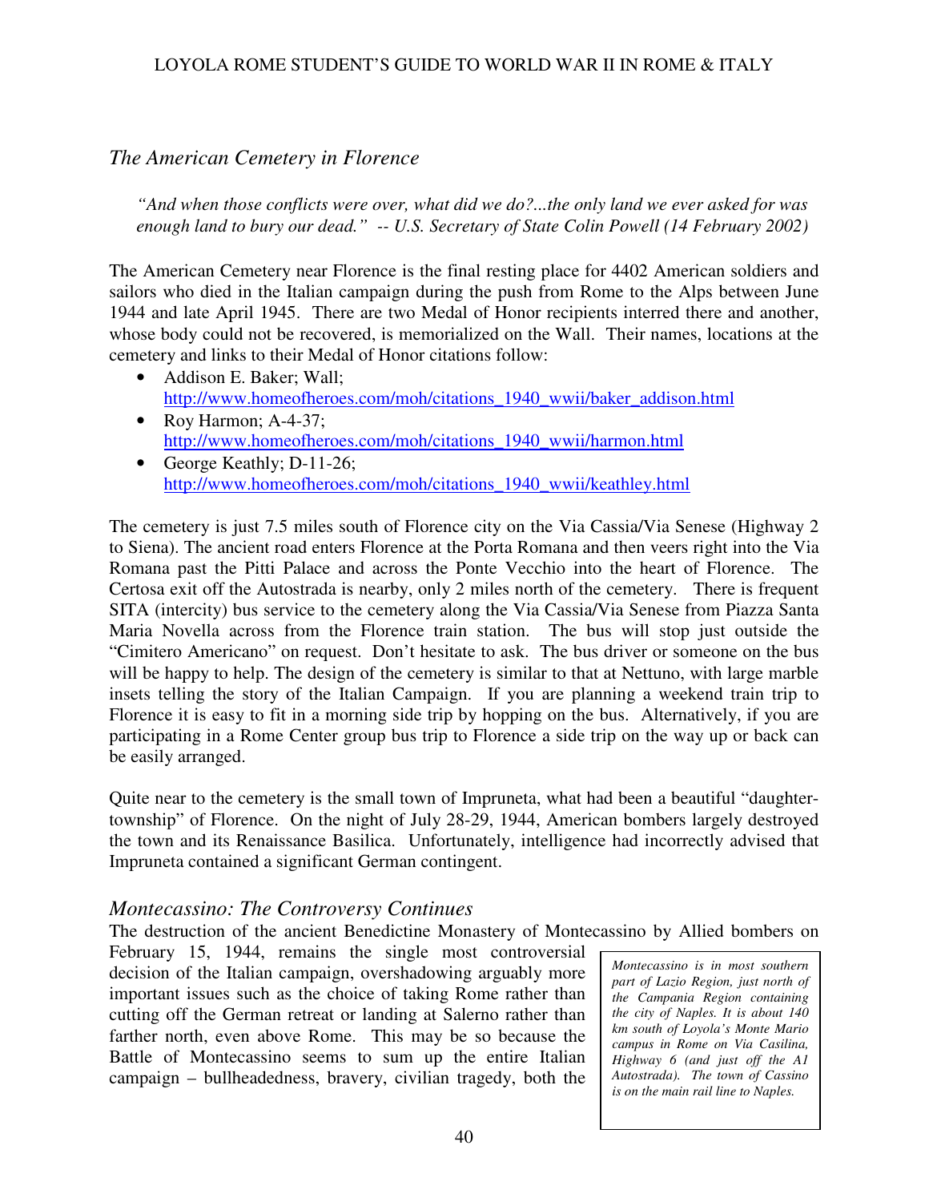## *The American Cemetery in Florence*

*"And when those conflicts were over, what did we do?...the only land we ever asked for was enough land to bury our dead." -- U.S. Secretary of State Colin Powell (14 February 2002)*

The American Cemetery near Florence is the final resting place for 4402 American soldiers and sailors who died in the Italian campaign during the push from Rome to the Alps between June 1944 and late April 1945. There are two Medal of Honor recipients interred there and another, whose body could not be recovered, is memorialized on the Wall. Their names, locations at the cemetery and links to their Medal of Honor citations follow:

- Addison E. Baker; Wall; http://www.homeofheroes.com/moh/citations_1940_wwii/baker_addison.html
- Roy Harmon; A-4-37; http://www.homeofheroes.com/moh/citations_1940_wwii/harmon.html
- George Keathly; D-11-26; http://www.homeofheroes.com/moh/citations_1940_wwii/keathley.html

The cemetery is just 7.5 miles south of Florence city on the Via Cassia/Via Senese (Highway 2 to Siena). The ancient road enters Florence at the Porta Romana and then veers right into the Via Romana past the Pitti Palace and across the Ponte Vecchio into the heart of Florence. The Certosa exit off the Autostrada is nearby, only 2 miles north of the cemetery. There is frequent SITA (intercity) bus service to the cemetery along the Via Cassia/Via Senese from Piazza Santa Maria Novella across from the Florence train station. The bus will stop just outside the "Cimitero Americano" on request. Don't hesitate to ask. The bus driver or someone on the bus will be happy to help. The design of the cemetery is similar to that at Nettuno, with large marble insets telling the story of the Italian Campaign. If you are planning a weekend train trip to Florence it is easy to fit in a morning side trip by hopping on the bus. Alternatively, if you are participating in a Rome Center group bus trip to Florence a side trip on the way up or back can be easily arranged.

Quite near to the cemetery is the small town of Impruneta, what had been a beautiful "daughter-township" of Florence. On the night of July 28-29, 1944, American bombers largely destroyed the town and its Renaissance Basilica. Unfortunately, intelligence had incorrectly advised that Impruneta contained a significant German contingent.

## *Montecassino: The Controversy Continues*

The destruction of the ancient Benedictine Monastery of Montecassino by Allied bombers on February 15, 1944, remains the single most controversial decision of the Italian campaign, overshadowing arguably more important issues such as the choice of taking Rome rather than cutting off the German retreat or landing at Salerno rather than farther north, even above Rome. This may be so because the Battle of Montecassino seems to sum up the entire Italian campaign – bullheadedness, bravery, civilian tragedy, both the

*Montecassino is in most southern part of Lazio Region, just north of the Campania Region containing the city of Naples. It is about 140 km south of Loyola's Monte Mario campus in Rome on Via Casilina, Highway 6 (and just off the A1 Autostrada). The town of Cassino is on the main rail line to Naples.*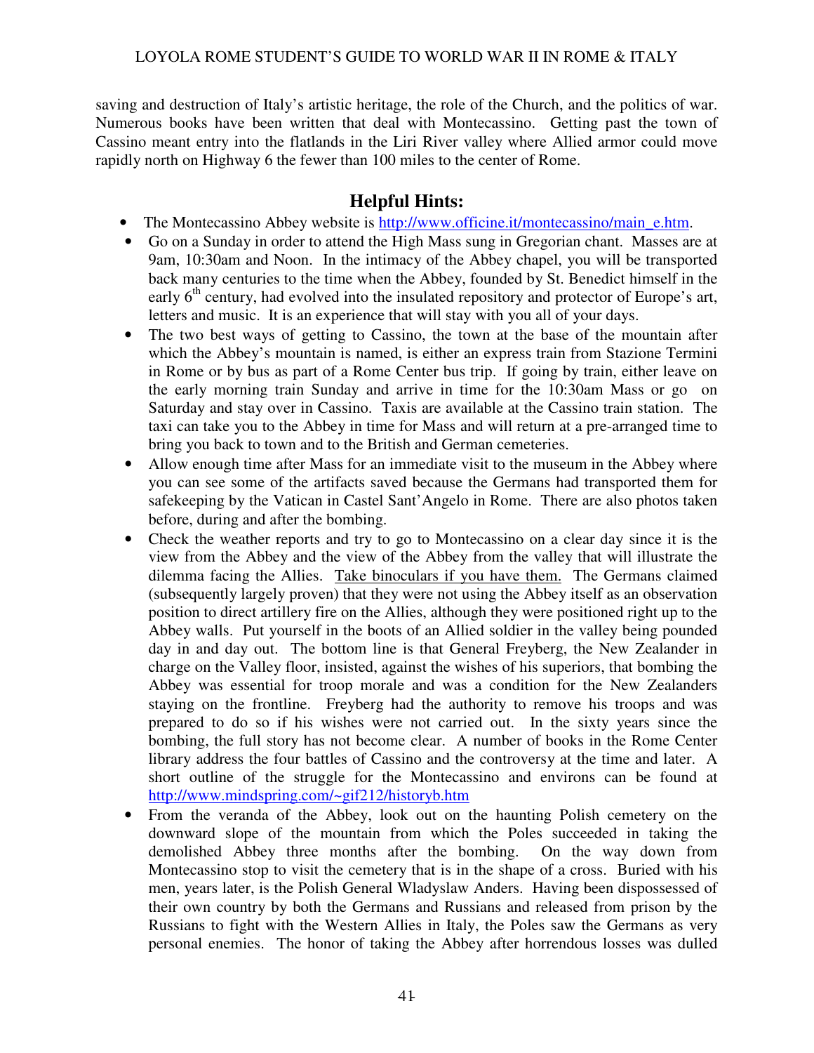saving and destruction of Italy's artistic heritage, the role of the Church, and the politics of war. Numerous books have been written that deal with Montecassino. Getting past the town of Cassino meant entry into the flatlands in the Liri River valley where Allied armor could move rapidly north on Highway 6 the fewer than 100 miles to the center of Rome.

## Helpful Hints:

- The Montecassino Abbey website is http://www.officine.it/montecassino/main_e.htm.
- Go on a Sunday in order to attend the High Mass sung in Gregorian chant. Masses are at 9am, 10:30am and Noon. In the intimacy of the Abbey chapel, you will be transported back many centuries to the time when the Abbey, founded by St. Benedict himself in the early 6th century, had evolved into the insulated repository and protector of Europe's art, letters and music. It is an experience that will stay with you all of your days.
- The two best ways of getting to Cassino, the town at the base of the mountain after which the Abbey's mountain is named, is either an express train from Stazione Termini in Rome or by bus as part of a Rome Center bus trip. If going by train, either leave on the early morning train Sunday and arrive in time for the 10:30am Mass or go on Saturday and stay over in Cassino. Taxis are available at the Cassino train station. The taxi can take you to the Abbey in time for Mass and will return at a pre-arranged time to bring you back to town and to the British and German cemeteries.
- Allow enough time after Mass for an immediate visit to the museum in the Abbey where you can see some of the artifacts saved because the Germans had transported them for safekeeping by the Vatican in Castel Sant'Angelo in Rome. There are also photos taken before, during and after the bombing.
- Check the weather reports and try to go to Montecassino on a clear day since it is the view from the Abbey and the view of the Abbey from the valley that will illustrate the dilemma facing the Allies. <u>Take binoculars if you have them.</u> The Germans claimed (subsequently largely proven) that they were not using the Abbey itself as an observation position to direct artillery fire on the Allies, although they were positioned right up to the Abbey walls. Put yourself in the boots of an Allied soldier in the valley being pounded day in and day out. The bottom line is that General Freyberg, the New Zealander in charge on the Valley floor, insisted, against the wishes of his superiors, that bombing the Abbey was essential for troop morale and was a condition for the New Zealanders staying on the frontline. Freyberg had the authority to remove his troops and was prepared to do so if his wishes were not carried out. In the sixty years since the bombing, the full story has not become clear. A number of books in the Rome Center library address the four battles of Cassino and the controversy at the time and later. A short outline of the struggle for the Montecassino and environs can be found at http://www.mindspring.com/~gif212/historyb.htm
- From the veranda of the Abbey, look out on the haunting Polish cemetery on the downward slope of the mountain from which the Poles succeeded in taking the demolished Abbey three months after the bombing. On the way down from Montecassino stop to visit the cemetery that is in the shape of a cross. Buried with his men, years later, is the Polish General Wladyslaw Anders. Having been dispossessed of their own country by both the Germans and Russians and released from prison by the Russians to fight with the Western Allies in Italy, the Poles saw the Germans as very personal enemies. The honor of taking the Abbey after horrendous losses was dulled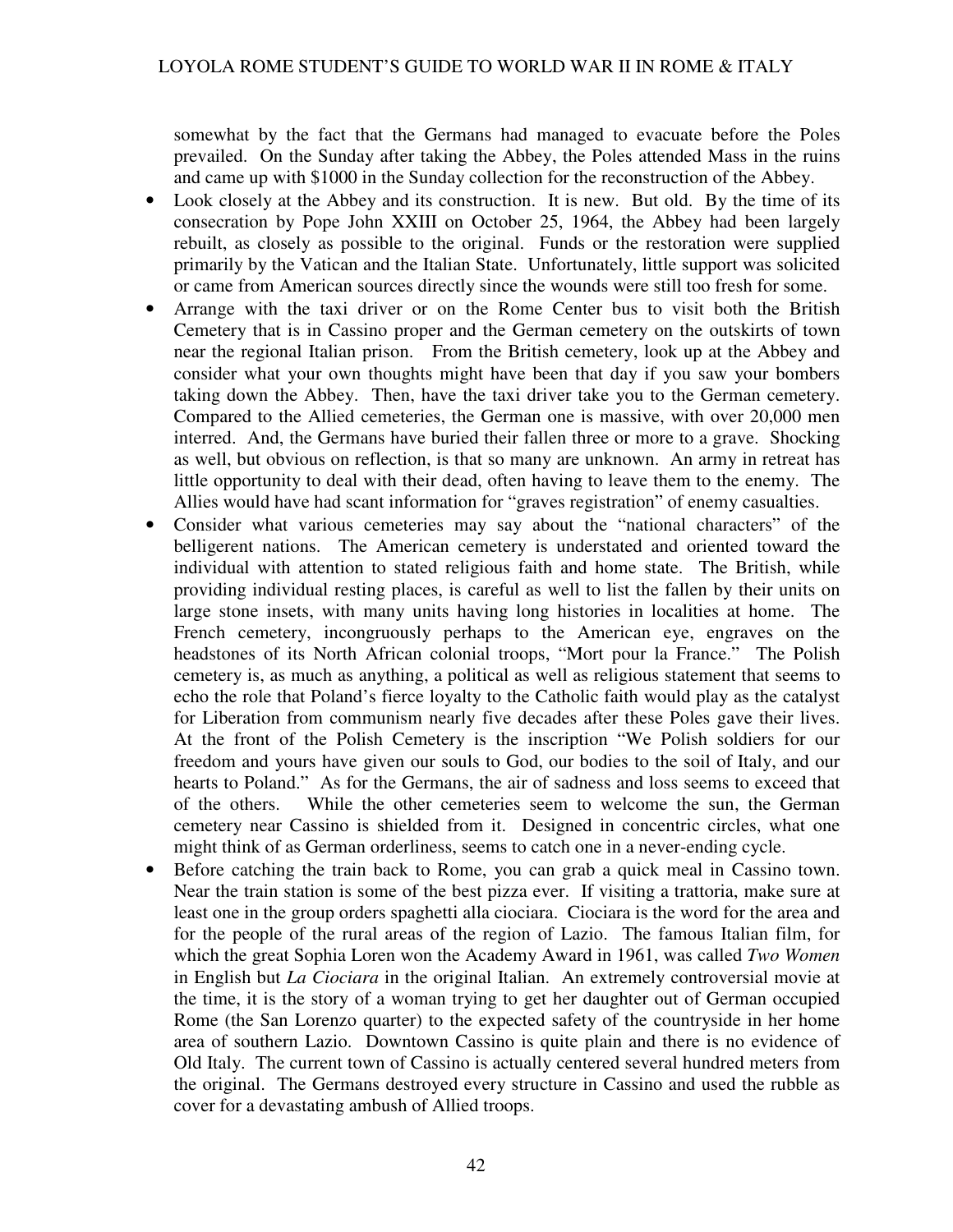somewhat by the fact that the Germans had managed to evacuate before the Poles prevailed. On the Sunday after taking the Abbey, the Poles attended Mass in the ruins and came up with $1000 in the Sunday collection for the reconstruction of the Abbey.

- Look closely at the Abbey and its construction. It is new. But old. By the time of its consecration by Pope John XXIII on October 25, 1964, the Abbey had been largely rebuilt, as closely as possible to the original. Funds or the restoration were supplied primarily by the Vatican and the Italian State. Unfortunately, little support was solicited or came from American sources directly since the wounds were still too fresh for some.
- Arrange with the taxi driver or on the Rome Center bus to visit both the British Cemetery that is in Cassino proper and the German cemetery on the outskirts of town near the regional Italian prison. From the British cemetery, look up at the Abbey and consider what your own thoughts might have been that day if you saw your bombers taking down the Abbey. Then, have the taxi driver take you to the German cemetery. Compared to the Allied cemeteries, the German one is massive, with over 20,000 men interred. And, the Germans have buried their fallen three or more to a grave. Shocking as well, but obvious on reflection, is that so many are unknown. An army in retreat has little opportunity to deal with their dead, often having to leave them to the enemy. The Allies would have had scant information for "graves registration" of enemy casualties.
- Consider what various cemeteries may say about the "national characters" of the belligerent nations. The American cemetery is understated and oriented toward the individual with attention to stated religious faith and home state. The British, while providing individual resting places, is careful as well to list the fallen by their units on large stone insets, with many units having long histories in localities at home. The French cemetery, incongruously perhaps to the American eye, engraves on the headstones of its North African colonial troops, "Mort pour la France." The Polish cemetery is, as much as anything, a political as well as religious statement that seems to echo the role that Poland's fierce loyalty to the Catholic faith would play as the catalyst for Liberation from communism nearly five decades after these Poles gave their lives. At the front of the Polish Cemetery is the inscription "We Polish soldiers for our freedom and yours have given our souls to God, our bodies to the soil of Italy, and our hearts to Poland." As for the Germans, the air of sadness and loss seems to exceed that of the others. While the other cemeteries seem to welcome the sun, the German cemetery near Cassino is shielded from it. Designed in concentric circles, what one might think of as German orderliness, seems to catch one in a never-ending cycle.
- Before catching the train back to Rome, you can grab a quick meal in Cassino town. Near the train station is some of the best pizza ever. If visiting a trattoria, make sure at least one in the group orders spaghetti alla ciociara. Ciociara is the word for the area and for the people of the rural areas of the region of Lazio. The famous Italian film, for which the great Sophia Loren won the Academy Award in 1961, was called *Two Women* in English but *La Ciociara* in the original Italian. An extremely controversial movie at the time, it is the story of a woman trying to get her daughter out of German occupied Rome (the San Lorenzo quarter) to the expected safety of the countryside in her home area of southern Lazio. Downtown Cassino is quite plain and there is no evidence of Old Italy. The current town of Cassino is actually centered several hundred meters from the original. The Germans destroyed every structure in Cassino and used the rubble as cover for a devastating ambush of Allied troops.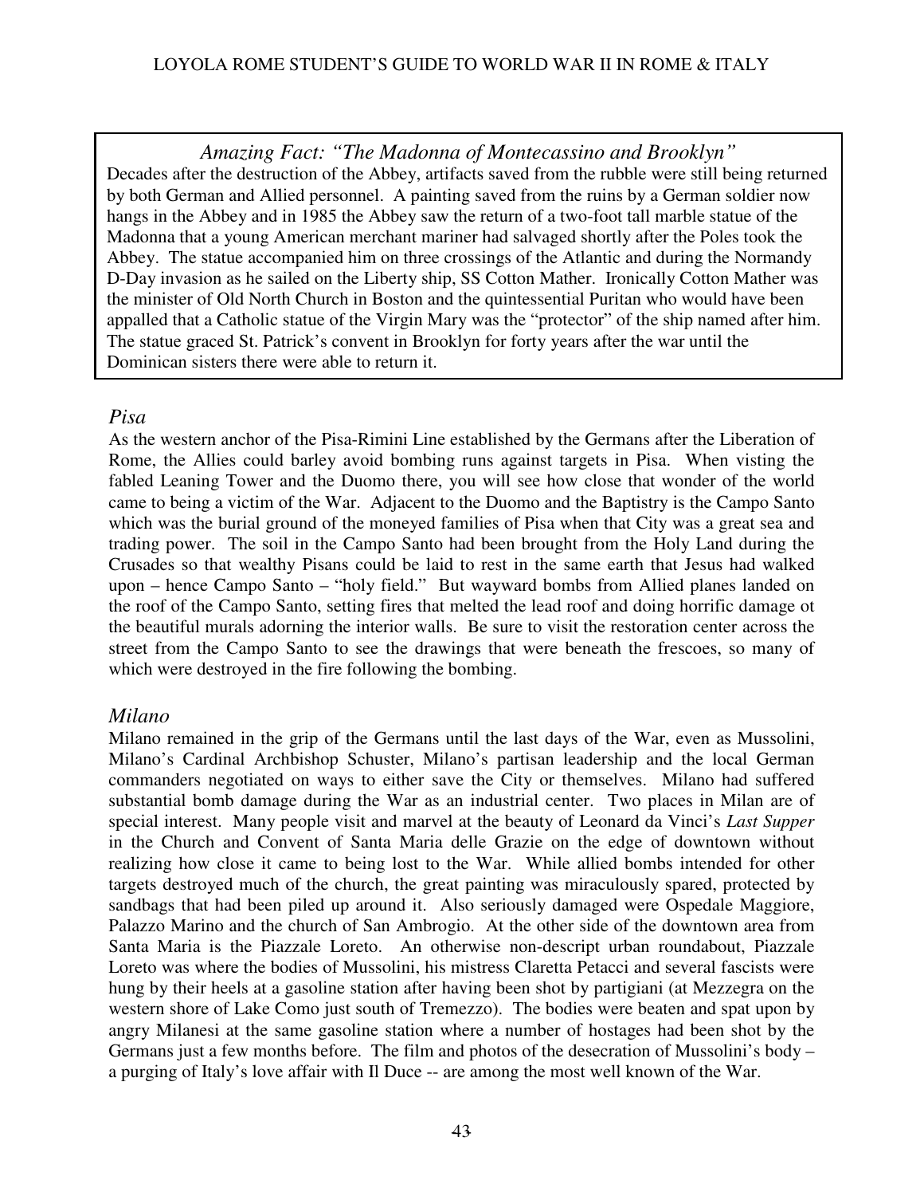*Amazing Fact: "The Madonna of Montecassino and Brooklyn"*

Decades after the destruction of the Abbey, artifacts saved from the rubble were still being returned by both German and Allied personnel. A painting saved from the ruins by a German soldier now hangs in the Abbey and in 1985 the Abbey saw the return of a two-foot tall marble statue of the Madonna that a young American merchant mariner had salvaged shortly after the Poles took the Abbey. The statue accompanied him on three crossings of the Atlantic and during the Normandy D-Day invasion as he sailed on the Liberty ship, SS Cotton Mather. Ironically Cotton Mather was the minister of Old North Church in Boston and the quintessential Puritan who would have been appalled that a Catholic statue of the Virgin Mary was the "protector" of the ship named after him. The statue graced St. Patrick's convent in Brooklyn for forty years after the war until the Dominican sisters there were able to return it.

## *Pisa*

As the western anchor of the Pisa-Rimini Line established by the Germans after the Liberation of Rome, the Allies could barley avoid bombing runs against targets in Pisa. When visting the fabled Leaning Tower and the Duomo there, you will see how close that wonder of the world came to being a victim of the War. Adjacent to the Duomo and the Baptistry is the Campo Santo which was the burial ground of the moneyed families of Pisa when that City was a great sea and trading power. The soil in the Campo Santo had been brought from the Holy Land during the Crusades so that wealthy Pisans could be laid to rest in the same earth that Jesus had walked upon – hence Campo Santo – "holy field." But wayward bombs from Allied planes landed on the roof of the Campo Santo, setting fires that melted the lead roof and doing horrific damage ot the beautiful murals adorning the interior walls. Be sure to visit the restoration center across the street from the Campo Santo to see the drawings that were beneath the frescoes, so many of which were destroyed in the fire following the bombing.

## *Milano*

Milano remained in the grip of the Germans until the last days of the War, even as Mussolini, Milano's Cardinal Archbishop Schuster, Milano's partisan leadership and the local German commanders negotiated on ways to either save the City or themselves. Milano had suffered substantial bomb damage during the War as an industrial center. Two places in Milan are of special interest. Many people visit and marvel at the beauty of Leonard da Vinci's *Last Supper* in the Church and Convent of Santa Maria delle Grazie on the edge of downtown without realizing how close it came to being lost to the War. While allied bombs intended for other targets destroyed much of the church, the great painting was miraculously spared, protected by sandbags that had been piled up around it. Also seriously damaged were Ospedale Maggiore, Palazzo Marino and the church of San Ambrogio. At the other side of the downtown area from Santa Maria is the Piazzale Loreto. An otherwise non-descript urban roundabout, Piazzale Loreto was where the bodies of Mussolini, his mistress Claretta Petacci and several fascists were hung by their heels at a gasoline station after having been shot by partigiani (at Mezzegra on the western shore of Lake Como just south of Tremezzo). The bodies were beaten and spat upon by angry Milanesi at the same gasoline station where a number of hostages had been shot by the Germans just a few months before. The film and photos of the desecration of Mussolini's body – a purging of Italy's love affair with Il Duce -- are among the most well known of the War.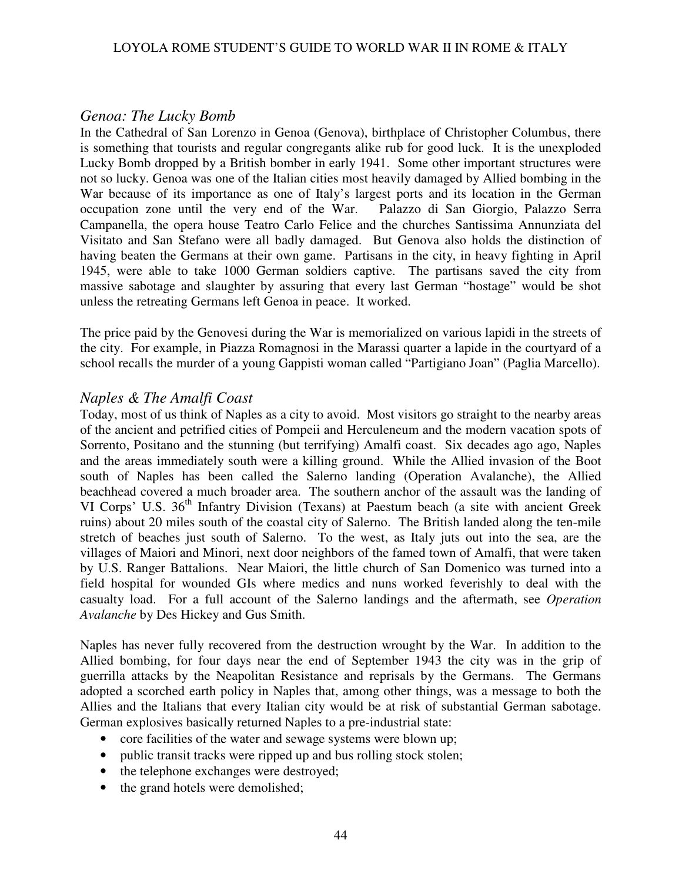## *Genoa: The Lucky Bomb*

In the Cathedral of San Lorenzo in Genoa (Genova), birthplace of Christopher Columbus, there is something that tourists and regular congregants alike rub for good luck. It is the unexploded Lucky Bomb dropped by a British bomber in early 1941. Some other important structures were not so lucky. Genoa was one of the Italian cities most heavily damaged by Allied bombing in the War because of its importance as one of Italy's largest ports and its location in the German occupation zone until the very end of the War. Palazzo di San Giorgio, Palazzo Serra Campanella, the opera house Teatro Carlo Felice and the churches Santissima Annunziata del Visitato and San Stefano were all badly damaged. But Genova also holds the distinction of having beaten the Germans at their own game. Partisans in the city, in heavy fighting in April 1945, were able to take 1000 German soldiers captive. The partisans saved the city from massive sabotage and slaughter by assuring that every last German "hostage" would be shot unless the retreating Germans left Genoa in peace. It worked.

The price paid by the Genovesi during the War is memorialized on various lapidi in the streets of the city. For example, in Piazza Romagnosi in the Marassi quarter a lapide in the courtyard of a school recalls the murder of a young Gappisti woman called "Partigiano Joan" (Paglia Marcello).

## *Naples & The Amalfi Coast*

Today, most of us think of Naples as a city to avoid. Most visitors go straight to the nearby areas of the ancient and petrified cities of Pompeii and Herculeneum and the modern vacation spots of Sorrento, Positano and the stunning (but terrifying) Amalfi coast. Six decades ago ago, Naples and the areas immediately south were a killing ground. While the Allied invasion of the Boot south of Naples has been called the Salerno landing (Operation Avalanche), the Allied beachhead covered a much broader area. The southern anchor of the assault was the landing of VI Corps' U.S. 36th Infantry Division (Texans) at Paestum beach (a site with ancient Greek ruins) about 20 miles south of the coastal city of Salerno. The British landed along the ten-mile stretch of beaches just south of Salerno. To the west, as Italy juts out into the sea, are the villages of Maiori and Minori, next door neighbors of the famed town of Amalfi, that were taken by U.S. Ranger Battalions. Near Maiori, the little church of San Domenico was turned into a field hospital for wounded GIs where medics and nuns worked feverishly to deal with the casualty load. For a full account of the Salerno landings and the aftermath, see *Operation Avalanche* by Des Hickey and Gus Smith.

Naples has never fully recovered from the destruction wrought by the War. In addition to the Allied bombing, for four days near the end of September 1943 the city was in the grip of guerrilla attacks by the Neapolitan Resistance and reprisals by the Germans. The Germans adopted a scorched earth policy in Naples that, among other things, was a message to both the Allies and the Italians that every Italian city would be at risk of substantial German sabotage. German explosives basically returned Naples to a pre-industrial state:

- core facilities of the water and sewage systems were blown up;
- public transit tracks were ripped up and bus rolling stock stolen;
- the telephone exchanges were destroyed;
- the grand hotels were demolished;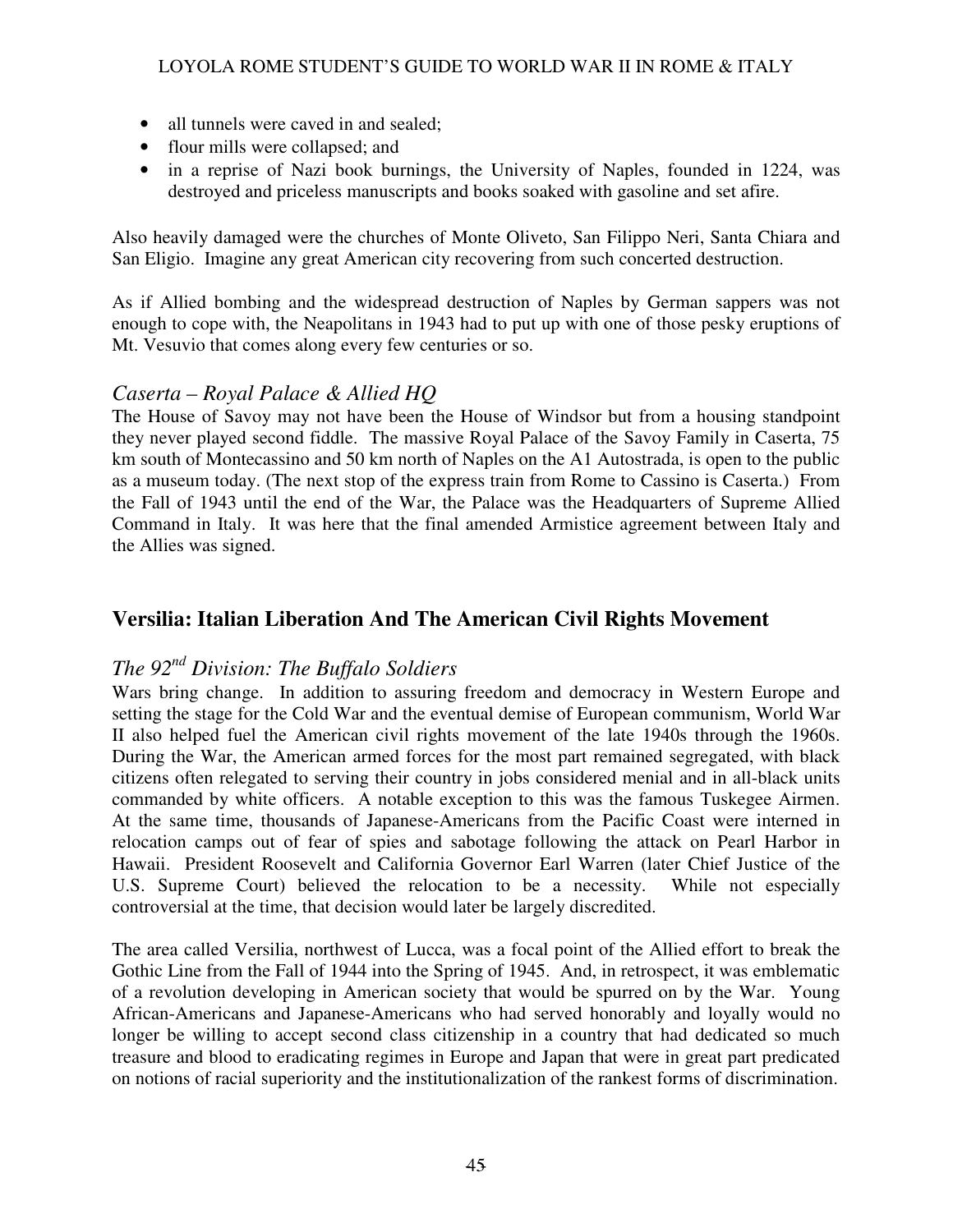- all tunnels were caved in and sealed;
- flour mills were collapsed; and
- in a reprise of Nazi book burnings, the University of Naples, founded in 1224, was destroyed and priceless manuscripts and books soaked with gasoline and set afire.

Also heavily damaged were the churches of Monte Oliveto, San Filippo Neri, Santa Chiara and San Eligio. Imagine any great American city recovering from such concerted destruction.

As if Allied bombing and the widespread destruction of Naples by German sappers was not enough to cope with, the Neapolitans in 1943 had to put up with one of those pesky eruptions of Mt. Vesuvio that comes along every few centuries or so.

### *Caserta – Royal Palace & Allied HQ*

The House of Savoy may not have been the House of Windsor but from a housing standpoint they never played second fiddle. The massive Royal Palace of the Savoy Family in Caserta, 75 km south of Montecassino and 50 km north of Naples on the A1 Autostrada, is open to the public as a museum today. (The next stop of the express train from Rome to Cassino is Caserta.) From the Fall of 1943 until the end of the War, the Palace was the Headquarters of Supreme Allied Command in Italy. It was here that the final amended Armistice agreement between Italy and the Allies was signed.

## Versilia: Italian Liberation And The American Civil Rights Movement

### *The 92nd Division: The Buffalo Soldiers*

Wars bring change. In addition to assuring freedom and democracy in Western Europe and setting the stage for the Cold War and the eventual demise of European communism, World War II also helped fuel the American civil rights movement of the late 1940s through the 1960s. During the War, the American armed forces for the most part remained segregated, with black citizens often relegated to serving their country in jobs considered menial and in all-black units commanded by white officers. A notable exception to this was the famous Tuskegee Airmen. At the same time, thousands of Japanese-Americans from the Pacific Coast were interned in relocation camps out of fear of spies and sabotage following the attack on Pearl Harbor in Hawaii. President Roosevelt and California Governor Earl Warren (later Chief Justice of the U.S. Supreme Court) believed the relocation to be a necessity. While not especially controversial at the time, that decision would later be largely discredited.

The area called Versilia, northwest of Lucca, was a focal point of the Allied effort to break the Gothic Line from the Fall of 1944 into the Spring of 1945. And, in retrospect, it was emblematic of a revolution developing in American society that would be spurred on by the War. Young African-Americans and Japanese-Americans who had served honorably and loyally would no longer be willing to accept second class citizenship in a country that had dedicated so much treasure and blood to eradicating regimes in Europe and Japan that were in great part predicated on notions of racial superiority and the institutionalization of the rankest forms of discrimination.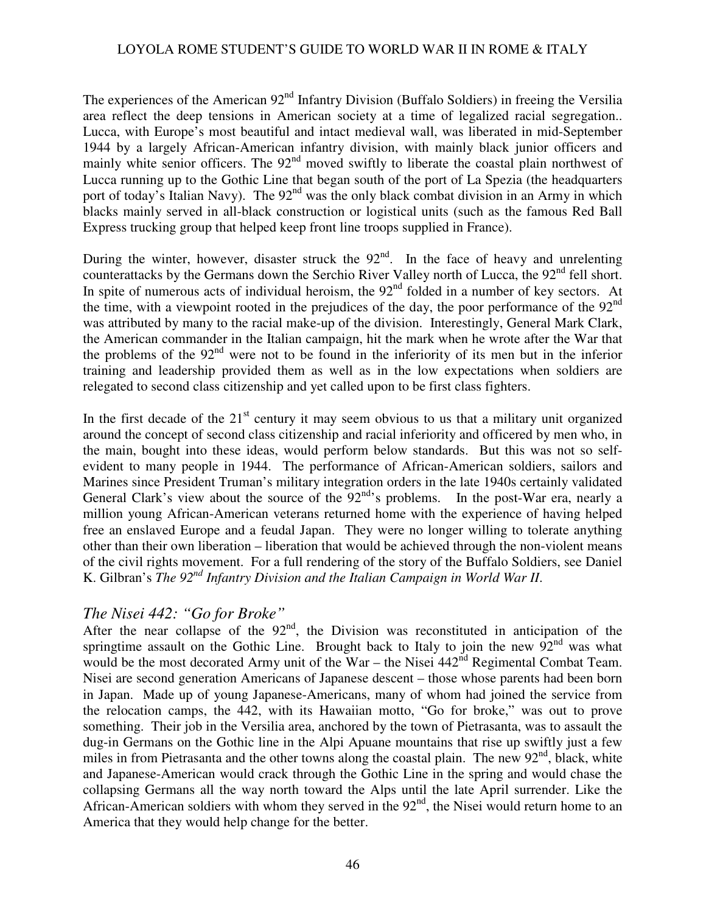The experiences of the American 92nd Infantry Division (Buffalo Soldiers) in freeing the Versilia area reflect the deep tensions in American society at a time of legalized racial segregation.. Lucca, with Europe's most beautiful and intact medieval wall, was liberated in mid-September 1944 by a largely African-American infantry division, with mainly black junior officers and mainly white senior officers. The 92nd moved swiftly to liberate the coastal plain northwest of Lucca running up to the Gothic Line that began south of the port of La Spezia (the headquarters port of today's Italian Navy). The 92nd was the only black combat division in an Army in which blacks mainly served in all-black construction or logistical units (such as the famous Red Ball Express trucking group that helped keep front line troops supplied in France).

During the winter, however, disaster struck the 92nd. In the face of heavy and unrelenting counterattacks by the Germans down the Serchio River Valley north of Lucca, the 92nd fell short. In spite of numerous acts of individual heroism, the 92nd folded in a number of key sectors. At the time, with a viewpoint rooted in the prejudices of the day, the poor performance of the 92nd was attributed by many to the racial make-up of the division. Interestingly, General Mark Clark, the American commander in the Italian campaign, hit the mark when he wrote after the War that the problems of the 92nd were not to be found in the inferiority of its men but in the inferior training and leadership provided them as well as in the low expectations when soldiers are relegated to second class citizenship and yet called upon to be first class fighters.

In the first decade of the 21st century it may seem obvious to us that a military unit organized around the concept of second class citizenship and racial inferiority and officered by men who, in the main, bought into these ideas, would perform below standards. But this was not so self-evident to many people in 1944. The performance of African-American soldiers, sailors and Marines since President Truman's military integration orders in the late 1940s certainly validated General Clark's view about the source of the 92nd's problems. In the post-War era, nearly a million young African-American veterans returned home with the experience of having helped free an enslaved Europe and a feudal Japan. They were no longer willing to tolerate anything other than their own liberation – liberation that would be achieved through the non-violent means of the civil rights movement. For a full rendering of the story of the Buffalo Soldiers, see Daniel K. Gilbran's *The 92nd Infantry Division and the Italian Campaign in World War II*.

## *The Nisei 442: "Go for Broke"*

After the near collapse of the 92nd, the Division was reconstituted in anticipation of the springtime assault on the Gothic Line. Brought back to Italy to join the new 92nd was what would be the most decorated Army unit of the War – the Nisei 442nd Regimental Combat Team. Nisei are second generation Americans of Japanese descent – those whose parents had been born in Japan. Made up of young Japanese-Americans, many of whom had joined the service from the relocation camps, the 442, with its Hawaiian motto, "Go for broke," was out to prove something. Their job in the Versilia area, anchored by the town of Pietrasanta, was to assault the dug-in Germans on the Gothic line in the Alpi Apuane mountains that rise up swiftly just a few miles in from Pietrasanta and the other towns along the coastal plain. The new 92nd, black, white and Japanese-American would crack through the Gothic Line in the spring and would chase the collapsing Germans all the way north toward the Alps until the late April surrender. Like the African-American soldiers with whom they served in the 92nd, the Nisei would return home to an America that they would help change for the better.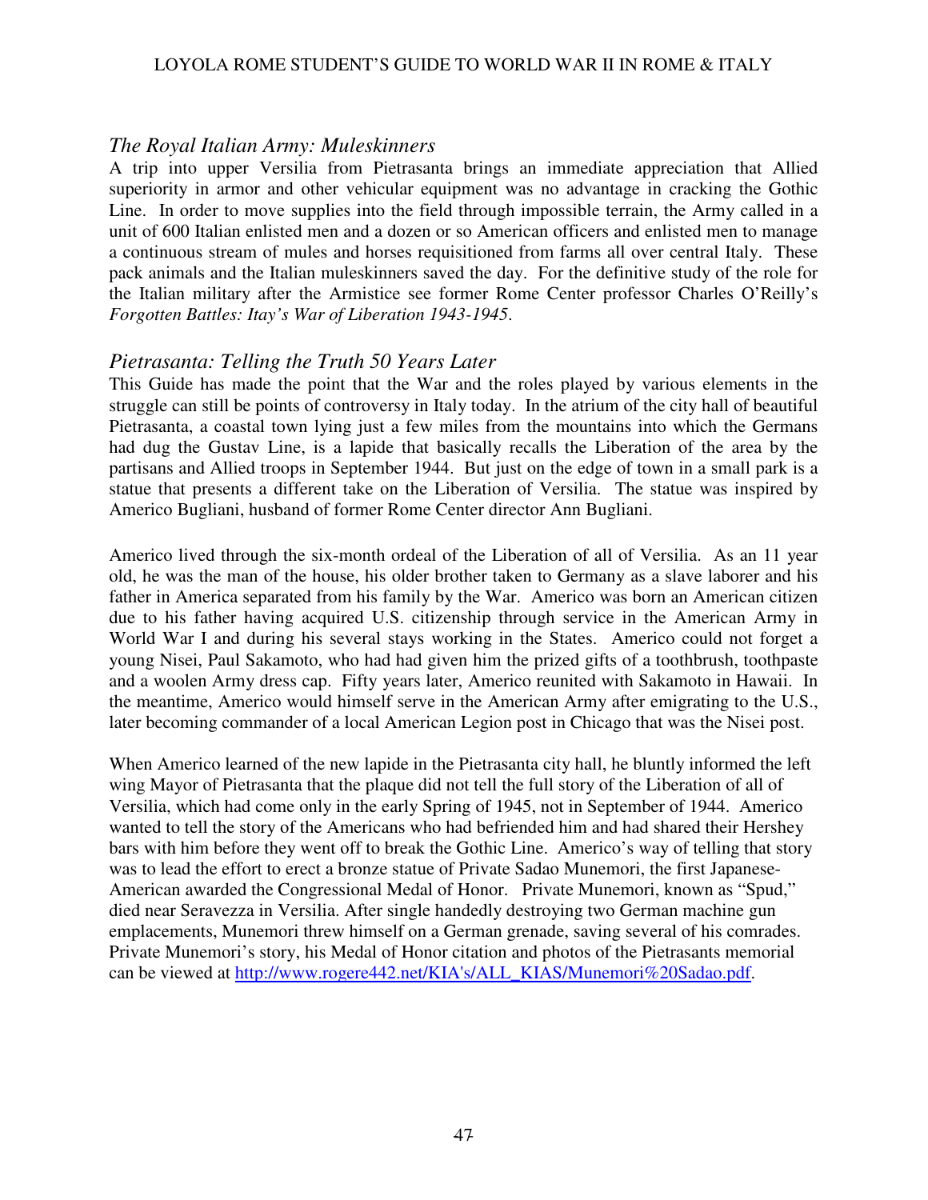## *The Royal Italian Army: Muleskinners*

A trip into upper Versilia from Pietrasanta brings an immediate appreciation that Allied superiority in armor and other vehicular equipment was no advantage in cracking the Gothic Line. In order to move supplies into the field through impossible terrain, the Army called in a unit of 600 Italian enlisted men and a dozen or so American officers and enlisted men to manage a continuous stream of mules and horses requisitioned from farms all over central Italy. These pack animals and the Italian muleskinners saved the day. For the definitive study of the role for the Italian military after the Armistice see former Rome Center professor Charles O'Reilly's *Forgotten Battles: Itay's War of Liberation 1943-1945*.

## *Pietrasanta: Telling the Truth 50 Years Later*

This Guide has made the point that the War and the roles played by various elements in the struggle can still be points of controversy in Italy today. In the atrium of the city hall of beautiful Pietrasanta, a coastal town lying just a few miles from the mountains into which the Germans had dug the Gustav Line, is a lapide that basically recalls the Liberation of the area by the partisans and Allied troops in September 1944. But just on the edge of town in a small park is a statue that presents a different take on the Liberation of Versilia. The statue was inspired by Americo Bugliani, husband of former Rome Center director Ann Bugliani.

Americo lived through the six-month ordeal of the Liberation of all of Versilia. As an 11 year old, he was the man of the house, his older brother taken to Germany as a slave laborer and his father in America separated from his family by the War. Americo was born an American citizen due to his father having acquired U.S. citizenship through service in the American Army in World War I and during his several stays working in the States. Americo could not forget a young Nisei, Paul Sakamoto, who had had given him the prized gifts of a toothbrush, toothpaste and a woolen Army dress cap. Fifty years later, Americo reunited with Sakamoto in Hawaii. In the meantime, Americo would himself serve in the American Army after emigrating to the U.S., later becoming commander of a local American Legion post in Chicago that was the Nisei post.

When Americo learned of the new lapide in the Pietrasanta city hall, he bluntly informed the left wing Mayor of Pietrasanta that the plaque did not tell the full story of the Liberation of all of Versilia, which had come only in the early Spring of 1945, not in September of 1944. Americo wanted to tell the story of the Americans who had befriended him and had shared their Hershey bars with him before they went off to break the Gothic Line. Americo's way of telling that story was to lead the effort to erect a bronze statue of Private Sadao Munemori, the first Japanese-American awarded the Congressional Medal of Honor. Private Munemori, known as "Spud," died near Seravezza in Versilia. After single handedly destroying two German machine gun emplacements, Munemori threw himself on a German grenade, saving several of his comrades. Private Munemori's story, his Medal of Honor citation and photos of the Pietrasants memorial can be viewed at [http://www.rogere442.net/KIA's/ALL_KIAS/Munemori%20Sadao.pdf](http://www.rogere442.net/KIA's/ALL_KIAS/Munemori%20Sadao.pdf).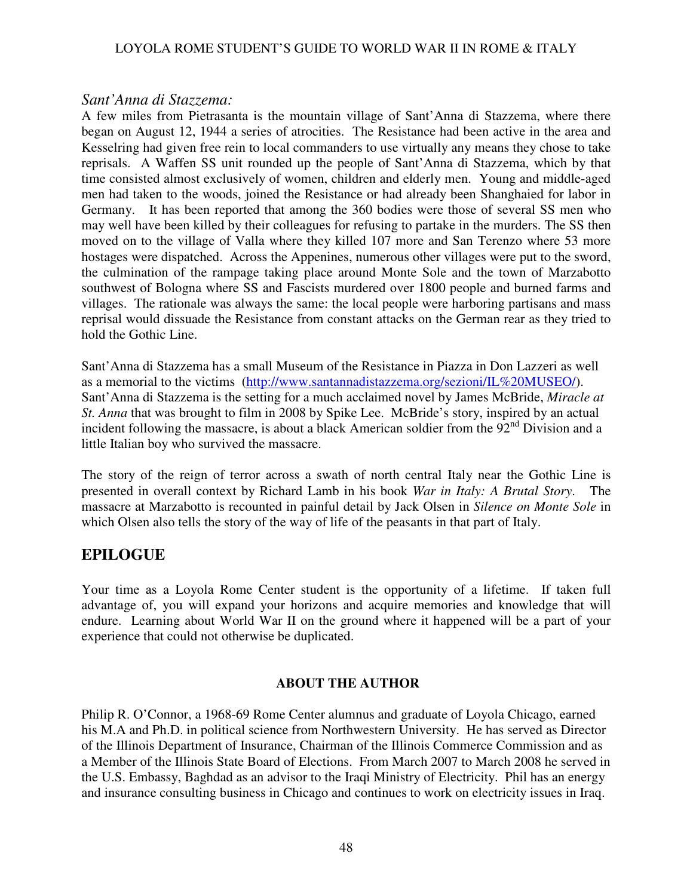*Sant'Anna di Stazzema:*

A few miles from Pietrasanta is the mountain village of Sant'Anna di Stazzema, where there began on August 12, 1944 a series of atrocities. The Resistance had been active in the area and Kesselring had given free rein to local commanders to use virtually any means they chose to take reprisals. A Waffen SS unit rounded up the people of Sant'Anna di Stazzema, which by that time consisted almost exclusively of women, children and elderly men. Young and middle-aged men had taken to the woods, joined the Resistance or had already been Shanghaied for labor in Germany. It has been reported that among the 360 bodies were those of several SS men who may well have been killed by their colleagues for refusing to partake in the murders. The SS then moved on to the village of Valla where they killed 107 more and San Terenzo where 53 more hostages were dispatched. Across the Appenines, numerous other villages were put to the sword, the culmination of the rampage taking place around Monte Sole and the town of Marzabotto southwest of Bologna where SS and Fascists murdered over 1800 people and burned farms and villages. The rationale was always the same: the local people were harboring partisans and mass reprisal would dissuade the Resistance from constant attacks on the German rear as they tried to hold the Gothic Line.

Sant'Anna di Stazzema has a small Museum of the Resistance in Piazza in Don Lazzeri as well as a memorial to the victims (http://www.santannadistazzema.org/sezioni/IL%20MUSEO/). Sant'Anna di Stazzema is the setting for a much acclaimed novel by James McBride, *Miracle at St. Anna* that was brought to film in 2008 by Spike Lee. McBride's story, inspired by an actual incident following the massacre, is about a black American soldier from the 92nd Division and a little Italian boy who survived the massacre.

The story of the reign of terror across a swath of north central Italy near the Gothic Line is presented in overall context by Richard Lamb in his book *War in Italy: A Brutal Story*. The massacre at Marzabotto is recounted in painful detail by Jack Olsen in *Silence on Monte Sole* in which Olsen also tells the story of the way of life of the peasants in that part of Italy.

## EPILOGUE

Your time as a Loyola Rome Center student is the opportunity of a lifetime. If taken full advantage of, you will expand your horizons and acquire memories and knowledge that will endure. Learning about World War II on the ground where it happened will be a part of your experience that could not otherwise be duplicated.

**ABOUT THE AUTHOR**

Philip R. O'Connor, a 1968-69 Rome Center alumnus and graduate of Loyola Chicago, earned his M.A and Ph.D. in political science from Northwestern University. He has served as Director of the Illinois Department of Insurance, Chairman of the Illinois Commerce Commission and as a Member of the Illinois State Board of Elections. From March 2007 to March 2008 he served in the U.S. Embassy, Baghdad as an advisor to the Iraqi Ministry of Electricity. Phil has an energy and insurance consulting business in Chicago and continues to work on electricity issues in Iraq.